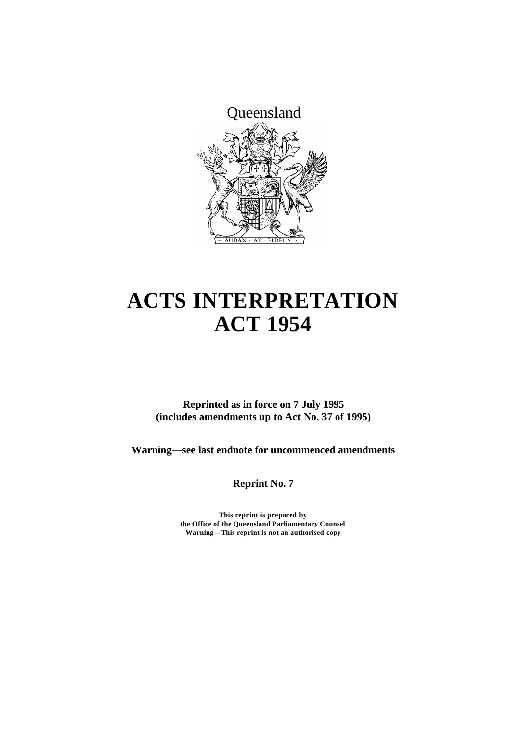Queensland

# ACTS INTERPRETATION ACT 1954

**Reprinted as in force on 7 July 1995**
**(includes amendments up to Act No. 37 of 1995)**

**Warning—see last endnote for uncommenced amendments**

**Reprint No. 7**

**This reprint is prepared by**
**the Office of the Queensland Parliamentary Counsel**
**Warning—This reprint is not an authorised copy**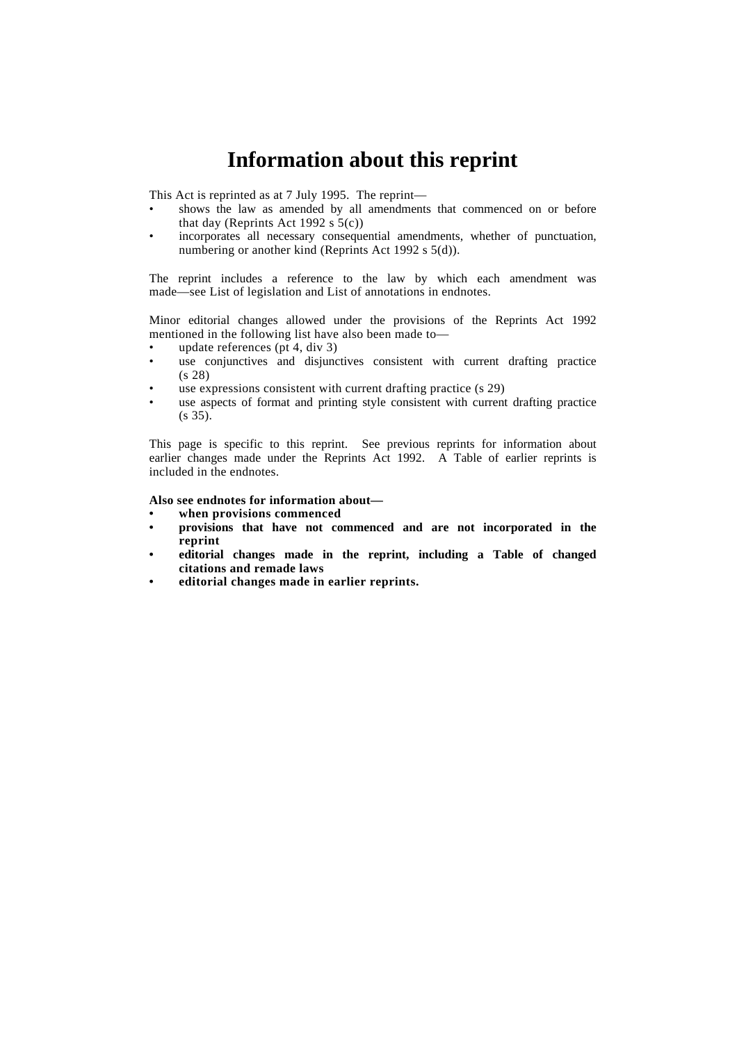# Information about this reprint

This Act is reprinted as at 7 July 1995. The reprint—

- shows the law as amended by all amendments that commenced on or before that day (Reprints Act 1992 s 5(c))
- incorporates all necessary consequential amendments, whether of punctuation, numbering or another kind (Reprints Act 1992 s 5(d)).

The reprint includes a reference to the law by which each amendment was made—see List of legislation and List of annotations in endnotes.

Minor editorial changes allowed under the provisions of the Reprints Act 1992 mentioned in the following list have also been made to—

- update references (pt 4, div 3)
- use conjunctives and disjunctives consistent with current drafting practice (s 28)
- use expressions consistent with current drafting practice (s 29)
- use aspects of format and printing style consistent with current drafting practice (s 35).

This page is specific to this reprint. See previous reprints for information about earlier changes made under the Reprints Act 1992. A Table of earlier reprints is included in the endnotes.

**Also see endnotes for information about—**

- **when provisions commenced**
- **provisions that have not commenced and are not incorporated in the reprint**
- **editorial changes made in the reprint, including a Table of changed citations and remade laws**
- **editorial changes made in earlier reprints.**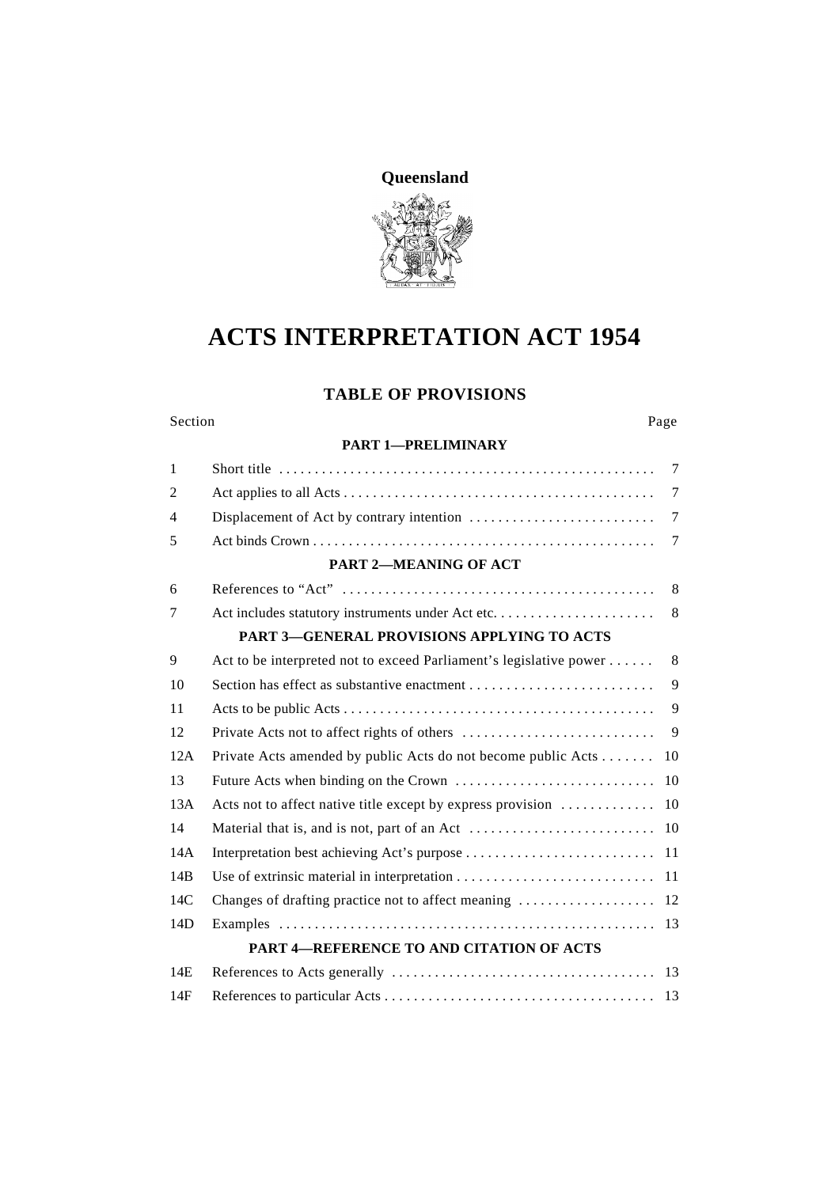**Queensland**

# ACTS INTERPRETATION ACT 1954

## TABLE OF PROVISIONS

| Section | | Page |
|---|---|---|
| | **PART 1—PRELIMINARY** | |
| 1 | Short title | 7 |
| 2 | Act applies to all Acts | 7 |
| 4 | Displacement of Act by contrary intention | 7 |
| 5 | Act binds Crown | 7 |
| | **PART 2—MEANING OF ACT** | |
| 6 | References to "Act" | 8 |
| 7 | Act includes statutory instruments under Act etc. | 8 |
| | **PART 3—GENERAL PROVISIONS APPLYING TO ACTS** | |
| 9 | Act to be interpreted not to exceed Parliament's legislative power | 8 |
| 10 | Section has effect as substantive enactment | 9 |
| 11 | Acts to be public Acts | 9 |
| 12 | Private Acts not to affect rights of others | 9 |
| 12A | Private Acts amended by public Acts do not become public Acts | 10 |
| 13 | Future Acts when binding on the Crown | 10 |
| 13A | Acts not to affect native title except by express provision | 10 |
| 14 | Material that is, and is not, part of an Act | 10 |
| 14A | Interpretation best achieving Act's purpose | 11 |
| 14B | Use of extrinsic material in interpretation | 11 |
| 14C | Changes of drafting practice not to affect meaning | 12 |
| 14D | Examples | 13 |
| | **PART 4—REFERENCE TO AND CITATION OF ACTS** | |
| 14E | References to Acts generally | 13 |
| 14F | References to particular Acts | 13 |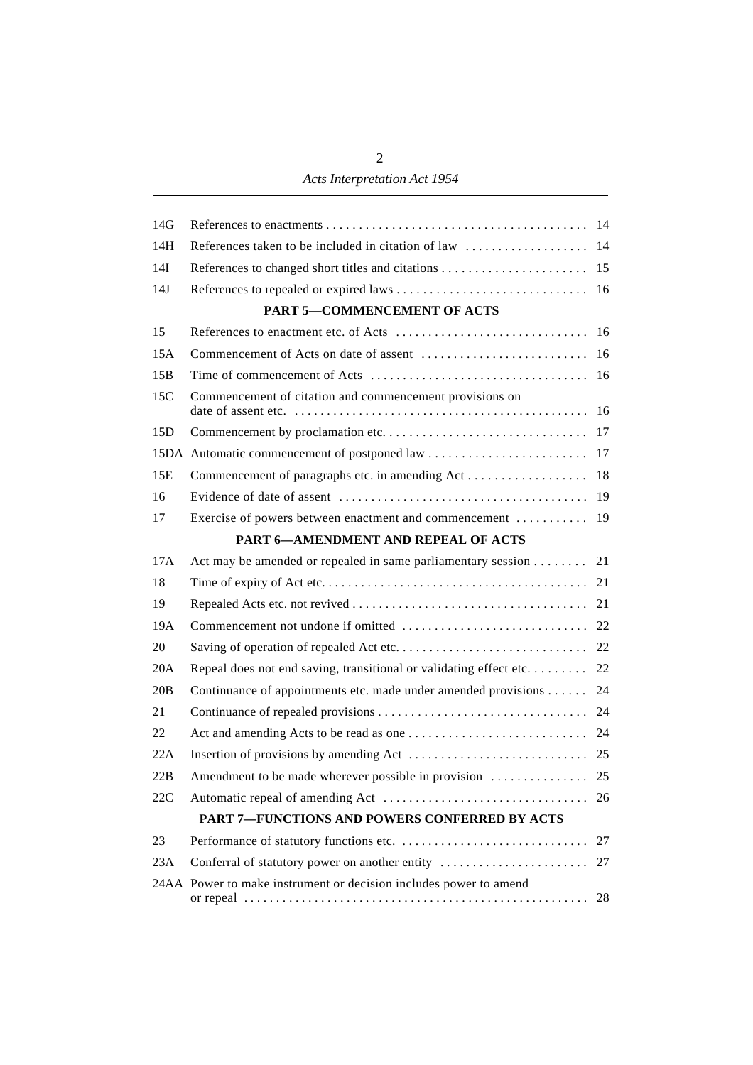| | | |
|---|---|---|
| 14G | References to enactments | 14 |
| 14H | References taken to be included in citation of law | 14 |
| 14I | References to changed short titles and citations | 15 |
| 14J | References to repealed or expired laws | 16 |

**PART 5—COMMENCEMENT OF ACTS**

| | | |
|---|---|---|
| 15 | References to enactment etc. of Acts | 16 |
| 15A | Commencement of Acts on date of assent | 16 |
| 15B | Time of commencement of Acts | 16 |
| 15C | Commencement of citation and commencement provisions on date of assent etc. | 16 |
| 15D | Commencement by proclamation etc. | 17 |
| 15DA | Automatic commencement of postponed law | 17 |
| 15E | Commencement of paragraphs etc. in amending Act | 18 |
| 16 | Evidence of date of assent | 19 |
| 17 | Exercise of powers between enactment and commencement | 19 |

**PART 6—AMENDMENT AND REPEAL OF ACTS**

| | | |
|---|---|---|
| 17A | Act may be amended or repealed in same parliamentary session | 21 |
| 18 | Time of expiry of Act etc. | 21 |
| 19 | Repealed Acts etc. not revived | 21 |
| 19A | Commencement not undone if omitted | 22 |
| 20 | Saving of operation of repealed Act etc. | 22 |
| 20A | Repeal does not end saving, transitional or validating effect etc. | 22 |
| 20B | Continuance of appointments etc. made under amended provisions | 24 |
| 21 | Continuance of repealed provisions | 24 |
| 22 | Act and amending Acts to be read as one | 24 |
| 22A | Insertion of provisions by amending Act | 25 |
| 22B | Amendment to be made wherever possible in provision | 25 |
| 22C | Automatic repeal of amending Act | 26 |

**PART 7—FUNCTIONS AND POWERS CONFERRED BY ACTS**

| | | |
|---|---|---|
| 23 | Performance of statutory functions etc. | 27 |
| 23A | Conferral of statutory power on another entity | 27 |
| 24AA | Power to make instrument or decision includes power to amend or repeal | 28 |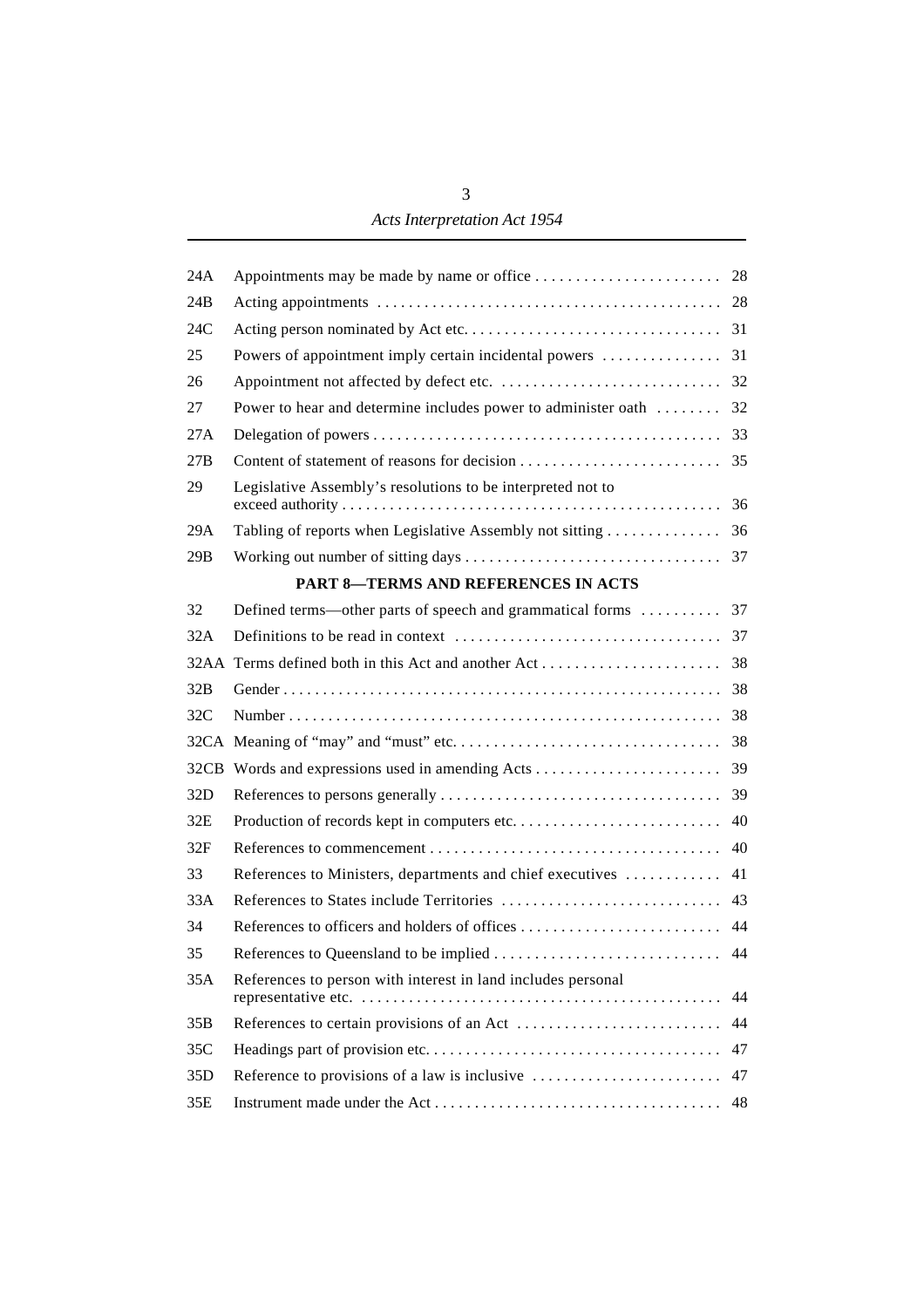| | | |
|---|---|---|
| 24A | Appointments may be made by name or office | 28 |
| 24B | Acting appointments | 28 |
| 24C | Acting person nominated by Act etc. | 31 |
| 25 | Powers of appointment imply certain incidental powers | 31 |
| 26 | Appointment not affected by defect etc. | 32 |
| 27 | Power to hear and determine includes power to administer oath | 32 |
| 27A | Delegation of powers | 33 |
| 27B | Content of statement of reasons for decision | 35 |
| 29 | Legislative Assembly's resolutions to be interpreted not to exceed authority | 36 |
| 29A | Tabling of reports when Legislative Assembly not sitting | 36 |
| 29B | Working out number of sitting days | 37 |

## PART 8—TERMS AND REFERENCES IN ACTS

| | | |
|---|---|---|
| 32 | Defined terms—other parts of speech and grammatical forms | 37 |
| 32A | Definitions to be read in context | 37 |
| 32AA | Terms defined both in this Act and another Act | 38 |
| 32B | Gender | 38 |
| 32C | Number | 38 |
| 32CA | Meaning of "may" and "must" etc. | 38 |
| 32CB | Words and expressions used in amending Acts | 39 |
| 32D | References to persons generally | 39 |
| 32E | Production of records kept in computers etc. | 40 |
| 32F | References to commencement | 40 |
| 33 | References to Ministers, departments and chief executives | 41 |
| 33A | References to States include Territories | 43 |
| 34 | References to officers and holders of offices | 44 |
| 35 | References to Queensland to be implied | 44 |
| 35A | References to person with interest in land includes personal representative etc. | 44 |
| 35B | References to certain provisions of an Act | 44 |
| 35C | Headings part of provision etc. | 47 |
| 35D | Reference to provisions of a law is inclusive | 47 |
| 35E | Instrument made under the Act | 48 |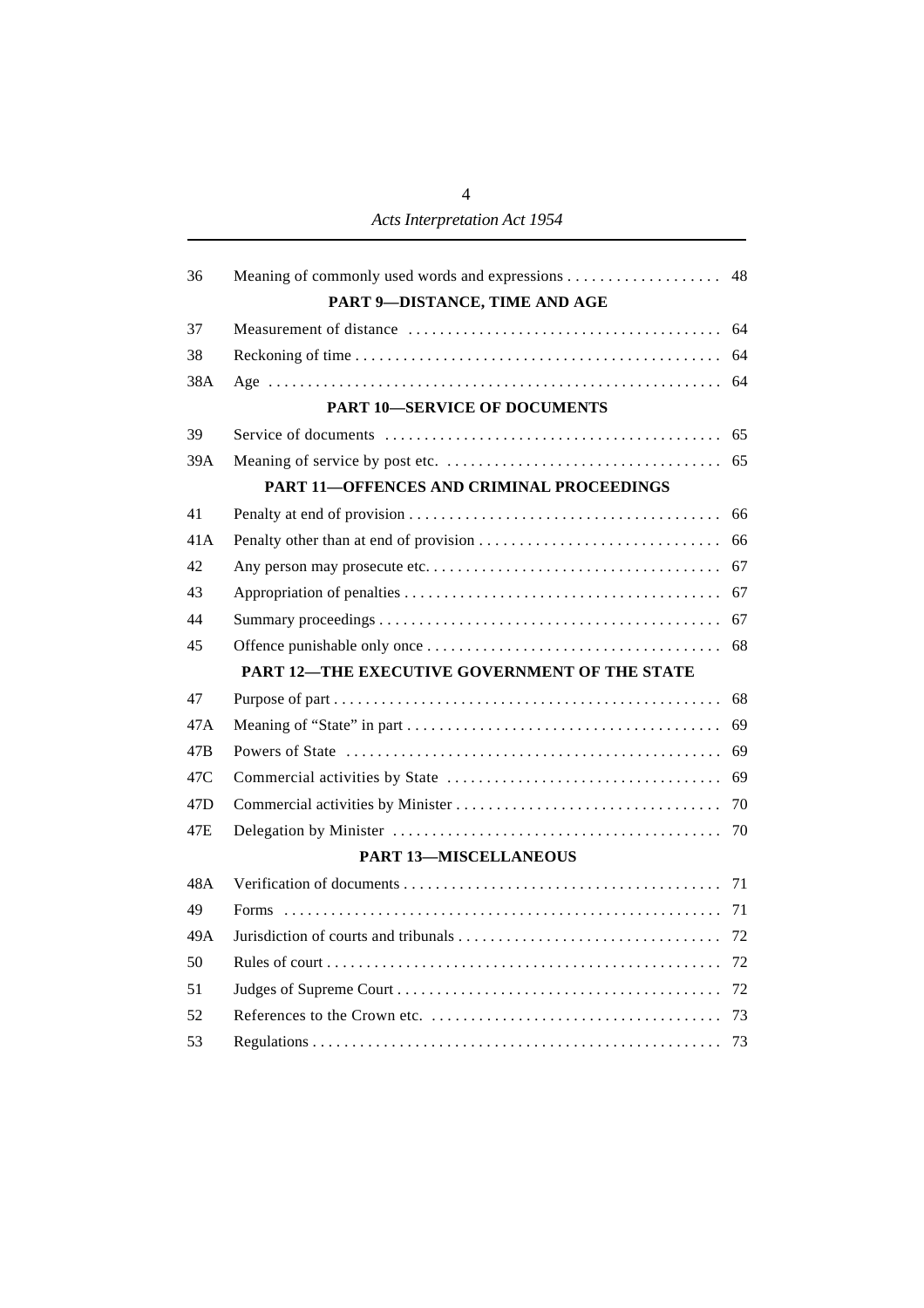| | | |
|---|---|---|
| 36 | Meaning of commonly used words and expressions | 48 |
| | **PART 9—DISTANCE, TIME AND AGE** | |
| 37 | Measurement of distance | 64 |
| 38 | Reckoning of time | 64 |
| 38A | Age | 64 |
| | **PART 10—SERVICE OF DOCUMENTS** | |
| 39 | Service of documents | 65 |
| 39A | Meaning of service by post etc. | 65 |
| | **PART 11—OFFENCES AND CRIMINAL PROCEEDINGS** | |
| 41 | Penalty at end of provision | 66 |
| 41A | Penalty other than at end of provision | 66 |
| 42 | Any person may prosecute etc. | 67 |
| 43 | Appropriation of penalties | 67 |
| 44 | Summary proceedings | 67 |
| 45 | Offence punishable only once | 68 |
| | **PART 12—THE EXECUTIVE GOVERNMENT OF THE STATE** | |
| 47 | Purpose of part | 68 |
| 47A | Meaning of “State” in part | 69 |
| 47B | Powers of State | 69 |
| 47C | Commercial activities by State | 69 |
| 47D | Commercial activities by Minister | 70 |
| 47E | Delegation by Minister | 70 |
| | **PART 13—MISCELLANEOUS** | |
| 48A | Verification of documents | 71 |
| 49 | Forms | 71 |
| 49A | Jurisdiction of courts and tribunals | 72 |
| 50 | Rules of court | 72 |
| 51 | Judges of Supreme Court | 72 |
| 52 | References to the Crown etc. | 73 |
| 53 | Regulations | 73 |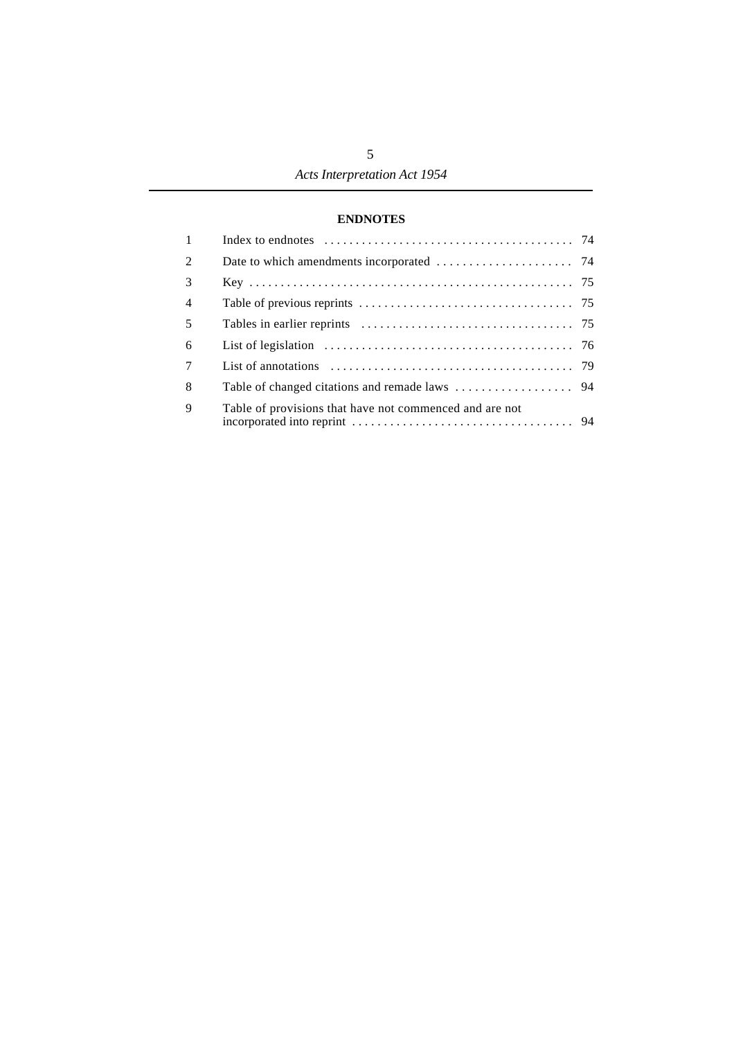## ENDNOTES

| | | |
|---|---|---|
| 1 | Index to endnotes | 74 |
| 2 | Date to which amendments incorporated | 74 |
| 3 | Key | 75 |
| 4 | Table of previous reprints | 75 |
| 5 | Tables in earlier reprints | 75 |
| 6 | List of legislation | 76 |
| 7 | List of annotations | 79 |
| 8 | Table of changed citations and remade laws | 94 |
| 9 | Table of provisions that have not commenced and are not incorporated into reprint | 94 |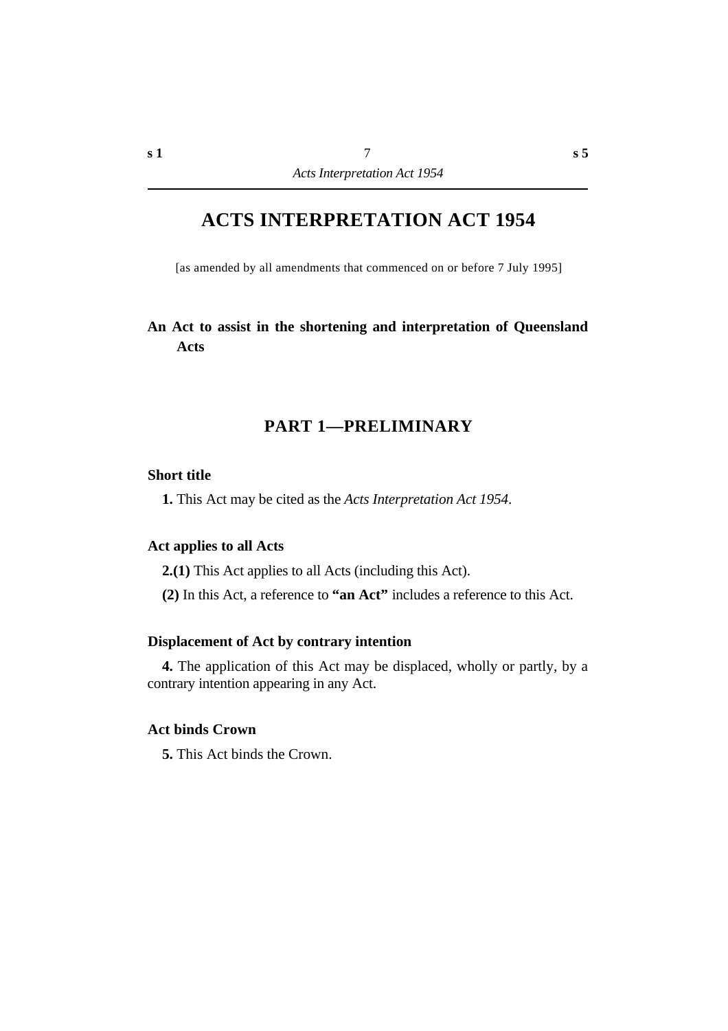# ACTS INTERPRETATION ACT 1954

[as amended by all amendments that commenced on or before 7 July 1995]

**An Act to assist in the shortening and interpretation of Queensland Acts**

## PART 1—PRELIMINARY

### Short title

**1.** This Act may be cited as the *Acts Interpretation Act 1954*.

### Act applies to all Acts

**2.(1)** This Act applies to all Acts (including this Act).

**(2)** In this Act, a reference to **"an Act"** includes a reference to this Act.

### Displacement of Act by contrary intention

**4.** The application of this Act may be displaced, wholly or partly, by a contrary intention appearing in any Act.

### Act binds Crown

**5.** This Act binds the Crown.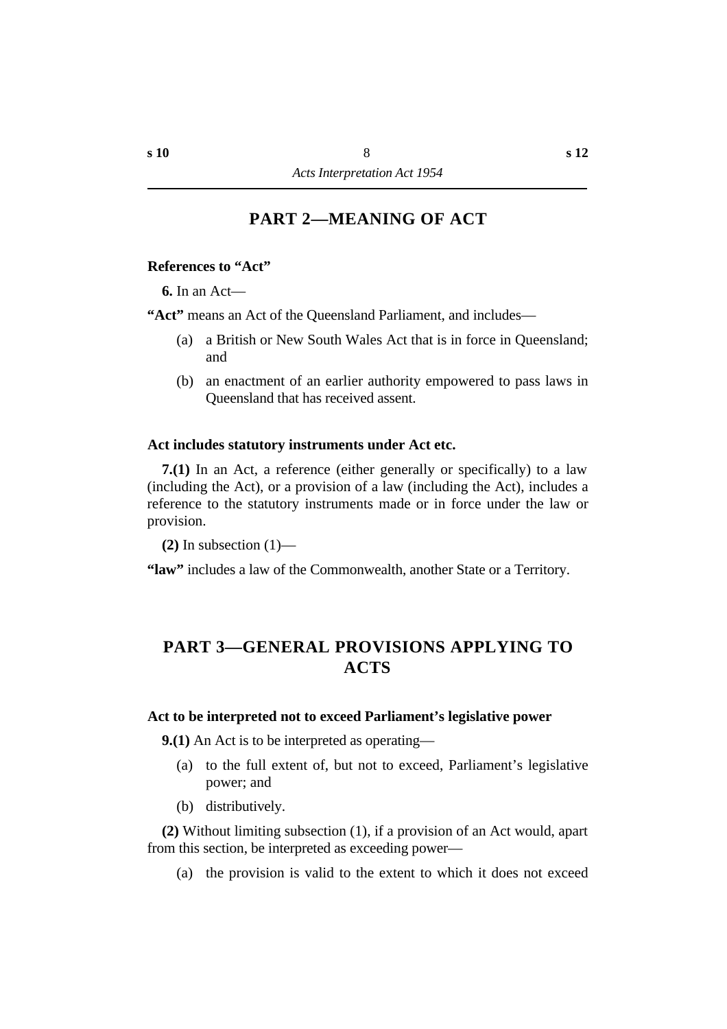## PART 2—MEANING OF ACT

**References to "Act"**

**6.** In an Act—

**"Act"** means an Act of the Queensland Parliament, and includes—

(a) a British or New South Wales Act that is in force in Queensland; and

(b) an enactment of an earlier authority empowered to pass laws in Queensland that has received assent.

**Act includes statutory instruments under Act etc.**

**7.(1)** In an Act, a reference (either generally or specifically) to a law (including the Act), or a provision of a law (including the Act), includes a reference to the statutory instruments made or in force under the law or provision.

**(2)** In subsection (1)—

**"law"** includes a law of the Commonwealth, another State or a Territory.

## PART 3—GENERAL PROVISIONS APPLYING TO ACTS

**Act to be interpreted not to exceed Parliament's legislative power**

**9.(1)** An Act is to be interpreted as operating—

(a) to the full extent of, but not to exceed, Parliament's legislative power; and

(b) distributively.

**(2)** Without limiting subsection (1), if a provision of an Act would, apart from this section, be interpreted as exceeding power—

(a) the provision is valid to the extent to which it does not exceed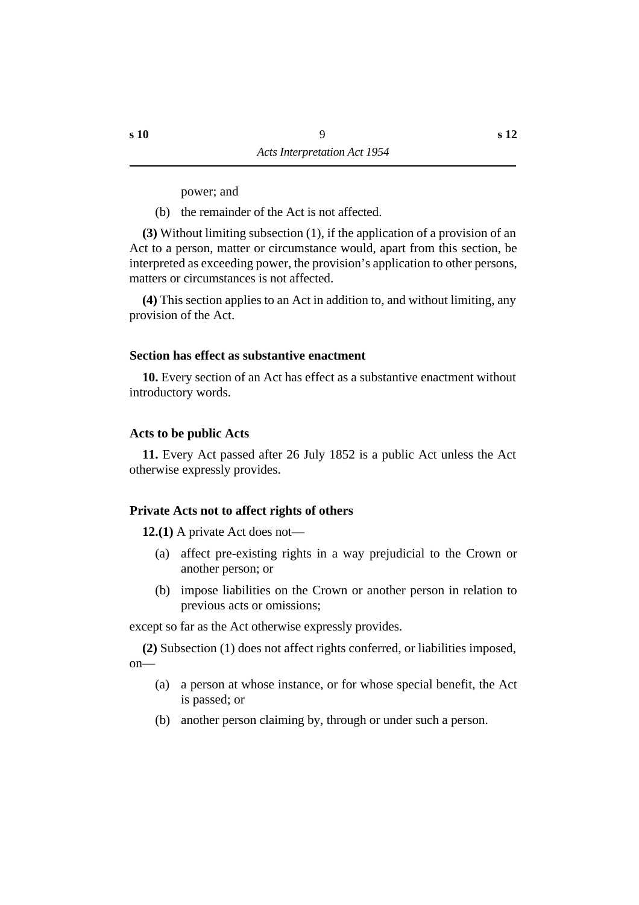power; and

(b) the remainder of the Act is not affected.

**(3)** Without limiting subsection (1), if the application of a provision of an Act to a person, matter or circumstance would, apart from this section, be interpreted as exceeding power, the provision's application to other persons, matters or circumstances is not affected.

**(4)** This section applies to an Act in addition to, and without limiting, any provision of the Act.

### Section has effect as substantive enactment

**10.** Every section of an Act has effect as a substantive enactment without introductory words.

### Acts to be public Acts

**11.** Every Act passed after 26 July 1852 is a public Act unless the Act otherwise expressly provides.

### Private Acts not to affect rights of others

**12.(1)** A private Act does not—

(a) affect pre-existing rights in a way prejudicial to the Crown or another person; or

(b) impose liabilities on the Crown or another person in relation to previous acts or omissions;

except so far as the Act otherwise expressly provides.

**(2)** Subsection (1) does not affect rights conferred, or liabilities imposed, on—

(a) a person at whose instance, or for whose special benefit, the Act is passed; or

(b) another person claiming by, through or under such a person.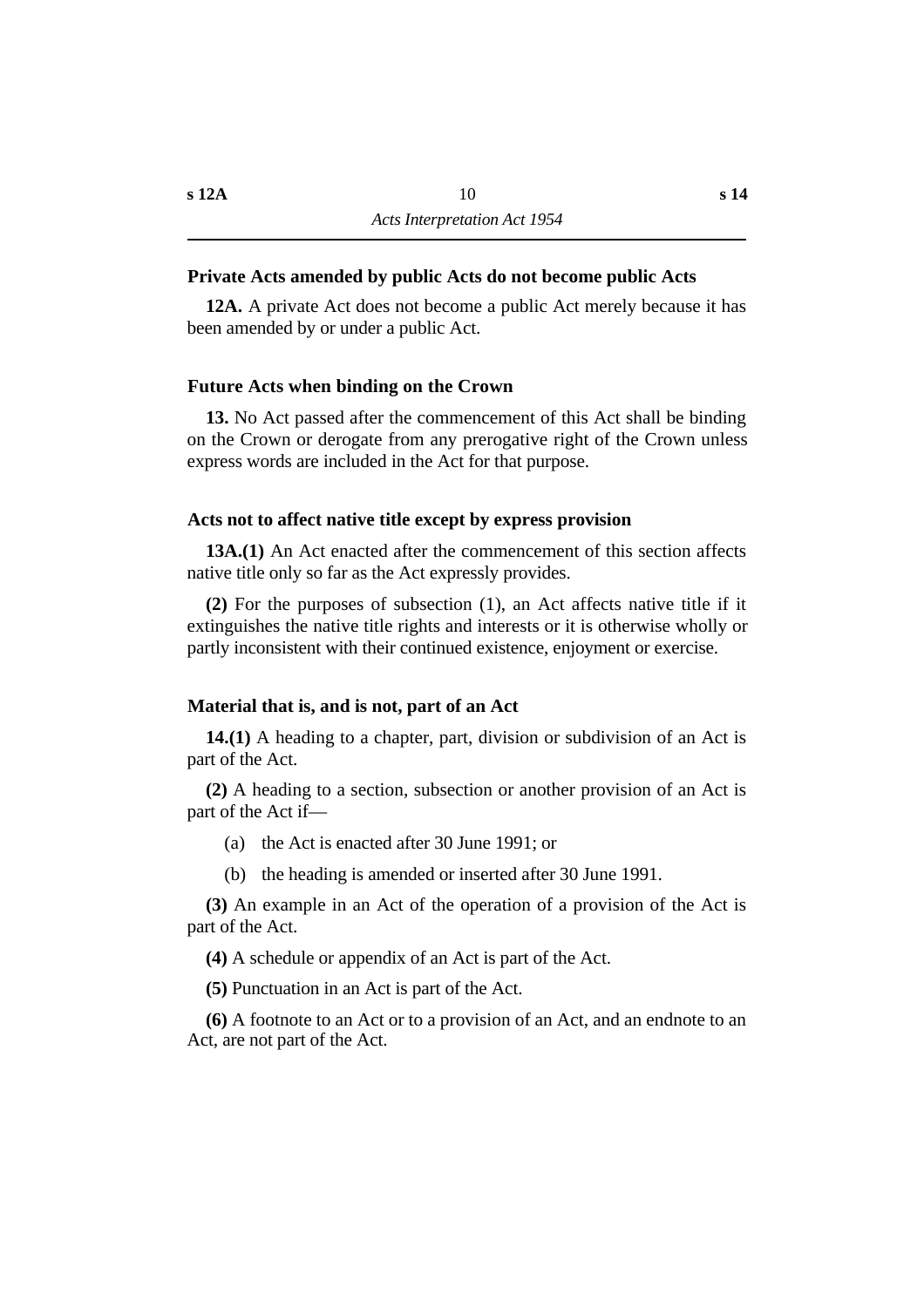### Private Acts amended by public Acts do not become public Acts

**12A.** A private Act does not become a public Act merely because it has been amended by or under a public Act.

### Future Acts when binding on the Crown

**13.** No Act passed after the commencement of this Act shall be binding on the Crown or derogate from any prerogative right of the Crown unless express words are included in the Act for that purpose.

### Acts not to affect native title except by express provision

**13A.(1)** An Act enacted after the commencement of this section affects native title only so far as the Act expressly provides.

**(2)** For the purposes of subsection (1), an Act affects native title if it extinguishes the native title rights and interests or it is otherwise wholly or partly inconsistent with their continued existence, enjoyment or exercise.

### Material that is, and is not, part of an Act

**14.(1)** A heading to a chapter, part, division or subdivision of an Act is part of the Act.

**(2)** A heading to a section, subsection or another provision of an Act is part of the Act if—

(a) the Act is enacted after 30 June 1991; or

(b) the heading is amended or inserted after 30 June 1991.

**(3)** An example in an Act of the operation of a provision of the Act is part of the Act.

**(4)** A schedule or appendix of an Act is part of the Act.

**(5)** Punctuation in an Act is part of the Act.

**(6)** A footnote to an Act or to a provision of an Act, and an endnote to an Act, are not part of the Act.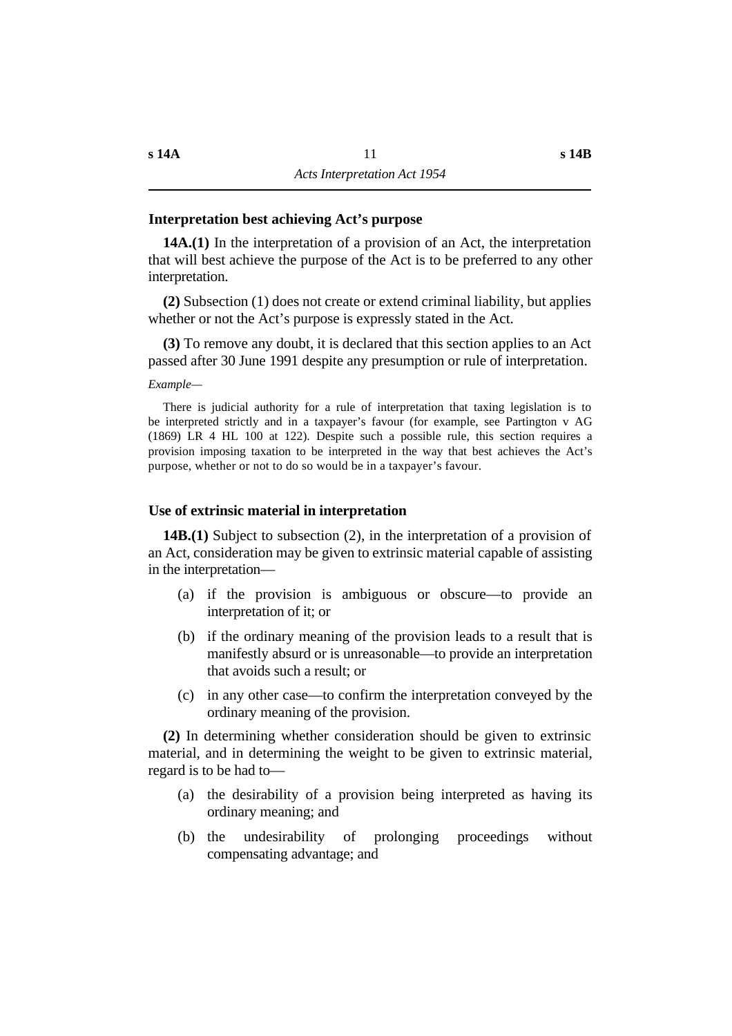### Interpretation best achieving Act's purpose

**14A.(1)** In the interpretation of a provision of an Act, the interpretation that will best achieve the purpose of the Act is to be preferred to any other interpretation.

**(2)** Subsection (1) does not create or extend criminal liability, but applies whether or not the Act's purpose is expressly stated in the Act.

**(3)** To remove any doubt, it is declared that this section applies to an Act passed after 30 June 1991 despite any presumption or rule of interpretation.

*Example—*

There is judicial authority for a rule of interpretation that taxing legislation is to be interpreted strictly and in a taxpayer's favour (for example, see Partington v AG (1869) LR 4 HL 100 at 122). Despite such a possible rule, this section requires a provision imposing taxation to be interpreted in the way that best achieves the Act's purpose, whether or not to do so would be in a taxpayer's favour.

### Use of extrinsic material in interpretation

**14B.(1)** Subject to subsection (2), in the interpretation of a provision of an Act, consideration may be given to extrinsic material capable of assisting in the interpretation—

(a) if the provision is ambiguous or obscure—to provide an interpretation of it; or

(b) if the ordinary meaning of the provision leads to a result that is manifestly absurd or is unreasonable—to provide an interpretation that avoids such a result; or

(c) in any other case—to confirm the interpretation conveyed by the ordinary meaning of the provision.

**(2)** In determining whether consideration should be given to extrinsic material, and in determining the weight to be given to extrinsic material, regard is to be had to—

(a) the desirability of a provision being interpreted as having its ordinary meaning; and

(b) the undesirability of prolonging proceedings without compensating advantage; and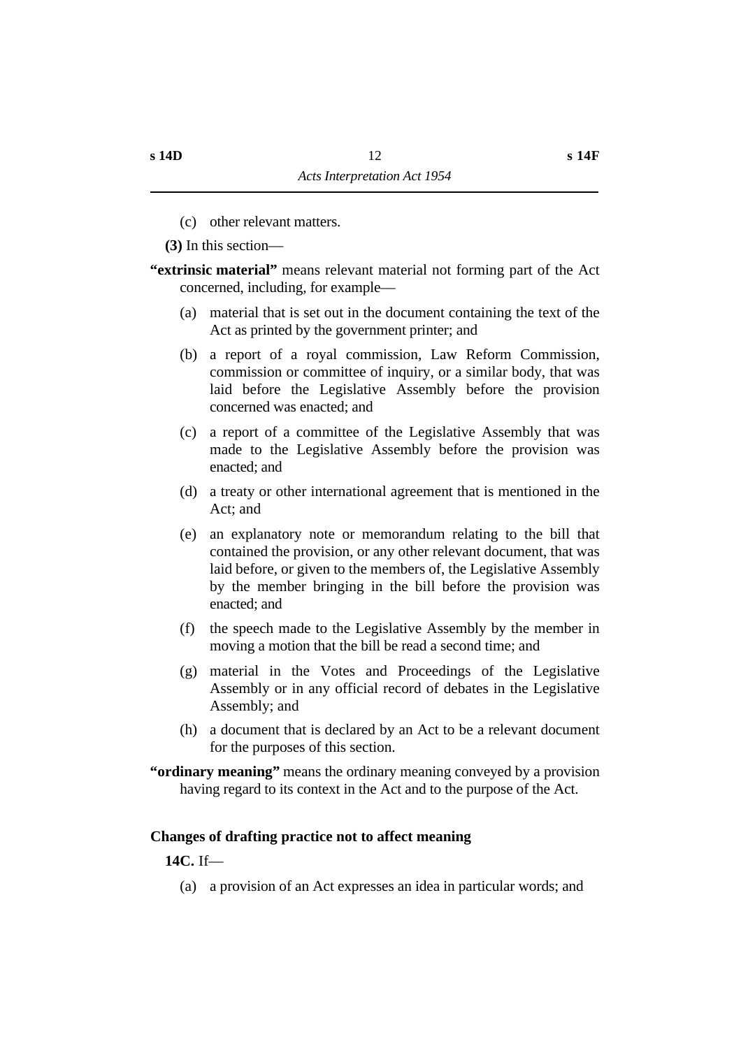(c) other relevant matters.

**(3)** In this section—

**"extrinsic material"** means relevant material not forming part of the Act concerned, including, for example—

(a) material that is set out in the document containing the text of the Act as printed by the government printer; and

(b) a report of a royal commission, Law Reform Commission, commission or committee of inquiry, or a similar body, that was laid before the Legislative Assembly before the provision concerned was enacted; and

(c) a report of a committee of the Legislative Assembly that was made to the Legislative Assembly before the provision was enacted; and

(d) a treaty or other international agreement that is mentioned in the Act; and

(e) an explanatory note or memorandum relating to the bill that contained the provision, or any other relevant document, that was laid before, or given to the members of, the Legislative Assembly by the member bringing in the bill before the provision was enacted; and

(f) the speech made to the Legislative Assembly by the member in moving a motion that the bill be read a second time; and

(g) material in the Votes and Proceedings of the Legislative Assembly or in any official record of debates in the Legislative Assembly; and

(h) a document that is declared by an Act to be a relevant document for the purposes of this section.

**"ordinary meaning"** means the ordinary meaning conveyed by a provision having regard to its context in the Act and to the purpose of the Act.

### Changes of drafting practice not to affect meaning

**14C.** If—

(a) a provision of an Act expresses an idea in particular words; and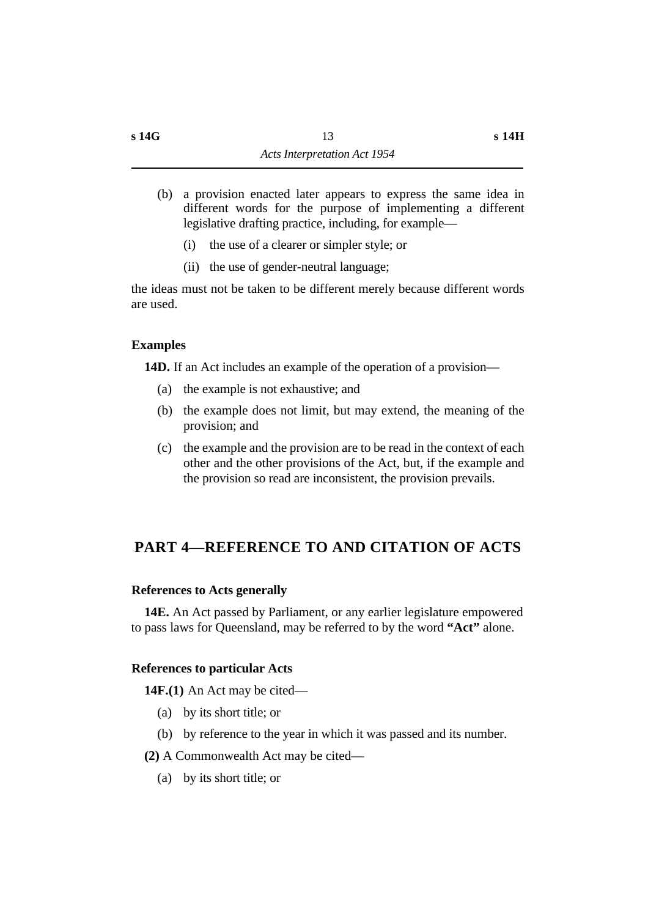(b) a provision enacted later appears to express the same idea in different words for the purpose of implementing a different legislative drafting practice, including, for example—

(i) the use of a clearer or simpler style; or

(ii) the use of gender-neutral language;

the ideas must not be taken to be different merely because different words are used.

### Examples

**14D.** If an Act includes an example of the operation of a provision—

(a) the example is not exhaustive; and

(b) the example does not limit, but may extend, the meaning of the provision; and

(c) the example and the provision are to be read in the context of each other and the other provisions of the Act, but, if the example and the provision so read are inconsistent, the provision prevails.

## PART 4—REFERENCE TO AND CITATION OF ACTS

### References to Acts generally

**14E.** An Act passed by Parliament, or any earlier legislature empowered to pass laws for Queensland, may be referred to by the word **"Act"** alone.

### References to particular Acts

**14F.(1)** An Act may be cited—

(a) by its short title; or

(b) by reference to the year in which it was passed and its number.

**(2)** A Commonwealth Act may be cited—

(a) by its short title; or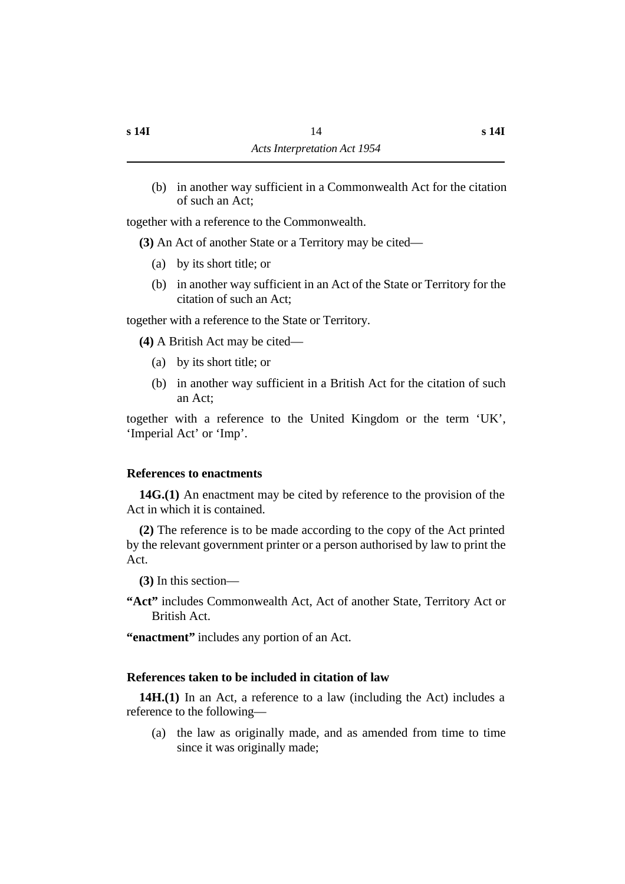(b) in another way sufficient in a Commonwealth Act for the citation of such an Act;

together with a reference to the Commonwealth.

**(3)** An Act of another State or a Territory may be cited—

(a) by its short title; or

(b) in another way sufficient in an Act of the State or Territory for the citation of such an Act;

together with a reference to the State or Territory.

**(4)** A British Act may be cited—

(a) by its short title; or

(b) in another way sufficient in a British Act for the citation of such an Act;

together with a reference to the United Kingdom or the term 'UK', 'Imperial Act' or 'Imp'.

### References to enactments

**14G.(1)** An enactment may be cited by reference to the provision of the Act in which it is contained.

**(2)** The reference is to be made according to the copy of the Act printed by the relevant government printer or a person authorised by law to print the Act.

**(3)** In this section—

**"Act"** includes Commonwealth Act, Act of another State, Territory Act or British Act.

**"enactment"** includes any portion of an Act.

### References taken to be included in citation of law

**14H.(1)** In an Act, a reference to a law (including the Act) includes a reference to the following—

(a) the law as originally made, and as amended from time to time since it was originally made;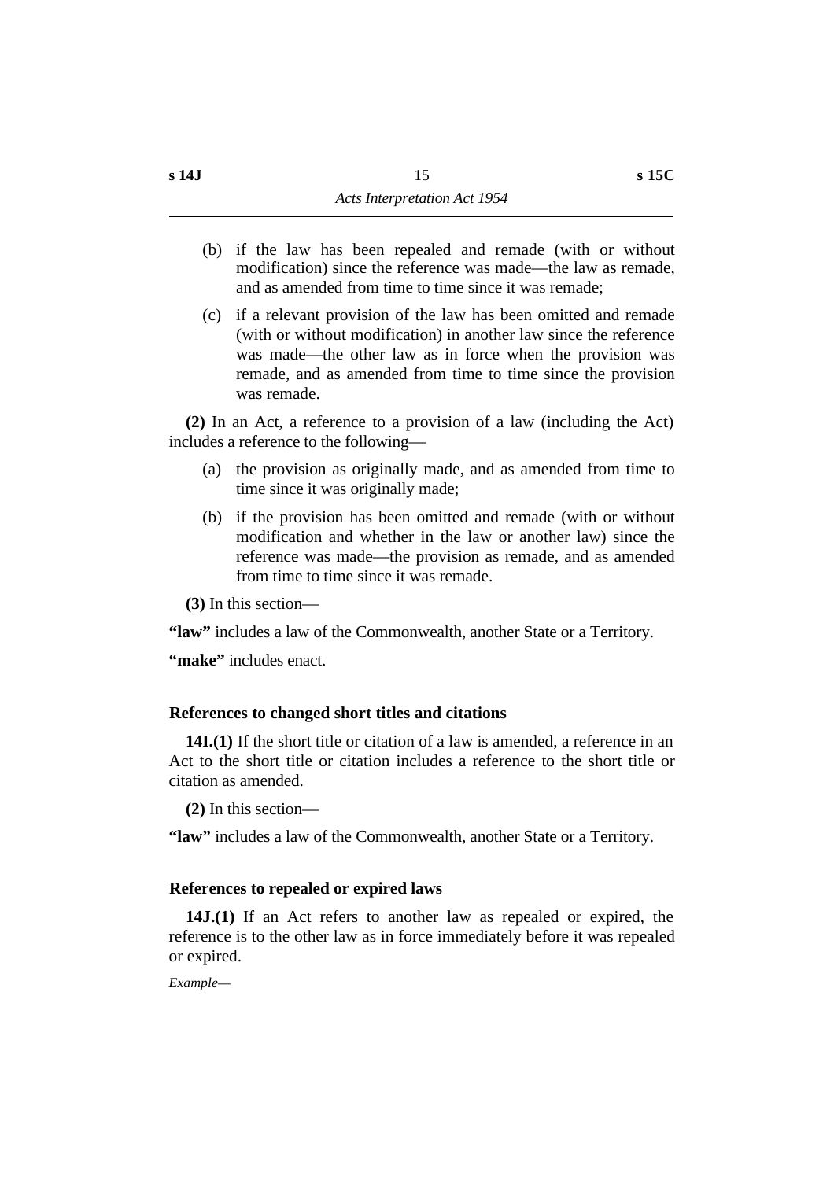(b) if the law has been repealed and remade (with or without modification) since the reference was made—the law as remade, and as amended from time to time since it was remade;

(c) if a relevant provision of the law has been omitted and remade (with or without modification) in another law since the reference was made—the other law as in force when the provision was remade, and as amended from time to time since the provision was remade.

**(2)** In an Act, a reference to a provision of a law (including the Act) includes a reference to the following—

(a) the provision as originally made, and as amended from time to time since it was originally made;

(b) if the provision has been omitted and remade (with or without modification and whether in the law or another law) since the reference was made—the provision as remade, and as amended from time to time since it was remade.

**(3)** In this section—

**"law"** includes a law of the Commonwealth, another State or a Territory.

**"make"** includes enact.

### References to changed short titles and citations

**14I.(1)** If the short title or citation of a law is amended, a reference in an Act to the short title or citation includes a reference to the short title or citation as amended.

**(2)** In this section—

**"law"** includes a law of the Commonwealth, another State or a Territory.

### References to repealed or expired laws

**14J.(1)** If an Act refers to another law as repealed or expired, the reference is to the other law as in force immediately before it was repealed or expired.

*Example—*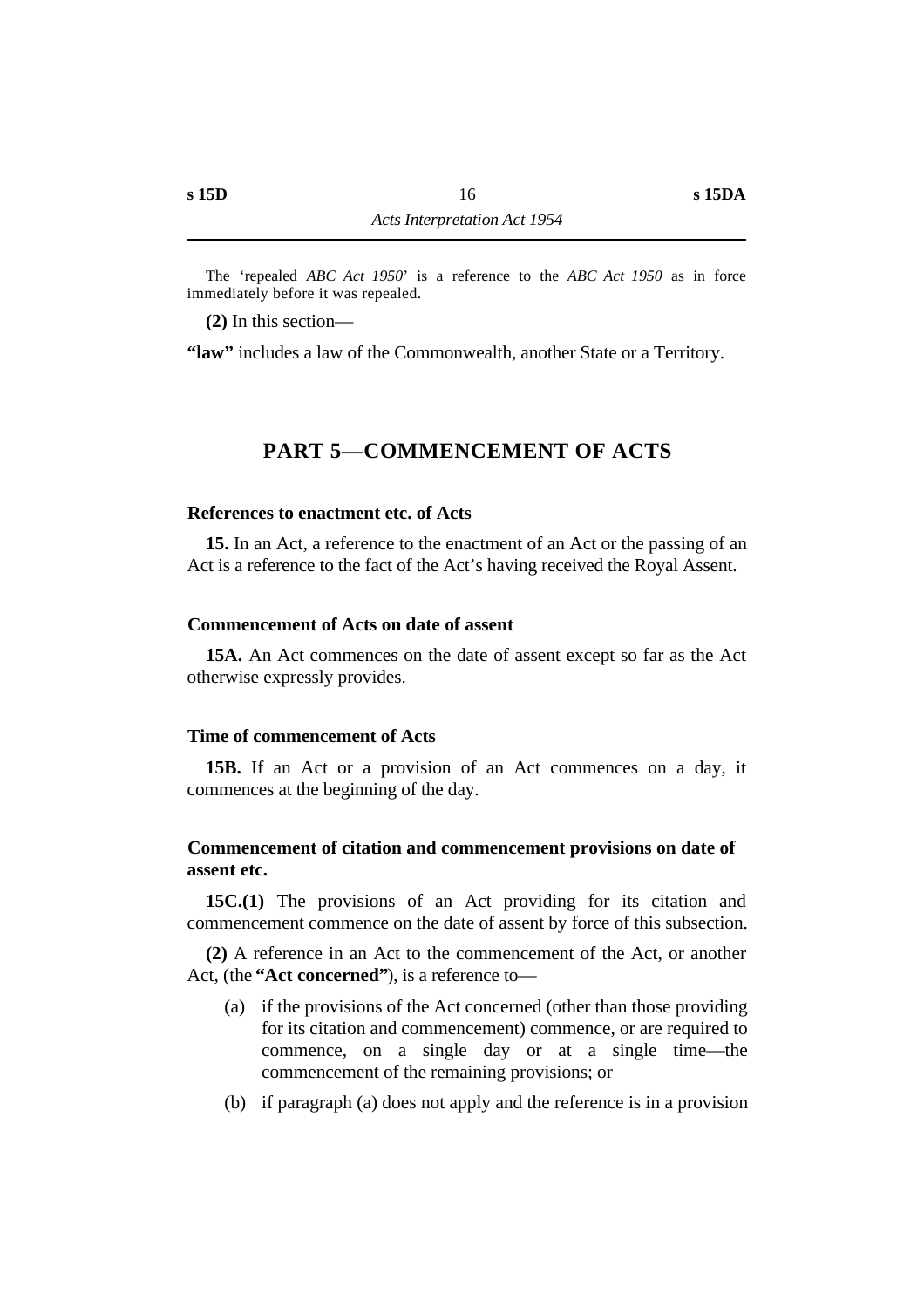The 'repealed *ABC Act 1950*' is a reference to the *ABC Act 1950* as in force immediately before it was repealed.

**(2)** In this section—

**"law"** includes a law of the Commonwealth, another State or a Territory.

## PART 5—COMMENCEMENT OF ACTS

### References to enactment etc. of Acts

**15.** In an Act, a reference to the enactment of an Act or the passing of an Act is a reference to the fact of the Act's having received the Royal Assent.

### Commencement of Acts on date of assent

**15A.** An Act commences on the date of assent except so far as the Act otherwise expressly provides.

### Time of commencement of Acts

**15B.** If an Act or a provision of an Act commences on a day, it commences at the beginning of the day.

### Commencement of citation and commencement provisions on date of assent etc.

**15C.(1)** The provisions of an Act providing for its citation and commencement commence on the date of assent by force of this subsection.

**(2)** A reference in an Act to the commencement of the Act, or another Act, (the **"Act concerned"**), is a reference to—

- (a) if the provisions of the Act concerned (other than those providing for its citation and commencement) commence, or are required to commence, on a single day or at a single time—the commencement of the remaining provisions; or
- (b) if paragraph (a) does not apply and the reference is in a provision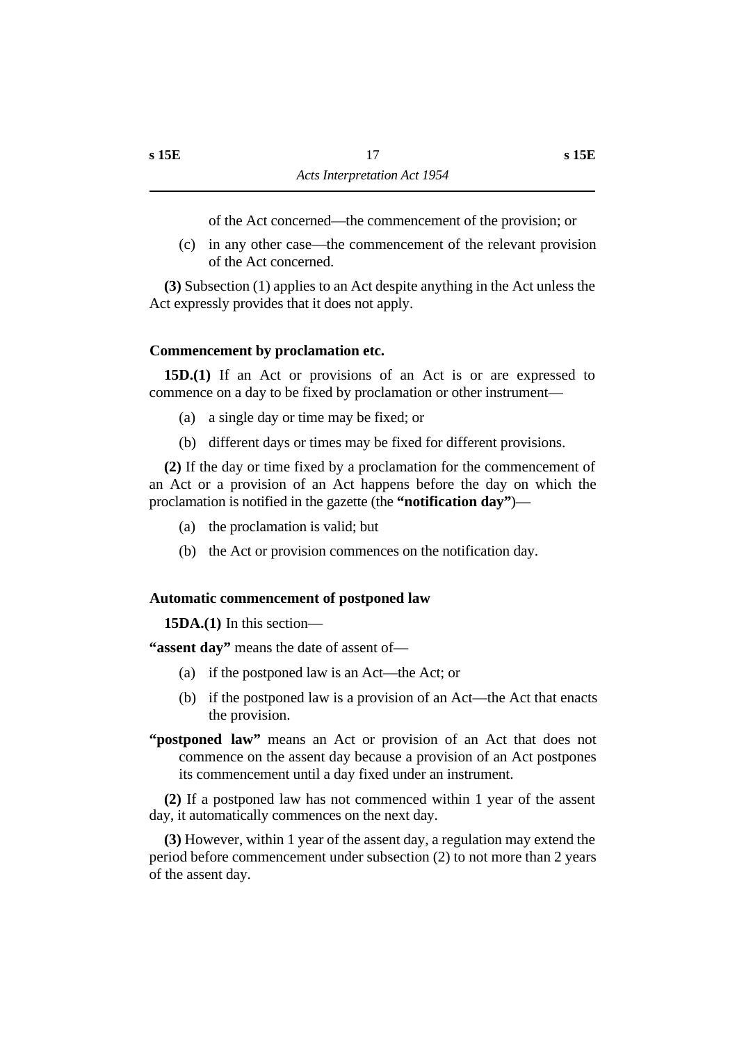of the Act concerned—the commencement of the provision; or

(c) in any other case—the commencement of the relevant provision of the Act concerned.

**(3)** Subsection (1) applies to an Act despite anything in the Act unless the Act expressly provides that it does not apply.

### Commencement by proclamation etc.

**15D.(1)** If an Act or provisions of an Act is or are expressed to commence on a day to be fixed by proclamation or other instrument—

(a) a single day or time may be fixed; or

(b) different days or times may be fixed for different provisions.

**(2)** If the day or time fixed by a proclamation for the commencement of an Act or a provision of an Act happens before the day on which the proclamation is notified in the gazette (the **"notification day"**)—

(a) the proclamation is valid; but

(b) the Act or provision commences on the notification day.

### Automatic commencement of postponed law

**15DA.(1)** In this section—

**"assent day"** means the date of assent of—

(a) if the postponed law is an Act—the Act; or

(b) if the postponed law is a provision of an Act—the Act that enacts the provision.

**"postponed law"** means an Act or provision of an Act that does not commence on the assent day because a provision of an Act postpones its commencement until a day fixed under an instrument.

**(2)** If a postponed law has not commenced within 1 year of the assent day, it automatically commences on the next day.

**(3)** However, within 1 year of the assent day, a regulation may extend the period before commencement under subsection (2) to not more than 2 years of the assent day.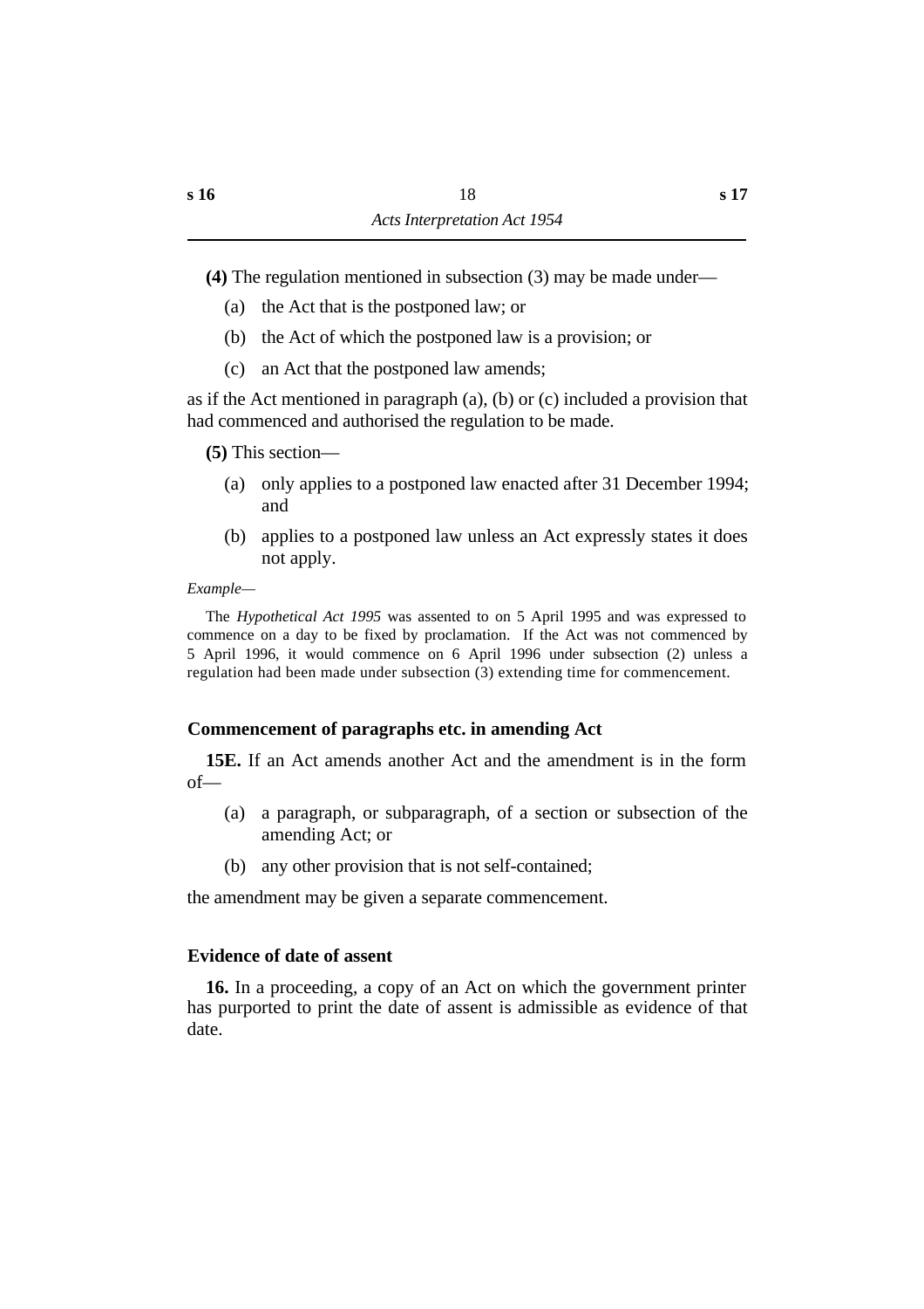**(4)** The regulation mentioned in subsection (3) may be made under—

(a) the Act that is the postponed law; or

(b) the Act of which the postponed law is a provision; or

(c) an Act that the postponed law amends;

as if the Act mentioned in paragraph (a), (b) or (c) included a provision that had commenced and authorised the regulation to be made.

**(5)** This section—

(a) only applies to a postponed law enacted after 31 December 1994; and

(b) applies to a postponed law unless an Act expressly states it does not apply.

*Example—*

The *Hypothetical Act 1995* was assented to on 5 April 1995 and was expressed to commence on a day to be fixed by proclamation. If the Act was not commenced by 5 April 1996, it would commence on 6 April 1996 under subsection (2) unless a regulation had been made under subsection (3) extending time for commencement.

### Commencement of paragraphs etc. in amending Act

**15E.** If an Act amends another Act and the amendment is in the form of—

(a) a paragraph, or subparagraph, of a section or subsection of the amending Act; or

(b) any other provision that is not self-contained;

the amendment may be given a separate commencement.

### Evidence of date of assent

**16.** In a proceeding, a copy of an Act on which the government printer has purported to print the date of assent is admissible as evidence of that date.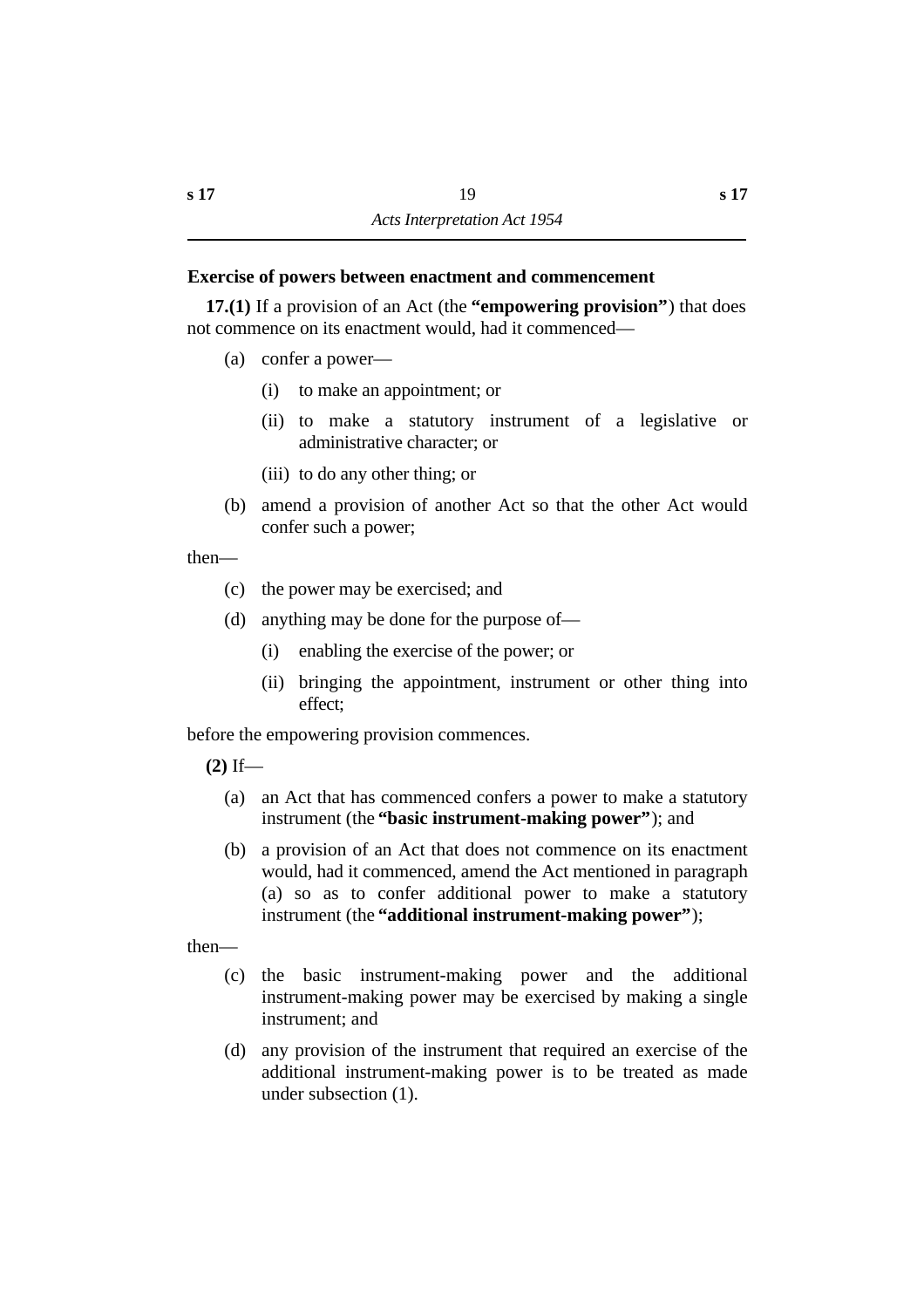### Exercise of powers between enactment and commencement

**17.(1)** If a provision of an Act (the **"empowering provision"**) that does not commence on its enactment would, had it commenced—

(a) confer a power—

  (i) to make an appointment; or

  (ii) to make a statutory instrument of a legislative or administrative character; or

  (iii) to do any other thing; or

(b) amend a provision of another Act so that the other Act would confer such a power;

then—

(c) the power may be exercised; and

(d) anything may be done for the purpose of—

  (i) enabling the exercise of the power; or

  (ii) bringing the appointment, instrument or other thing into effect;

before the empowering provision commences.

**(2)** If—

(a) an Act that has commenced confers a power to make a statutory instrument (the **"basic instrument-making power"**); and

(b) a provision of an Act that does not commence on its enactment would, had it commenced, amend the Act mentioned in paragraph (a) so as to confer additional power to make a statutory instrument (the **"additional instrument-making power"**);

then—

(c) the basic instrument-making power and the additional instrument-making power may be exercised by making a single instrument; and

(d) any provision of the instrument that required an exercise of the additional instrument-making power is to be treated as made under subsection (1).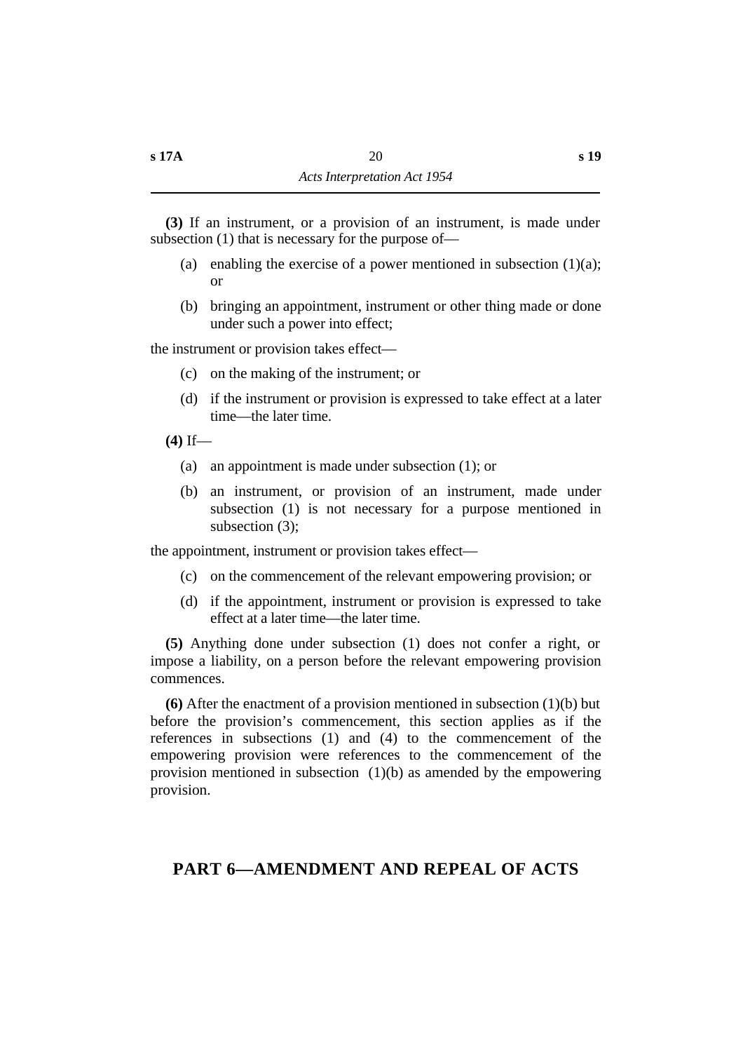**(3)** If an instrument, or a provision of an instrument, is made under subsection (1) that is necessary for the purpose of—

(a) enabling the exercise of a power mentioned in subsection (1)(a); or

(b) bringing an appointment, instrument or other thing made or done under such a power into effect;

the instrument or provision takes effect—

(c) on the making of the instrument; or

(d) if the instrument or provision is expressed to take effect at a later time—the later time.

**(4)** If—

(a) an appointment is made under subsection (1); or

(b) an instrument, or provision of an instrument, made under subsection (1) is not necessary for a purpose mentioned in subsection (3);

the appointment, instrument or provision takes effect—

(c) on the commencement of the relevant empowering provision; or

(d) if the appointment, instrument or provision is expressed to take effect at a later time—the later time.

**(5)** Anything done under subsection (1) does not confer a right, or impose a liability, on a person before the relevant empowering provision commences.

**(6)** After the enactment of a provision mentioned in subsection (1)(b) but before the provision's commencement, this section applies as if the references in subsections (1) and (4) to the commencement of the empowering provision were references to the commencement of the provision mentioned in subsection (1)(b) as amended by the empowering provision.

## PART 6—AMENDMENT AND REPEAL OF ACTS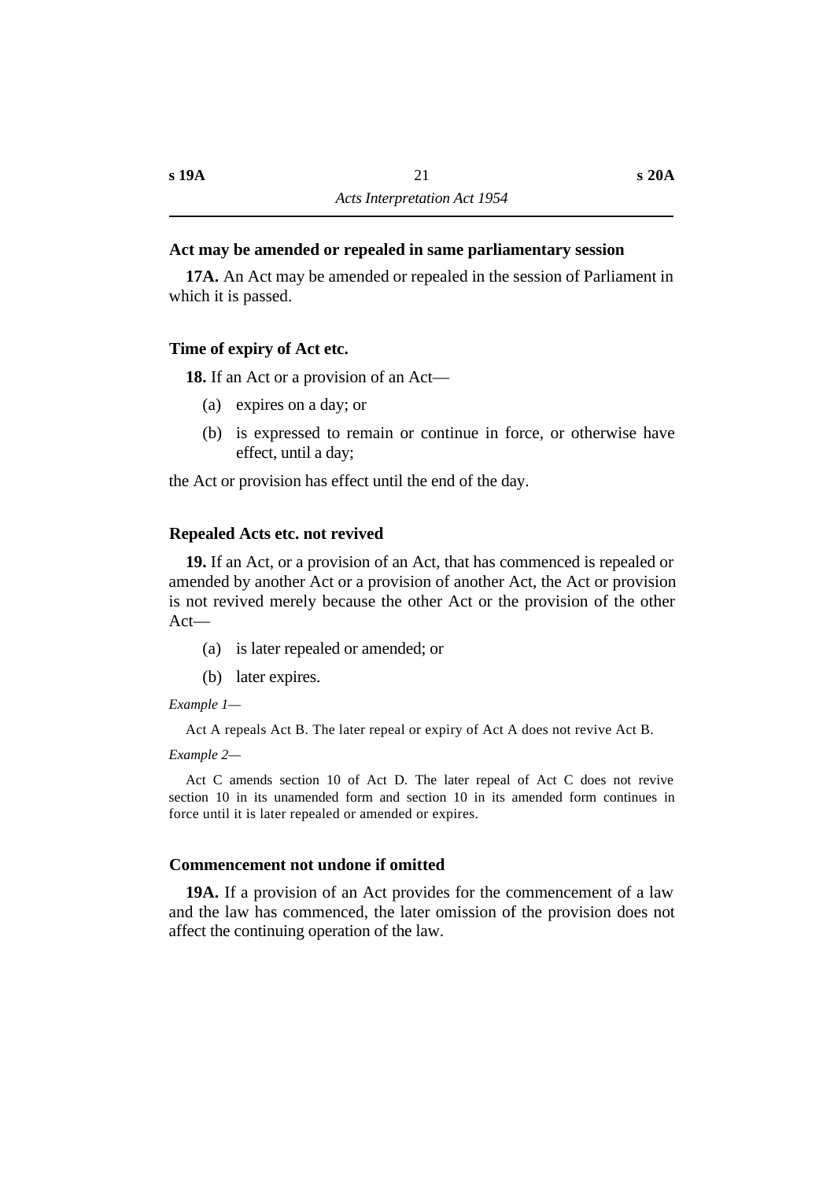### Act may be amended or repealed in same parliamentary session

**17A.** An Act may be amended or repealed in the session of Parliament in which it is passed.

### Time of expiry of Act etc.

**18.** If an Act or a provision of an Act—

(a) expires on a day; or

(b) is expressed to remain or continue in force, or otherwise have effect, until a day;

the Act or provision has effect until the end of the day.

### Repealed Acts etc. not revived

**19.** If an Act, or a provision of an Act, that has commenced is repealed or amended by another Act or a provision of another Act, the Act or provision is not revived merely because the other Act or the provision of the other Act—

(a) is later repealed or amended; or

(b) later expires.

*Example 1—*

Act A repeals Act B. The later repeal or expiry of Act A does not revive Act B.

*Example 2—*

Act C amends section 10 of Act D. The later repeal of Act C does not revive section 10 in its unamended form and section 10 in its amended form continues in force until it is later repealed or amended or expires.

### Commencement not undone if omitted

**19A.** If a provision of an Act provides for the commencement of a law and the law has commenced, the later omission of the provision does not affect the continuing operation of the law.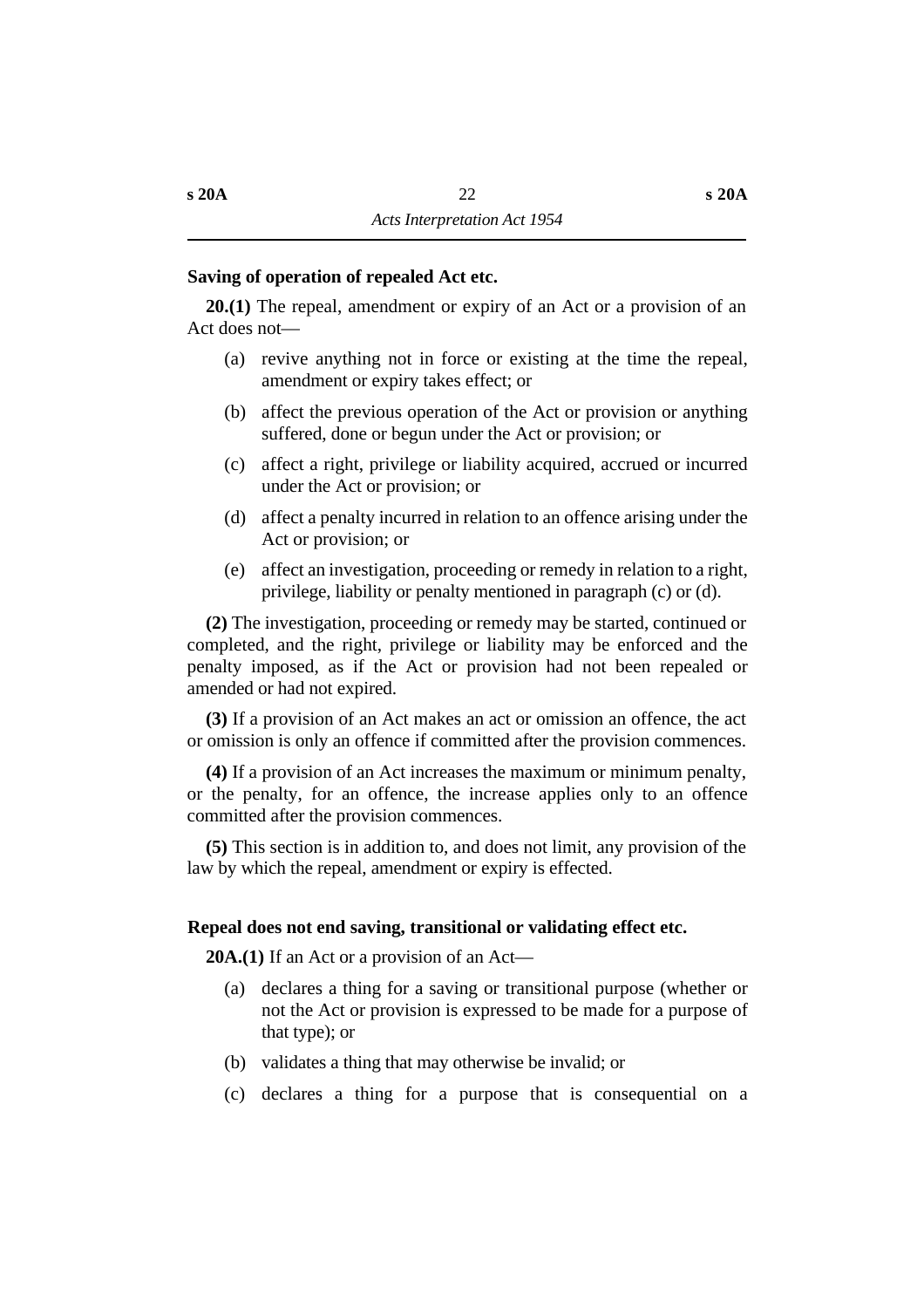### Saving of operation of repealed Act etc.

**20.(1)** The repeal, amendment or expiry of an Act or a provision of an Act does not—

(a) revive anything not in force or existing at the time the repeal, amendment or expiry takes effect; or

(b) affect the previous operation of the Act or provision or anything suffered, done or begun under the Act or provision; or

(c) affect a right, privilege or liability acquired, accrued or incurred under the Act or provision; or

(d) affect a penalty incurred in relation to an offence arising under the Act or provision; or

(e) affect an investigation, proceeding or remedy in relation to a right, privilege, liability or penalty mentioned in paragraph (c) or (d).

**(2)** The investigation, proceeding or remedy may be started, continued or completed, and the right, privilege or liability may be enforced and the penalty imposed, as if the Act or provision had not been repealed or amended or had not expired.

**(3)** If a provision of an Act makes an act or omission an offence, the act or omission is only an offence if committed after the provision commences.

**(4)** If a provision of an Act increases the maximum or minimum penalty, or the penalty, for an offence, the increase applies only to an offence committed after the provision commences.

**(5)** This section is in addition to, and does not limit, any provision of the law by which the repeal, amendment or expiry is effected.

### Repeal does not end saving, transitional or validating effect etc.

**20A.(1)** If an Act or a provision of an Act—

(a) declares a thing for a saving or transitional purpose (whether or not the Act or provision is expressed to be made for a purpose of that type); or

(b) validates a thing that may otherwise be invalid; or

(c) declares a thing for a purpose that is consequential on a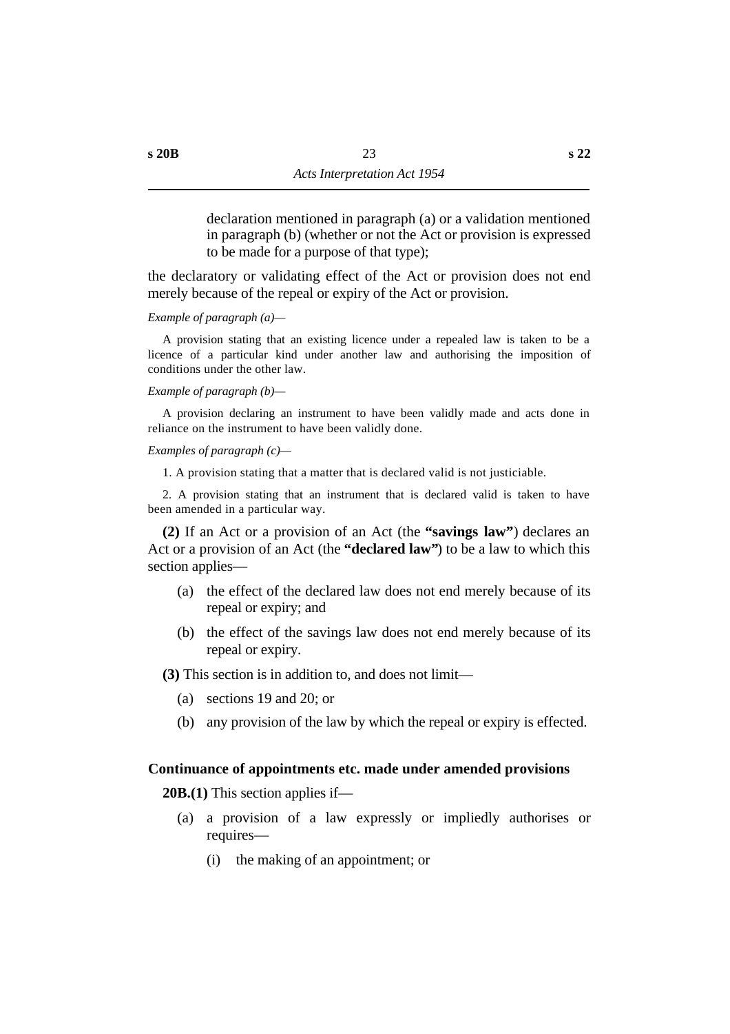declaration mentioned in paragraph (a) or a validation mentioned in paragraph (b) (whether or not the Act or provision is expressed to be made for a purpose of that type);

the declaratory or validating effect of the Act or provision does not end merely because of the repeal or expiry of the Act or provision.

*Example of paragraph (a)*—

A provision stating that an existing licence under a repealed law is taken to be a licence of a particular kind under another law and authorising the imposition of conditions under the other law.

*Example of paragraph (b)*—

A provision declaring an instrument to have been validly made and acts done in reliance on the instrument to have been validly done.

*Examples of paragraph (c)*—

1. A provision stating that a matter that is declared valid is not justiciable.

2. A provision stating that an instrument that is declared valid is taken to have been amended in a particular way.

**(2)** If an Act or a provision of an Act (the **"savings law"**) declares an Act or a provision of an Act (the **"declared law"**) to be a law to which this section applies—

(a) the effect of the declared law does not end merely because of its repeal or expiry; and

(b) the effect of the savings law does not end merely because of its repeal or expiry.

**(3)** This section is in addition to, and does not limit—

(a) sections 19 and 20; or

(b) any provision of the law by which the repeal or expiry is effected.

### Continuance of appointments etc. made under amended provisions

**20B.(1)** This section applies if—

(a) a provision of a law expressly or impliedly authorises or requires—

(i) the making of an appointment; or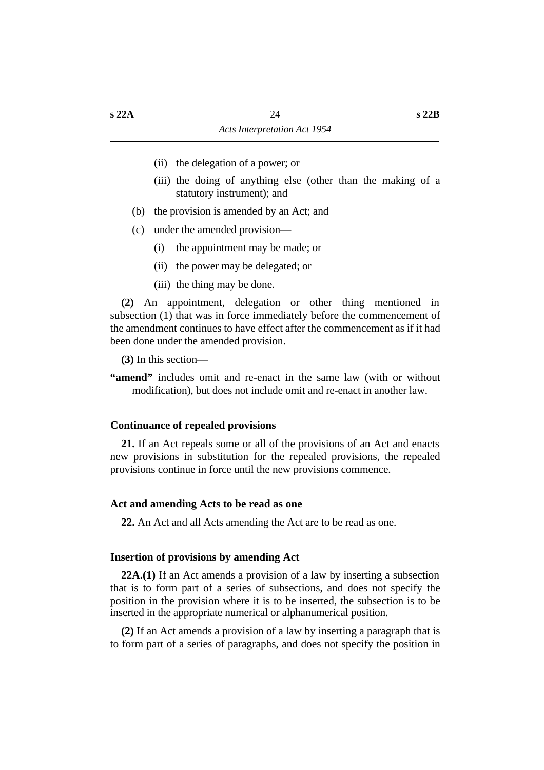(ii) the delegation of a power; or

(iii) the doing of anything else (other than the making of a statutory instrument); and

(b) the provision is amended by an Act; and

(c) under the amended provision—

(i) the appointment may be made; or

(ii) the power may be delegated; or

(iii) the thing may be done.

**(2)** An appointment, delegation or other thing mentioned in subsection (1) that was in force immediately before the commencement of the amendment continues to have effect after the commencement as if it had been done under the amended provision.

**(3)** In this section—

**"amend"** includes omit and re-enact in the same law (with or without modification), but does not include omit and re-enact in another law.

### Continuance of repealed provisions

**21.** If an Act repeals some or all of the provisions of an Act and enacts new provisions in substitution for the repealed provisions, the repealed provisions continue in force until the new provisions commence.

### Act and amending Acts to be read as one

**22.** An Act and all Acts amending the Act are to be read as one.

### Insertion of provisions by amending Act

**22A.(1)** If an Act amends a provision of a law by inserting a subsection that is to form part of a series of subsections, and does not specify the position in the provision where it is to be inserted, the subsection is to be inserted in the appropriate numerical or alphanumerical position.

**(2)** If an Act amends a provision of a law by inserting a paragraph that is to form part of a series of paragraphs, and does not specify the position in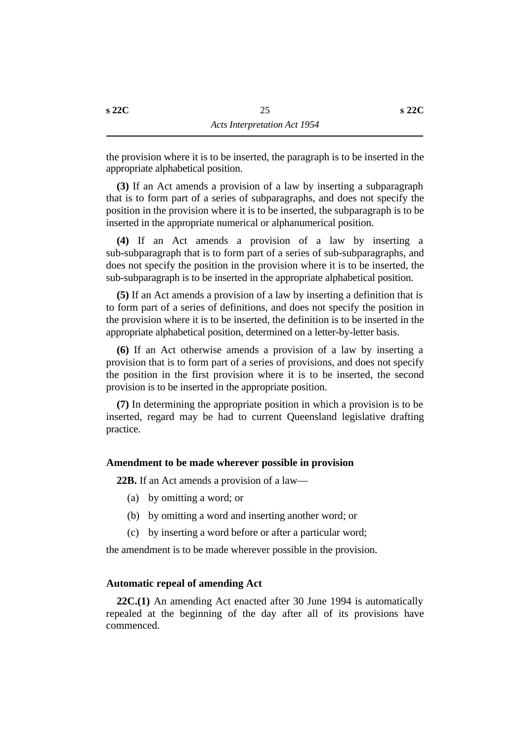the provision where it is to be inserted, the paragraph is to be inserted in the appropriate alphabetical position.

**(3)** If an Act amends a provision of a law by inserting a subparagraph that is to form part of a series of subparagraphs, and does not specify the position in the provision where it is to be inserted, the subparagraph is to be inserted in the appropriate numerical or alphanumerical position.

**(4)** If an Act amends a provision of a law by inserting a sub-subparagraph that is to form part of a series of sub-subparagraphs, and does not specify the position in the provision where it is to be inserted, the sub-subparagraph is to be inserted in the appropriate alphabetical position.

**(5)** If an Act amends a provision of a law by inserting a definition that is to form part of a series of definitions, and does not specify the position in the provision where it is to be inserted, the definition is to be inserted in the appropriate alphabetical position, determined on a letter-by-letter basis.

**(6)** If an Act otherwise amends a provision of a law by inserting a provision that is to form part of a series of provisions, and does not specify the position in the first provision where it is to be inserted, the second provision is to be inserted in the appropriate position.

**(7)** In determining the appropriate position in which a provision is to be inserted, regard may be had to current Queensland legislative drafting practice.

### Amendment to be made wherever possible in provision

**22B.** If an Act amends a provision of a law—

(a) by omitting a word; or

(b) by omitting a word and inserting another word; or

(c) by inserting a word before or after a particular word;

the amendment is to be made wherever possible in the provision.

### Automatic repeal of amending Act

**22C.(1)** An amending Act enacted after 30 June 1994 is automatically repealed at the beginning of the day after all of its provisions have commenced.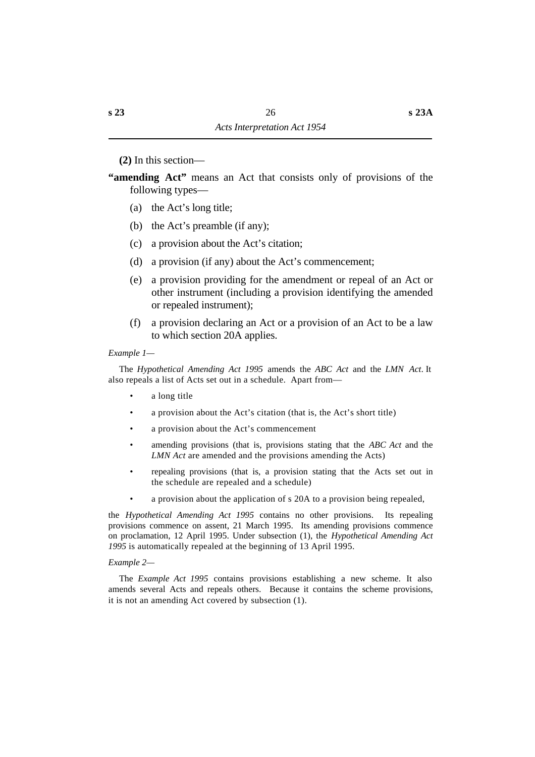**(2)** In this section—

**"amending Act"** means an Act that consists only of provisions of the following types—

(a) the Act's long title;

(b) the Act's preamble (if any);

(c) a provision about the Act's citation;

(d) a provision (if any) about the Act's commencement;

(e) a provision providing for the amendment or repeal of an Act or other instrument (including a provision identifying the amended or repealed instrument);

(f) a provision declaring an Act or a provision of an Act to be a law to which section 20A applies.

*Example 1*—

The *Hypothetical Amending Act 1995* amends the *ABC Act* and the *LMN Act*. It also repeals a list of Acts set out in a schedule. Apart from—

- a long title
- a provision about the Act's citation (that is, the Act's short title)
- a provision about the Act's commencement
- amending provisions (that is, provisions stating that the *ABC Act* and the *LMN Act* are amended and the provisions amending the Acts)
- repealing provisions (that is, a provision stating that the Acts set out in the schedule are repealed and a schedule)
- a provision about the application of s 20A to a provision being repealed,

the *Hypothetical Amending Act 1995* contains no other provisions. Its repealing provisions commence on assent, 21 March 1995. Its amending provisions commence on proclamation, 12 April 1995. Under subsection (1), the *Hypothetical Amending Act 1995* is automatically repealed at the beginning of 13 April 1995.

*Example 2*—

The *Example Act 1995* contains provisions establishing a new scheme. It also amends several Acts and repeals others. Because it contains the scheme provisions, it is not an amending Act covered by subsection (1).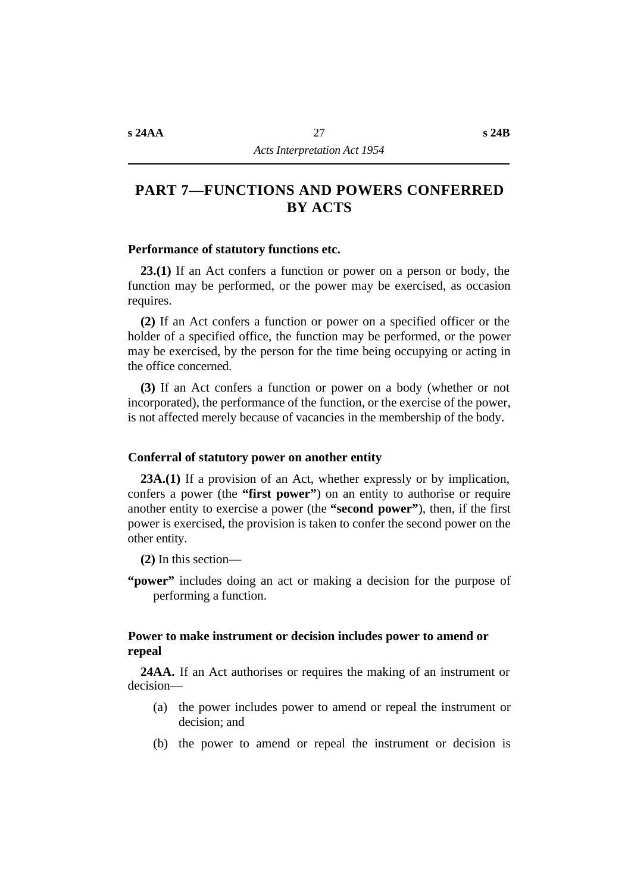# PART 7—FUNCTIONS AND POWERS CONFERRED BY ACTS

### Performance of statutory functions etc.

**23.(1)** If an Act confers a function or power on a person or body, the function may be performed, or the power may be exercised, as occasion requires.

**(2)** If an Act confers a function or power on a specified officer or the holder of a specified office, the function may be performed, or the power may be exercised, by the person for the time being occupying or acting in the office concerned.

**(3)** If an Act confers a function or power on a body (whether or not incorporated), the performance of the function, or the exercise of the power, is not affected merely because of vacancies in the membership of the body.

### Conferral of statutory power on another entity

**23A.(1)** If a provision of an Act, whether expressly or by implication, confers a power (the **"first power"**) on an entity to authorise or require another entity to exercise a power (the **"second power"**), then, if the first power is exercised, the provision is taken to confer the second power on the other entity.

**(2)** In this section—

**"power"** includes doing an act or making a decision for the purpose of performing a function.

### Power to make instrument or decision includes power to amend or repeal

**24AA.** If an Act authorises or requires the making of an instrument or decision—

(a) the power includes power to amend or repeal the instrument or decision; and

(b) the power to amend or repeal the instrument or decision is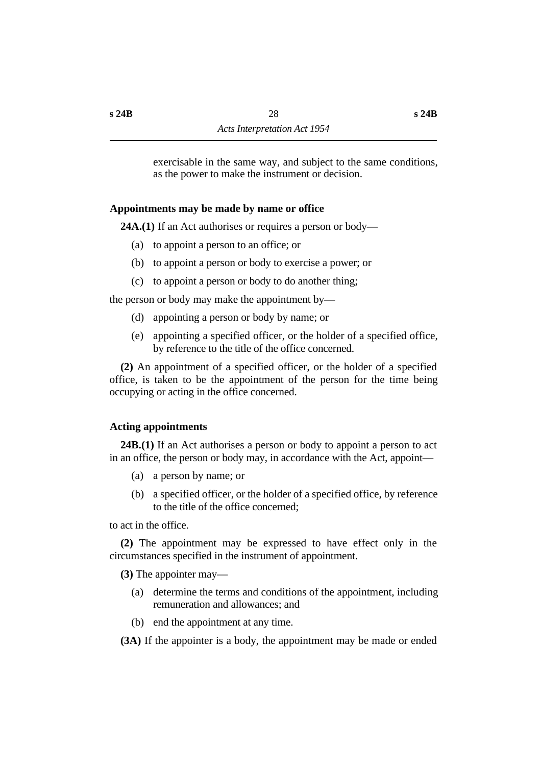exercisable in the same way, and subject to the same conditions, as the power to make the instrument or decision.

### Appointments may be made by name or office

**24A.(1)** If an Act authorises or requires a person or body—

(a) to appoint a person to an office; or

(b) to appoint a person or body to exercise a power; or

(c) to appoint a person or body to do another thing;

the person or body may make the appointment by—

(d) appointing a person or body by name; or

(e) appointing a specified officer, or the holder of a specified office, by reference to the title of the office concerned.

**(2)** An appointment of a specified officer, or the holder of a specified office, is taken to be the appointment of the person for the time being occupying or acting in the office concerned.

### Acting appointments

**24B.(1)** If an Act authorises a person or body to appoint a person to act in an office, the person or body may, in accordance with the Act, appoint—

(a) a person by name; or

(b) a specified officer, or the holder of a specified office, by reference to the title of the office concerned;

to act in the office.

**(2)** The appointment may be expressed to have effect only in the circumstances specified in the instrument of appointment.

**(3)** The appointer may—

(a) determine the terms and conditions of the appointment, including remuneration and allowances; and

(b) end the appointment at any time.

**(3A)** If the appointer is a body, the appointment may be made or ended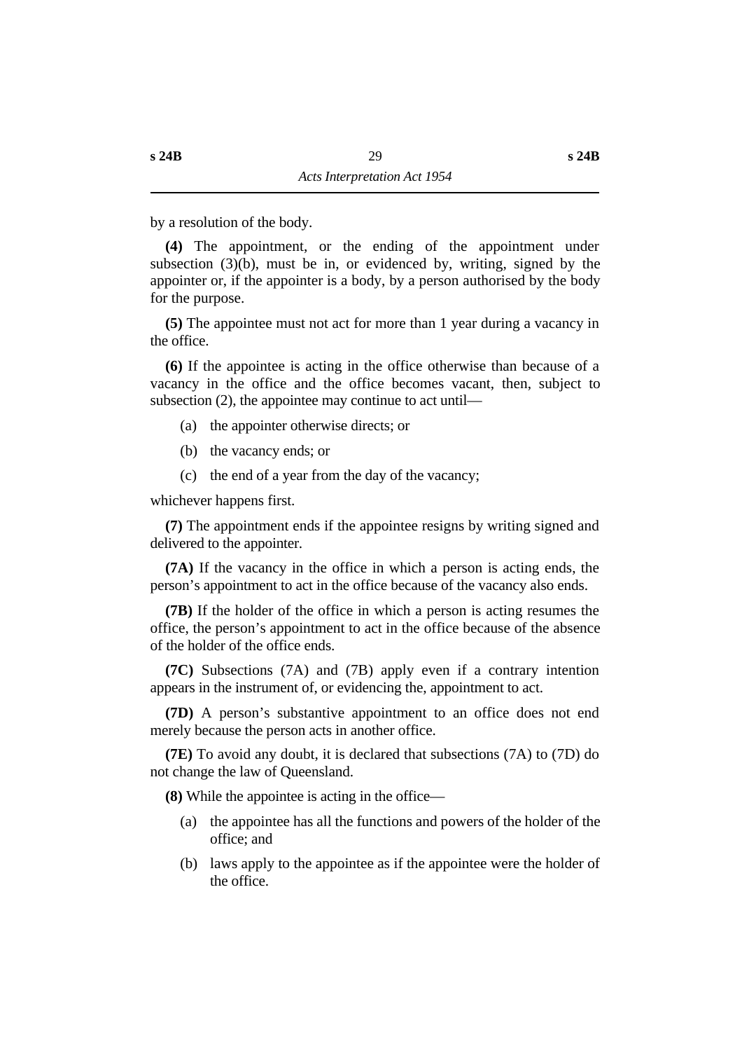by a resolution of the body.

**(4)** The appointment, or the ending of the appointment under subsection (3)(b), must be in, or evidenced by, writing, signed by the appointer or, if the appointer is a body, by a person authorised by the body for the purpose.

**(5)** The appointee must not act for more than 1 year during a vacancy in the office.

**(6)** If the appointee is acting in the office otherwise than because of a vacancy in the office and the office becomes vacant, then, subject to subsection (2), the appointee may continue to act until—

(a) the appointer otherwise directs; or

(b) the vacancy ends; or

(c) the end of a year from the day of the vacancy;

whichever happens first.

**(7)** The appointment ends if the appointee resigns by writing signed and delivered to the appointer.

**(7A)** If the vacancy in the office in which a person is acting ends, the person's appointment to act in the office because of the vacancy also ends.

**(7B)** If the holder of the office in which a person is acting resumes the office, the person's appointment to act in the office because of the absence of the holder of the office ends.

**(7C)** Subsections (7A) and (7B) apply even if a contrary intention appears in the instrument of, or evidencing the, appointment to act.

**(7D)** A person's substantive appointment to an office does not end merely because the person acts in another office.

**(7E)** To avoid any doubt, it is declared that subsections (7A) to (7D) do not change the law of Queensland.

**(8)** While the appointee is acting in the office—

(a) the appointee has all the functions and powers of the holder of the office; and

(b) laws apply to the appointee as if the appointee were the holder of the office.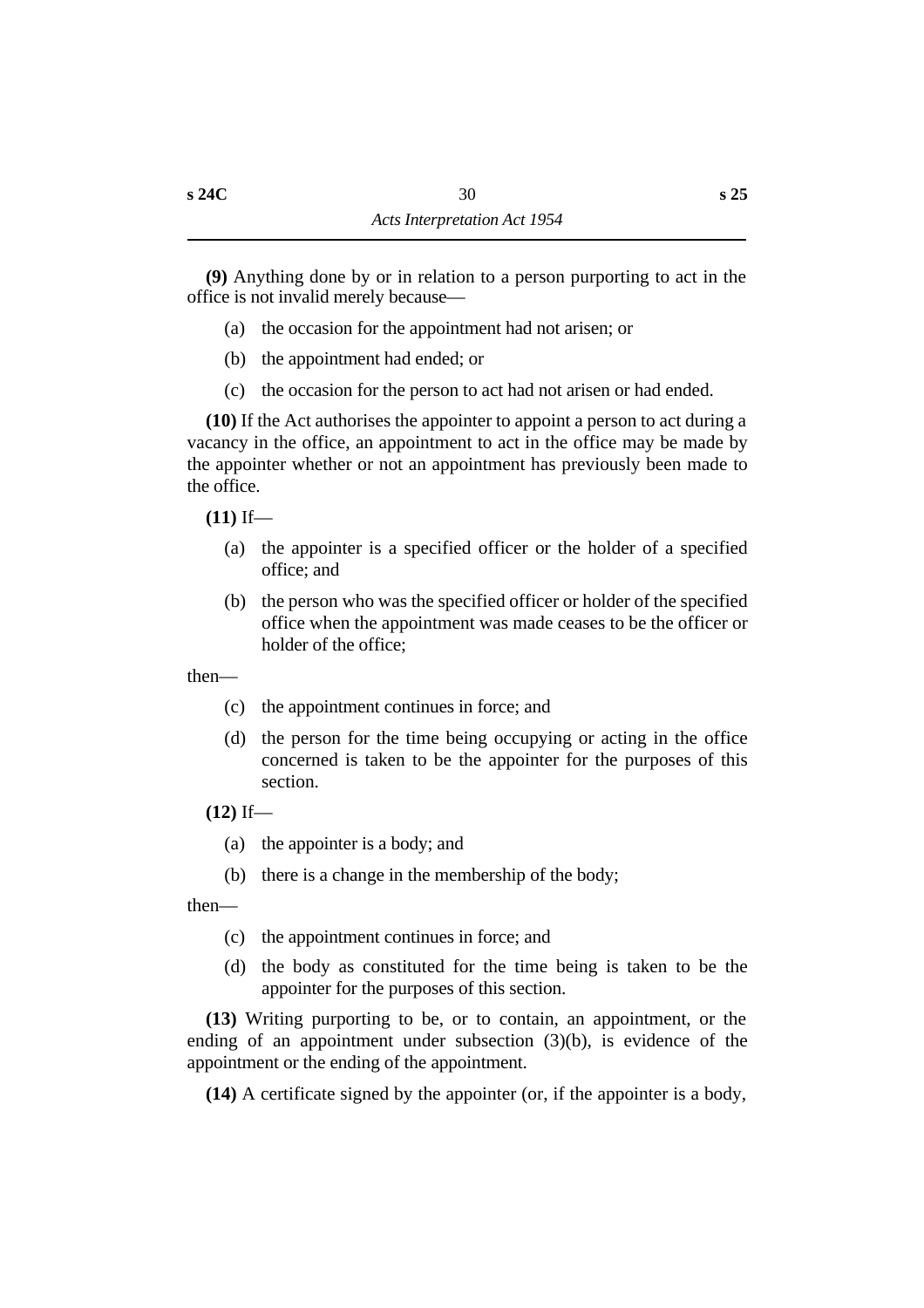**(9)** Anything done by or in relation to a person purporting to act in the office is not invalid merely because—

(a) the occasion for the appointment had not arisen; or

(b) the appointment had ended; or

(c) the occasion for the person to act had not arisen or had ended.

**(10)** If the Act authorises the appointer to appoint a person to act during a vacancy in the office, an appointment to act in the office may be made by the appointer whether or not an appointment has previously been made to the office.

**(11)** If—

(a) the appointer is a specified officer or the holder of a specified office; and

(b) the person who was the specified officer or holder of the specified office when the appointment was made ceases to be the officer or holder of the office;

then—

(c) the appointment continues in force; and

(d) the person for the time being occupying or acting in the office concerned is taken to be the appointer for the purposes of this section.

**(12)** If—

(a) the appointer is a body; and

(b) there is a change in the membership of the body;

then—

(c) the appointment continues in force; and

(d) the body as constituted for the time being is taken to be the appointer for the purposes of this section.

**(13)** Writing purporting to be, or to contain, an appointment, or the ending of an appointment under subsection (3)(b), is evidence of the appointment or the ending of the appointment.

**(14)** A certificate signed by the appointer (or, if the appointer is a body,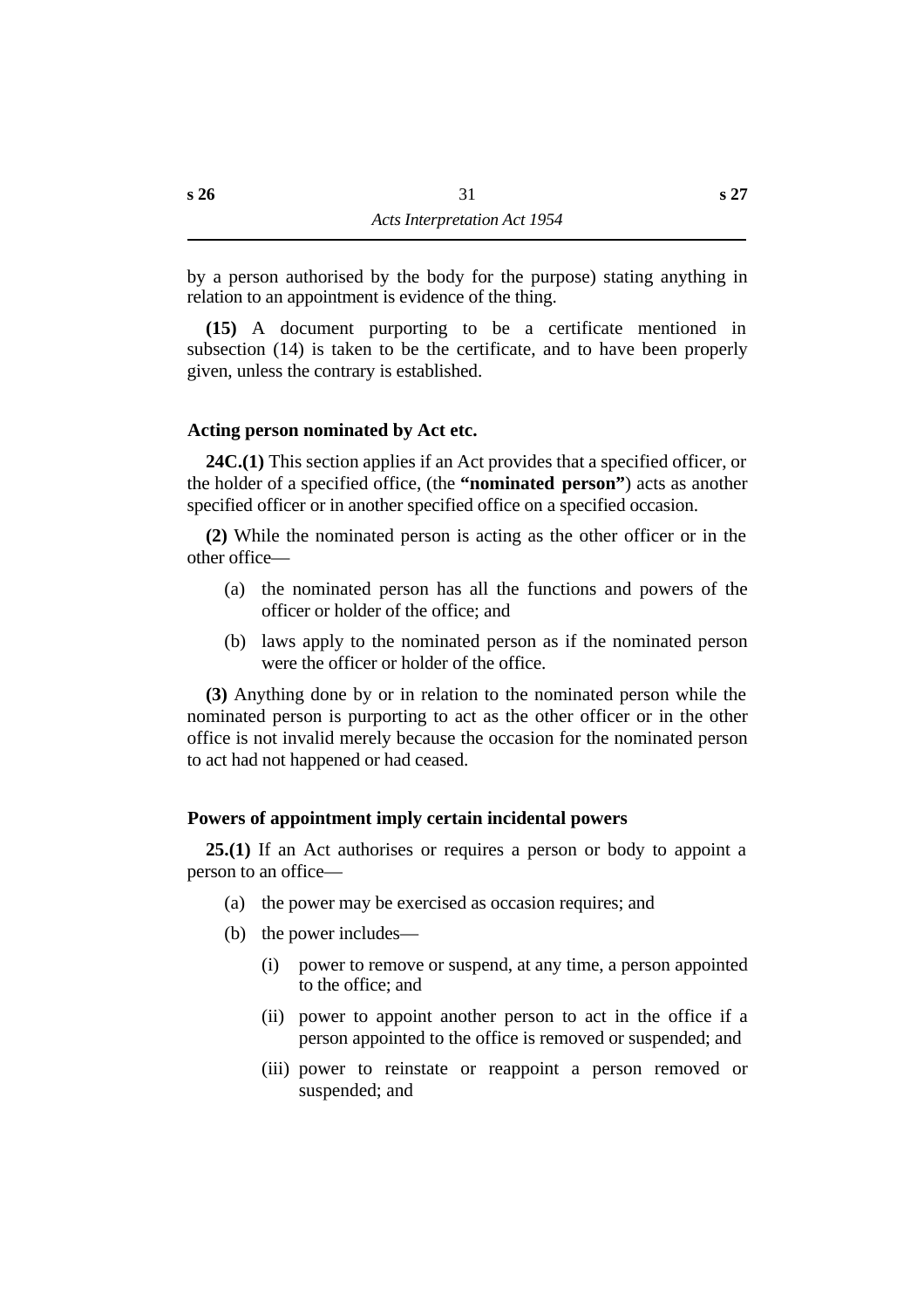by a person authorised by the body for the purpose) stating anything in relation to an appointment is evidence of the thing.

**(15)** A document purporting to be a certificate mentioned in subsection (14) is taken to be the certificate, and to have been properly given, unless the contrary is established.

### Acting person nominated by Act etc.

**24C.(1)** This section applies if an Act provides that a specified officer, or the holder of a specified office, (the **"nominated person"**) acts as another specified officer or in another specified office on a specified occasion.

**(2)** While the nominated person is acting as the other officer or in the other office—

- (a) the nominated person has all the functions and powers of the officer or holder of the office; and
- (b) laws apply to the nominated person as if the nominated person were the officer or holder of the office.

**(3)** Anything done by or in relation to the nominated person while the nominated person is purporting to act as the other officer or in the other office is not invalid merely because the occasion for the nominated person to act had not happened or had ceased.

### Powers of appointment imply certain incidental powers

**25.(1)** If an Act authorises or requires a person or body to appoint a person to an office—

- (a) the power may be exercised as occasion requires; and
- (b) the power includes—
  - (i) power to remove or suspend, at any time, a person appointed to the office; and
  - (ii) power to appoint another person to act in the office if a person appointed to the office is removed or suspended; and
  - (iii) power to reinstate or reappoint a person removed or suspended; and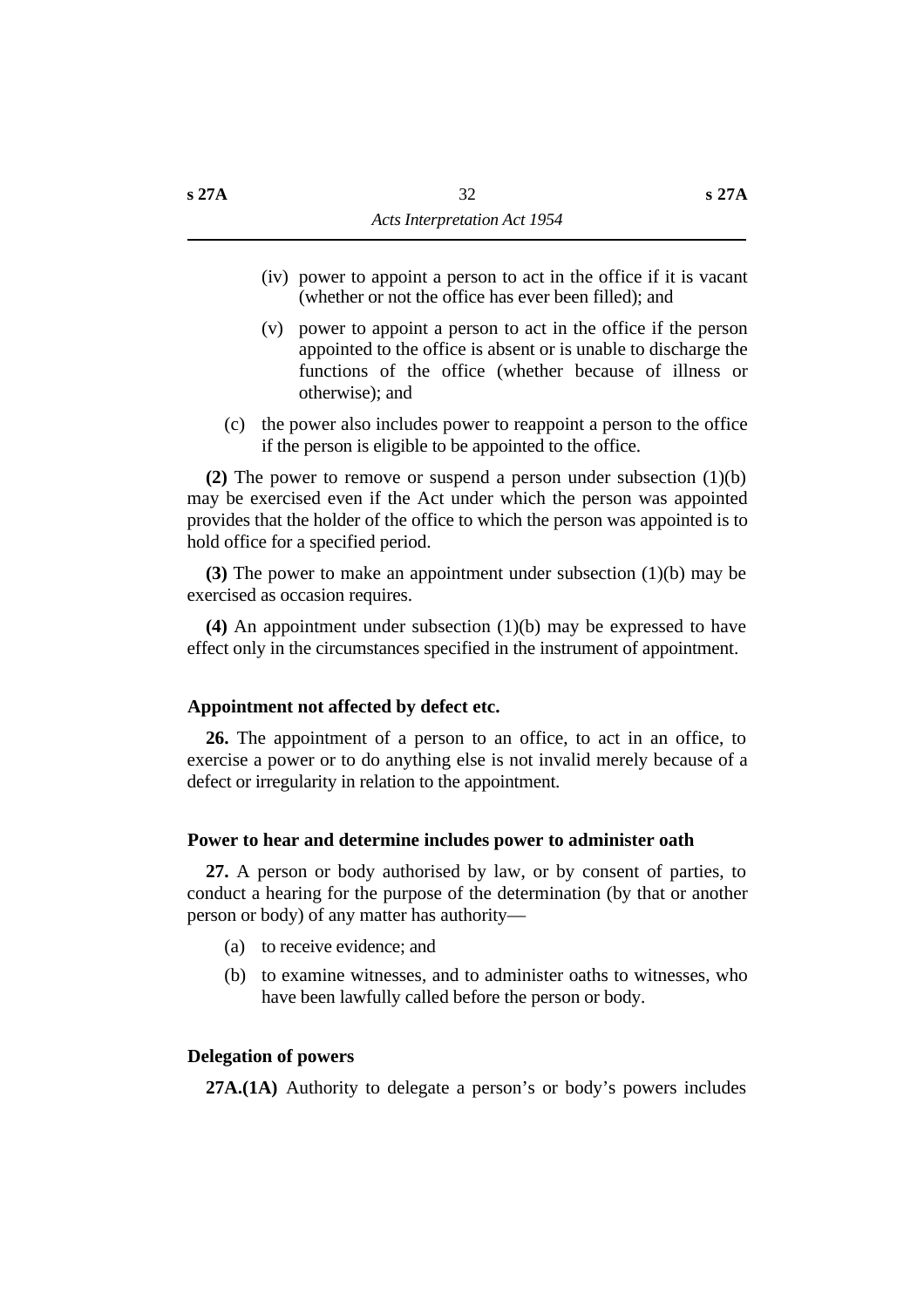(iv) power to appoint a person to act in the office if it is vacant (whether or not the office has ever been filled); and

(v) power to appoint a person to act in the office if the person appointed to the office is absent or is unable to discharge the functions of the office (whether because of illness or otherwise); and

(c) the power also includes power to reappoint a person to the office if the person is eligible to be appointed to the office.

**(2)** The power to remove or suspend a person under subsection (1)(b) may be exercised even if the Act under which the person was appointed provides that the holder of the office to which the person was appointed is to hold office for a specified period.

**(3)** The power to make an appointment under subsection (1)(b) may be exercised as occasion requires.

**(4)** An appointment under subsection (1)(b) may be expressed to have effect only in the circumstances specified in the instrument of appointment.

### Appointment not affected by defect etc.

**26.** The appointment of a person to an office, to act in an office, to exercise a power or to do anything else is not invalid merely because of a defect or irregularity in relation to the appointment.

### Power to hear and determine includes power to administer oath

**27.** A person or body authorised by law, or by consent of parties, to conduct a hearing for the purpose of the determination (by that or another person or body) of any matter has authority—

(a) to receive evidence; and

(b) to examine witnesses, and to administer oaths to witnesses, who have been lawfully called before the person or body.

### Delegation of powers

**27A.(1A)** Authority to delegate a person's or body's powers includes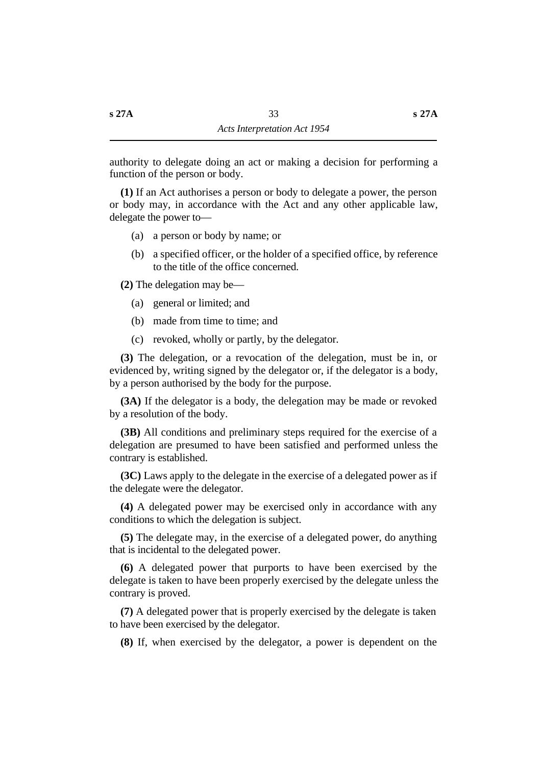authority to delegate doing an act or making a decision for performing a function of the person or body.

**(1)** If an Act authorises a person or body to delegate a power, the person or body may, in accordance with the Act and any other applicable law, delegate the power to—

(a) a person or body by name; or

(b) a specified officer, or the holder of a specified office, by reference to the title of the office concerned.

**(2)** The delegation may be—

(a) general or limited; and

(b) made from time to time; and

(c) revoked, wholly or partly, by the delegator.

**(3)** The delegation, or a revocation of the delegation, must be in, or evidenced by, writing signed by the delegator or, if the delegator is a body, by a person authorised by the body for the purpose.

**(3A)** If the delegator is a body, the delegation may be made or revoked by a resolution of the body.

**(3B)** All conditions and preliminary steps required for the exercise of a delegation are presumed to have been satisfied and performed unless the contrary is established.

**(3C)** Laws apply to the delegate in the exercise of a delegated power as if the delegate were the delegator.

**(4)** A delegated power may be exercised only in accordance with any conditions to which the delegation is subject.

**(5)** The delegate may, in the exercise of a delegated power, do anything that is incidental to the delegated power.

**(6)** A delegated power that purports to have been exercised by the delegate is taken to have been properly exercised by the delegate unless the contrary is proved.

**(7)** A delegated power that is properly exercised by the delegate is taken to have been exercised by the delegator.

**(8)** If, when exercised by the delegator, a power is dependent on the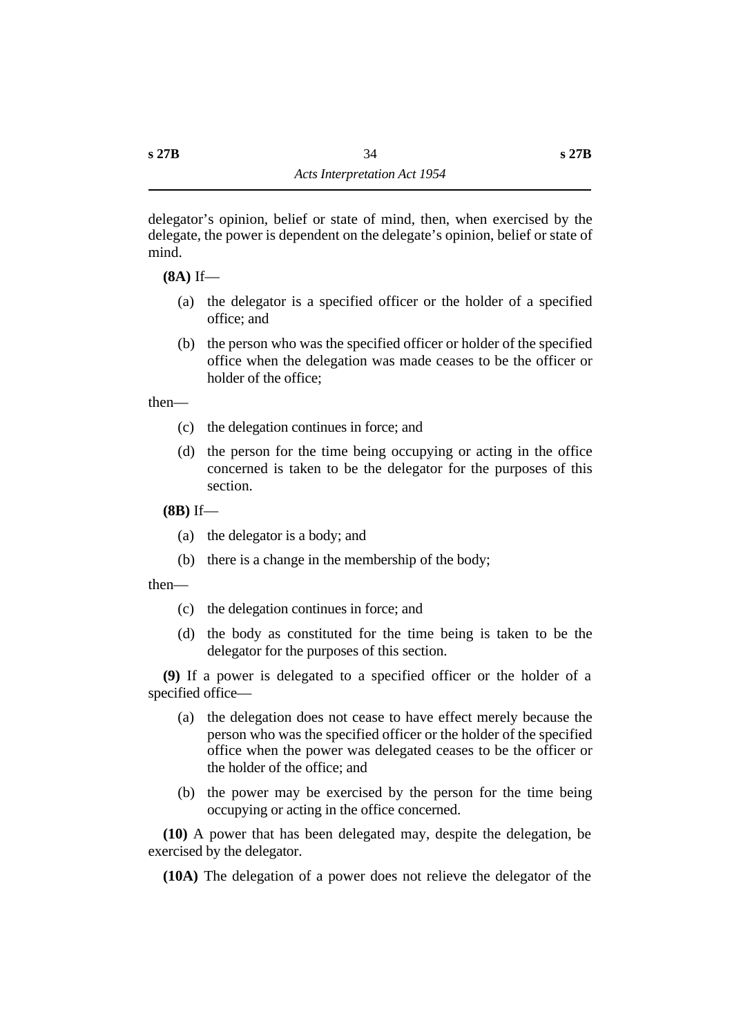delegator's opinion, belief or state of mind, then, when exercised by the delegate, the power is dependent on the delegate's opinion, belief or state of mind.

**(8A)** If—

(a) the delegator is a specified officer or the holder of a specified office; and

(b) the person who was the specified officer or holder of the specified office when the delegation was made ceases to be the officer or holder of the office;

then—

(c) the delegation continues in force; and

(d) the person for the time being occupying or acting in the office concerned is taken to be the delegator for the purposes of this section.

**(8B)** If—

(a) the delegator is a body; and

(b) there is a change in the membership of the body;

then—

(c) the delegation continues in force; and

(d) the body as constituted for the time being is taken to be the delegator for the purposes of this section.

**(9)** If a power is delegated to a specified officer or the holder of a specified office—

(a) the delegation does not cease to have effect merely because the person who was the specified officer or the holder of the specified office when the power was delegated ceases to be the officer or the holder of the office; and

(b) the power may be exercised by the person for the time being occupying or acting in the office concerned.

**(10)** A power that has been delegated may, despite the delegation, be exercised by the delegator.

**(10A)** The delegation of a power does not relieve the delegator of the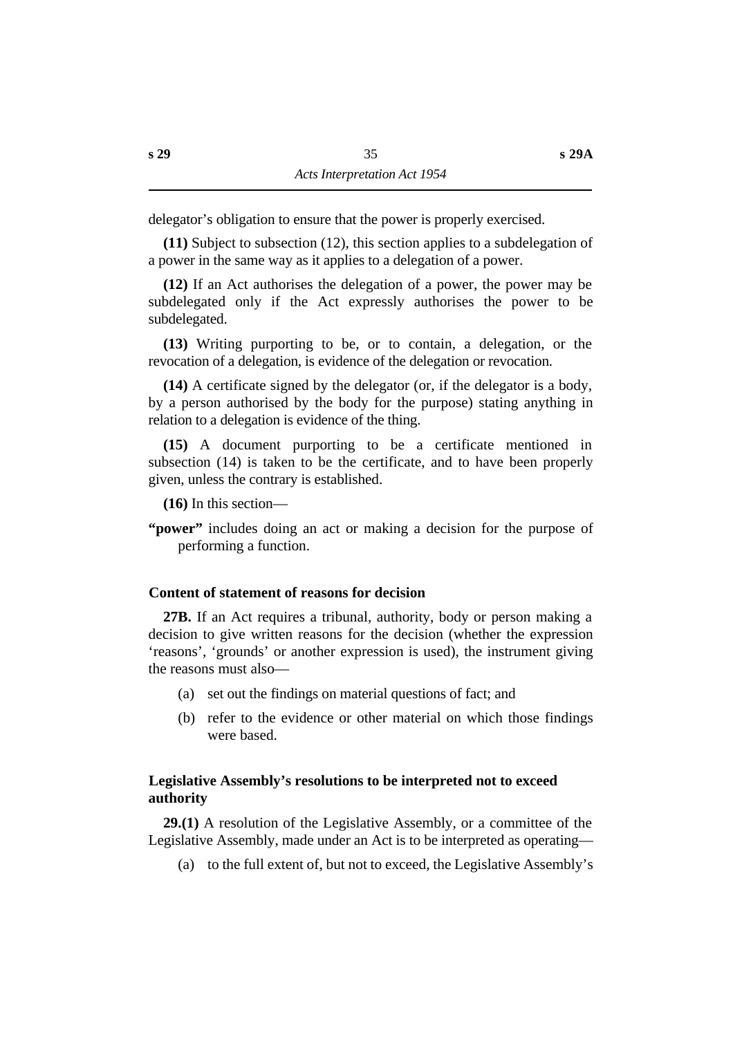delegator's obligation to ensure that the power is properly exercised.

**(11)** Subject to subsection (12), this section applies to a subdelegation of a power in the same way as it applies to a delegation of a power.

**(12)** If an Act authorises the delegation of a power, the power may be subdelegated only if the Act expressly authorises the power to be subdelegated.

**(13)** Writing purporting to be, or to contain, a delegation, or the revocation of a delegation, is evidence of the delegation or revocation.

**(14)** A certificate signed by the delegator (or, if the delegator is a body, by a person authorised by the body for the purpose) stating anything in relation to a delegation is evidence of the thing.

**(15)** A document purporting to be a certificate mentioned in subsection (14) is taken to be the certificate, and to have been properly given, unless the contrary is established.

**(16)** In this section—

**"power"** includes doing an act or making a decision for the purpose of performing a function.

### Content of statement of reasons for decision

**27B.** If an Act requires a tribunal, authority, body or person making a decision to give written reasons for the decision (whether the expression 'reasons', 'grounds' or another expression is used), the instrument giving the reasons must also—

(a) set out the findings on material questions of fact; and

(b) refer to the evidence or other material on which those findings were based.

### Legislative Assembly's resolutions to be interpreted not to exceed authority

**29.(1)** A resolution of the Legislative Assembly, or a committee of the Legislative Assembly, made under an Act is to be interpreted as operating—

(a) to the full extent of, but not to exceed, the Legislative Assembly's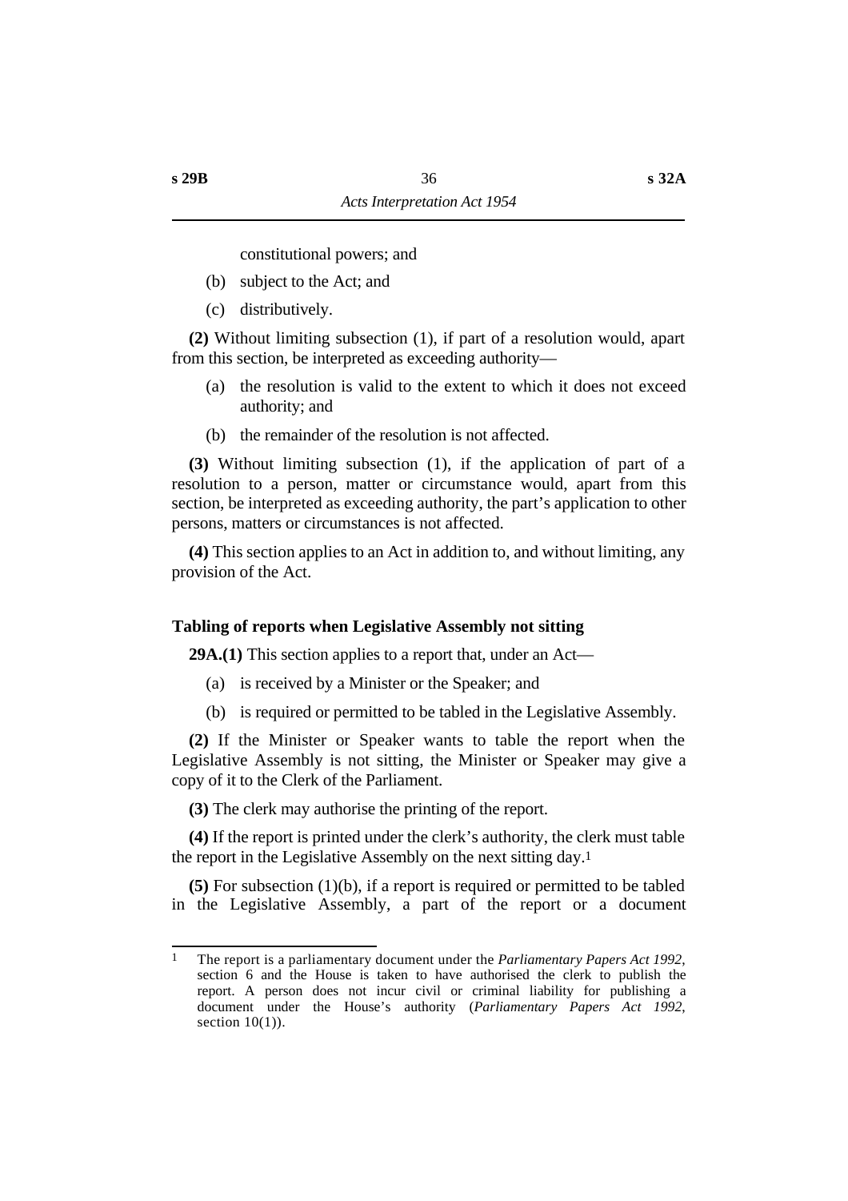constitutional powers; and

(b) subject to the Act; and

(c) distributively.

**(2)** Without limiting subsection (1), if part of a resolution would, apart from this section, be interpreted as exceeding authority—

(a) the resolution is valid to the extent to which it does not exceed authority; and

(b) the remainder of the resolution is not affected.

**(3)** Without limiting subsection (1), if the application of part of a resolution to a person, matter or circumstance would, apart from this section, be interpreted as exceeding authority, the part's application to other persons, matters or circumstances is not affected.

**(4)** This section applies to an Act in addition to, and without limiting, any provision of the Act.

### Tabling of reports when Legislative Assembly not sitting

**29A.(1)** This section applies to a report that, under an Act—

(a) is received by a Minister or the Speaker; and

(b) is required or permitted to be tabled in the Legislative Assembly.

**(2)** If the Minister or Speaker wants to table the report when the Legislative Assembly is not sitting, the Minister or Speaker may give a copy of it to the Clerk of the Parliament.

**(3)** The clerk may authorise the printing of the report.

**(4)** If the report is printed under the clerk's authority, the clerk must table the report in the Legislative Assembly on the next sitting day.[1]

**(5)** For subsection (1)(b), if a report is required or permitted to be tabled in the Legislative Assembly, a part of the report or a document

---

[1] The report is a parliamentary document under the *Parliamentary Papers Act 1992*, section 6 and the House is taken to have authorised the clerk to publish the report. A person does not incur civil or criminal liability for publishing a document under the House's authority (*Parliamentary Papers Act 1992*, section 10(1)).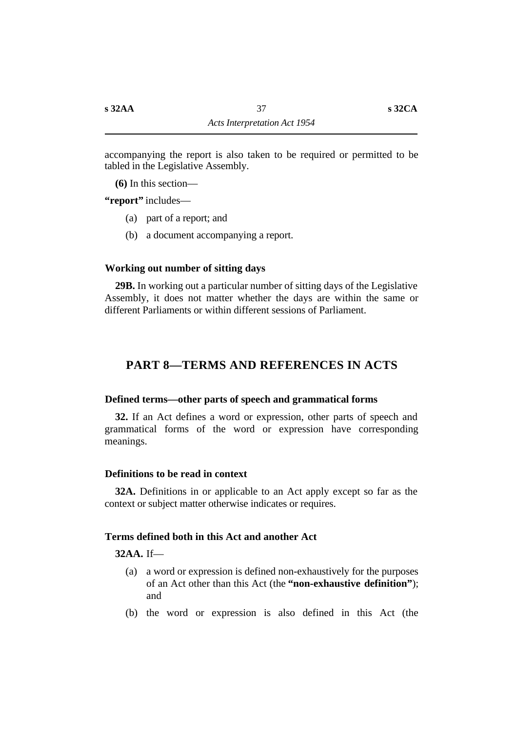accompanying the report is also taken to be required or permitted to be tabled in the Legislative Assembly.

**(6)** In this section—

**"report"** includes—

(a) part of a report; and

(b) a document accompanying a report.

#### Working out number of sitting days

**29B.** In working out a particular number of sitting days of the Legislative Assembly, it does not matter whether the days are within the same or different Parliaments or within different sessions of Parliament.

## PART 8—TERMS AND REFERENCES IN ACTS

#### Defined terms—other parts of speech and grammatical forms

**32.** If an Act defines a word or expression, other parts of speech and grammatical forms of the word or expression have corresponding meanings.

#### Definitions to be read in context

**32A.** Definitions in or applicable to an Act apply except so far as the context or subject matter otherwise indicates or requires.

#### Terms defined both in this Act and another Act

**32AA.** If—

(a) a word or expression is defined non-exhaustively for the purposes of an Act other than this Act (the **"non-exhaustive definition"**); and

(b) the word or expression is also defined in this Act (the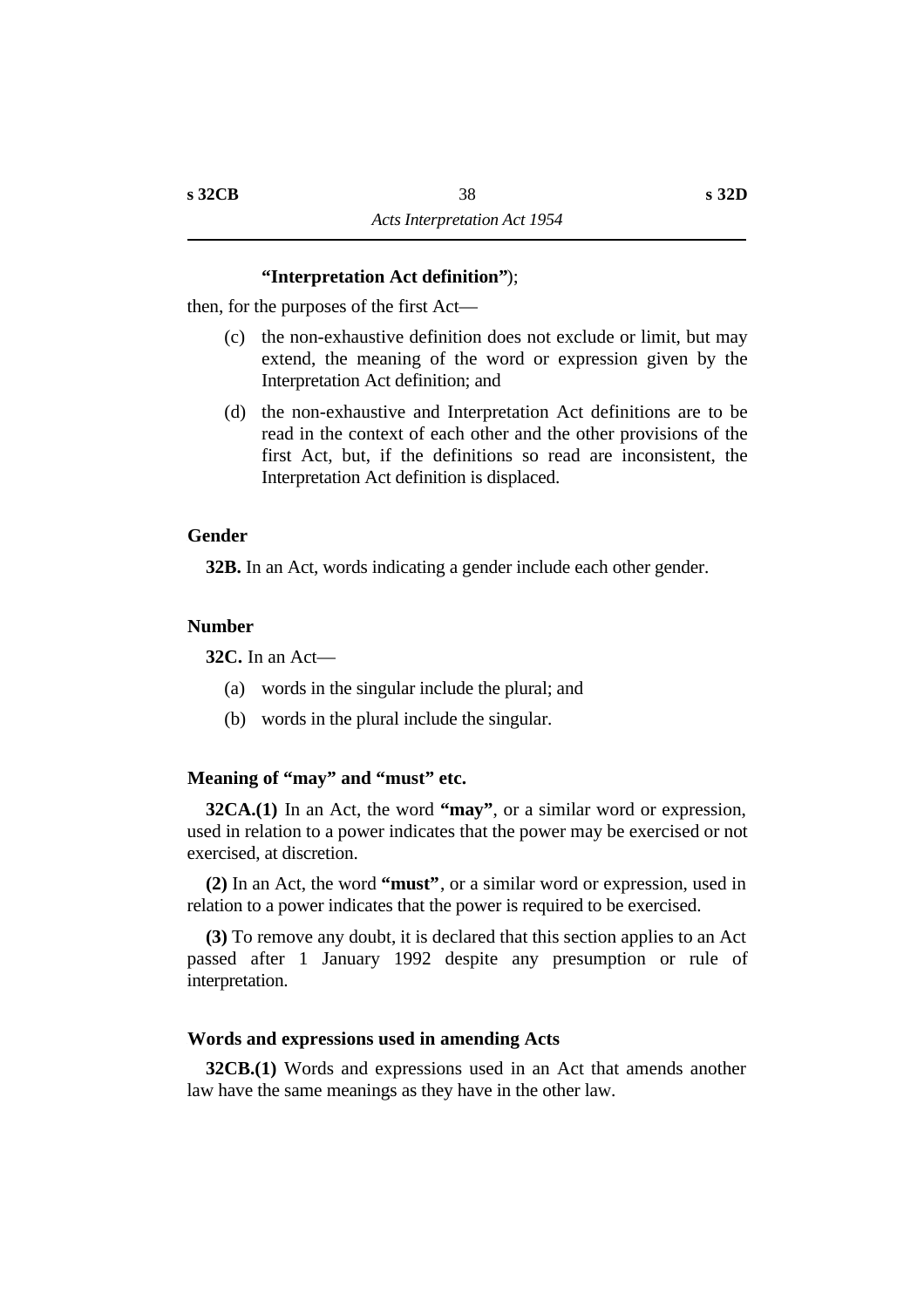**"Interpretation Act definition"**);

then, for the purposes of the first Act—

(c) the non-exhaustive definition does not exclude or limit, but may extend, the meaning of the word or expression given by the Interpretation Act definition; and

(d) the non-exhaustive and Interpretation Act definitions are to be read in the context of each other and the other provisions of the first Act, but, if the definitions so read are inconsistent, the Interpretation Act definition is displaced.

### Gender

**32B.** In an Act, words indicating a gender include each other gender.

### Number

**32C.** In an Act—

(a) words in the singular include the plural; and

(b) words in the plural include the singular.

### Meaning of "may" and "must" etc.

**32CA.(1)** In an Act, the word **"may"**, or a similar word or expression, used in relation to a power indicates that the power may be exercised or not exercised, at discretion.

**(2)** In an Act, the word **"must"**, or a similar word or expression, used in relation to a power indicates that the power is required to be exercised.

**(3)** To remove any doubt, it is declared that this section applies to an Act passed after 1 January 1992 despite any presumption or rule of interpretation.

### Words and expressions used in amending Acts

**32CB.(1)** Words and expressions used in an Act that amends another law have the same meanings as they have in the other law.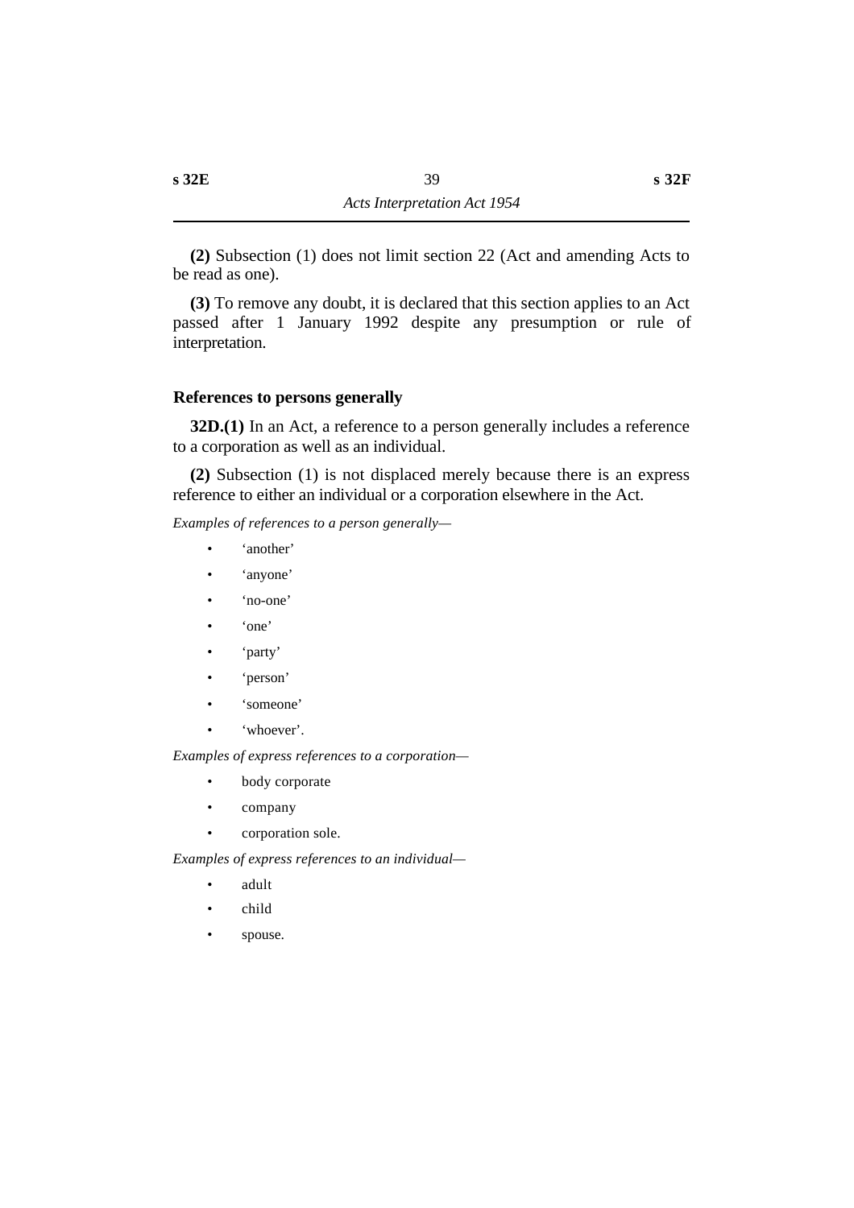**(2)** Subsection (1) does not limit section 22 (Act and amending Acts to be read as one).

**(3)** To remove any doubt, it is declared that this section applies to an Act passed after 1 January 1992 despite any presumption or rule of interpretation.

### References to persons generally

**32D.(1)** In an Act, a reference to a person generally includes a reference to a corporation as well as an individual.

**(2)** Subsection (1) is not displaced merely because there is an express reference to either an individual or a corporation elsewhere in the Act.

*Examples of references to a person generally—*

- 'another'
- 'anyone'
- 'no-one'
- 'one'
- 'party'
- 'person'
- 'someone'
- 'whoever'.

*Examples of express references to a corporation—*

- body corporate
- company
- corporation sole.

*Examples of express references to an individual—*

- adult
- child
- spouse.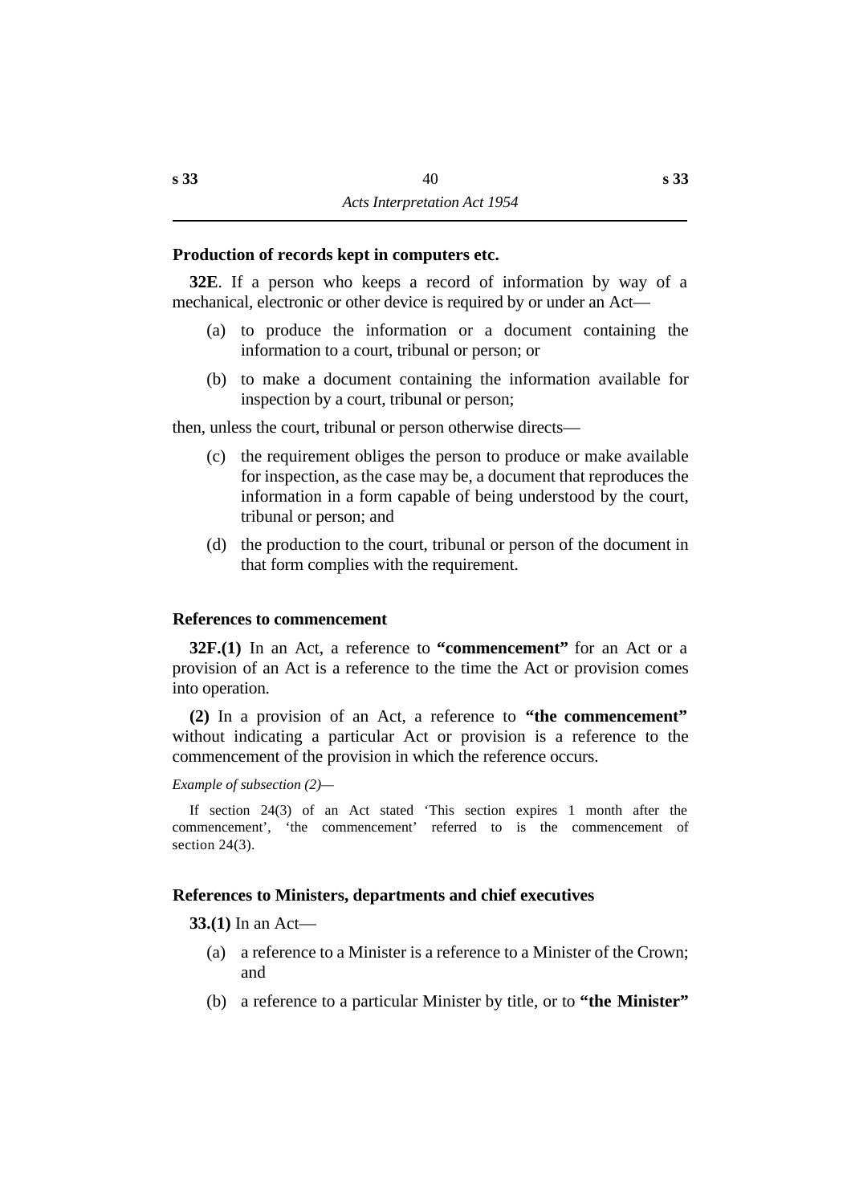### Production of records kept in computers etc.

**32E**. If a person who keeps a record of information by way of a mechanical, electronic or other device is required by or under an Act—

(a) to produce the information or a document containing the information to a court, tribunal or person; or

(b) to make a document containing the information available for inspection by a court, tribunal or person;

then, unless the court, tribunal or person otherwise directs—

(c) the requirement obliges the person to produce or make available for inspection, as the case may be, a document that reproduces the information in a form capable of being understood by the court, tribunal or person; and

(d) the production to the court, tribunal or person of the document in that form complies with the requirement.

### References to commencement

**32F.(1)** In an Act, a reference to **"commencement"** for an Act or a provision of an Act is a reference to the time the Act or provision comes into operation.

**(2)** In a provision of an Act, a reference to **"the commencement"** without indicating a particular Act or provision is a reference to the commencement of the provision in which the reference occurs.

*Example of subsection (2)—*

If section 24(3) of an Act stated 'This section expires 1 month after the commencement', 'the commencement' referred to is the commencement of section 24(3).

### References to Ministers, departments and chief executives

**33.(1)** In an Act—

(a) a reference to a Minister is a reference to a Minister of the Crown; and

(b) a reference to a particular Minister by title, or to **"the Minister"**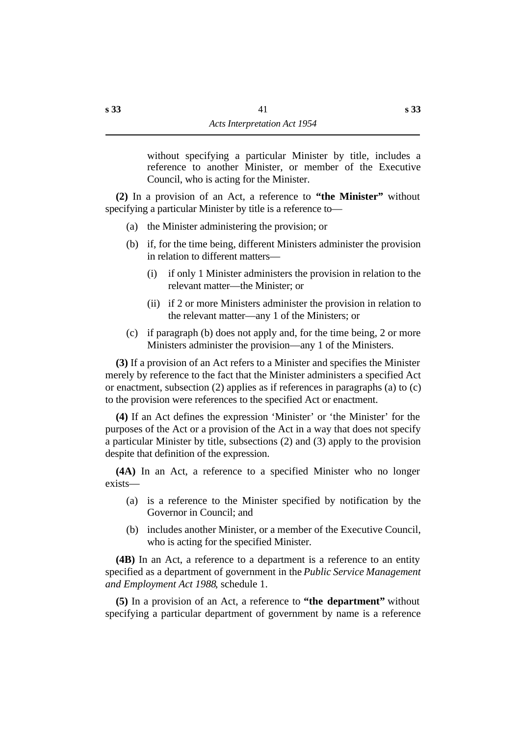without specifying a particular Minister by title, includes a reference to another Minister, or member of the Executive Council, who is acting for the Minister.

**(2)** In a provision of an Act, a reference to **"the Minister"** without specifying a particular Minister by title is a reference to—

(a) the Minister administering the provision; or

(b) if, for the time being, different Ministers administer the provision in relation to different matters—

(i) if only 1 Minister administers the provision in relation to the relevant matter—the Minister; or

(ii) if 2 or more Ministers administer the provision in relation to the relevant matter—any 1 of the Ministers; or

(c) if paragraph (b) does not apply and, for the time being, 2 or more Ministers administer the provision—any 1 of the Ministers.

**(3)** If a provision of an Act refers to a Minister and specifies the Minister merely by reference to the fact that the Minister administers a specified Act or enactment, subsection (2) applies as if references in paragraphs (a) to (c) to the provision were references to the specified Act or enactment.

**(4)** If an Act defines the expression 'Minister' or 'the Minister' for the purposes of the Act or a provision of the Act in a way that does not specify a particular Minister by title, subsections (2) and (3) apply to the provision despite that definition of the expression.

**(4A)** In an Act, a reference to a specified Minister who no longer exists—

(a) is a reference to the Minister specified by notification by the Governor in Council; and

(b) includes another Minister, or a member of the Executive Council, who is acting for the specified Minister.

**(4B)** In an Act, a reference to a department is a reference to an entity specified as a department of government in the *Public Service Management and Employment Act 1988*, schedule 1.

**(5)** In a provision of an Act, a reference to **"the department"** without specifying a particular department of government by name is a reference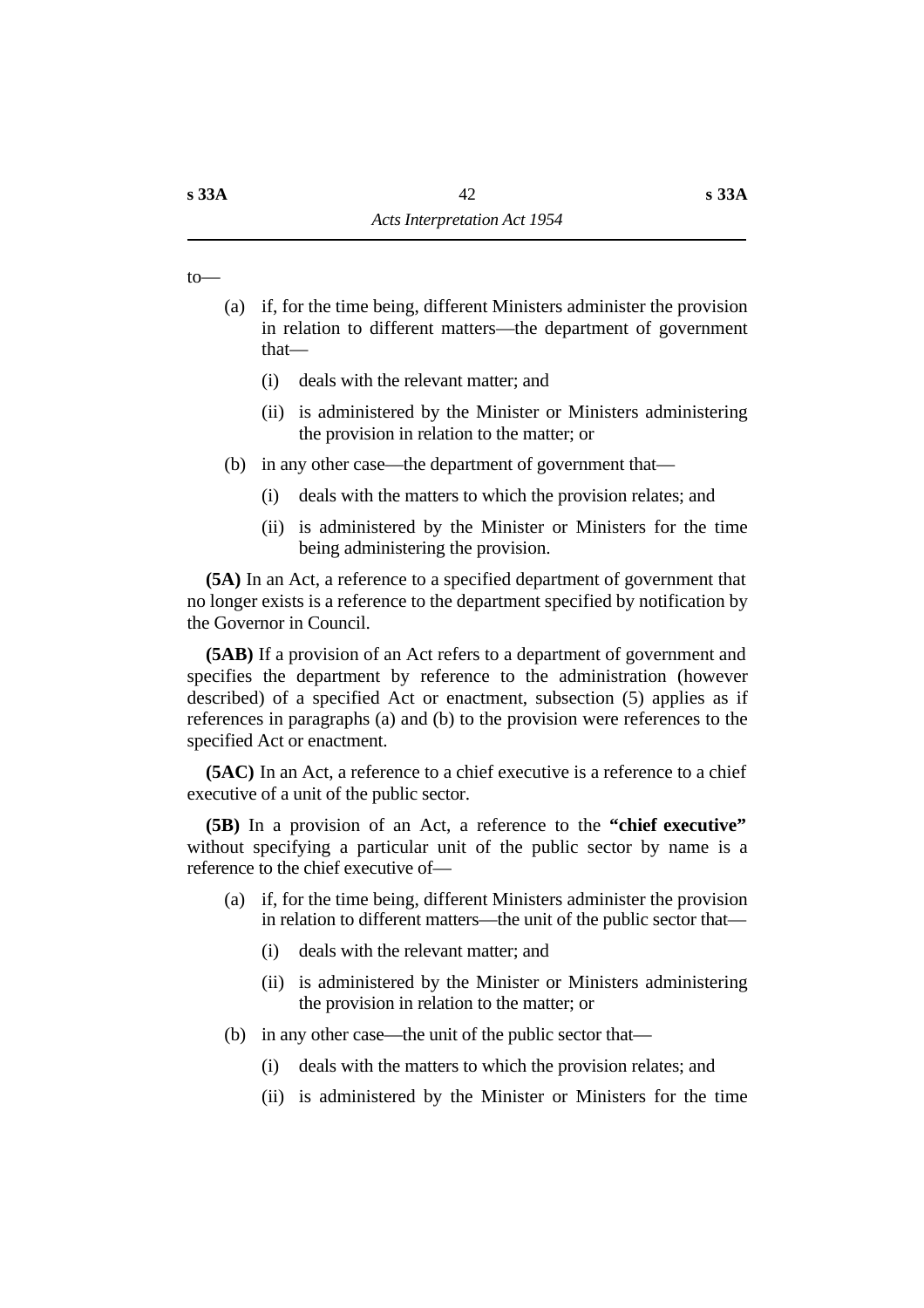to—

(a) if, for the time being, different Ministers administer the provision in relation to different matters—the department of government that—

(i) deals with the relevant matter; and

(ii) is administered by the Minister or Ministers administering the provision in relation to the matter; or

(b) in any other case—the department of government that—

(i) deals with the matters to which the provision relates; and

(ii) is administered by the Minister or Ministers for the time being administering the provision.

**(5A)** In an Act, a reference to a specified department of government that no longer exists is a reference to the department specified by notification by the Governor in Council.

**(5AB)** If a provision of an Act refers to a department of government and specifies the department by reference to the administration (however described) of a specified Act or enactment, subsection (5) applies as if references in paragraphs (a) and (b) to the provision were references to the specified Act or enactment.

**(5AC)** In an Act, a reference to a chief executive is a reference to a chief executive of a unit of the public sector.

**(5B)** In a provision of an Act, a reference to the **"chief executive"** without specifying a particular unit of the public sector by name is a reference to the chief executive of—

(a) if, for the time being, different Ministers administer the provision in relation to different matters—the unit of the public sector that—

(i) deals with the relevant matter; and

(ii) is administered by the Minister or Ministers administering the provision in relation to the matter; or

(b) in any other case—the unit of the public sector that—

(i) deals with the matters to which the provision relates; and

(ii) is administered by the Minister or Ministers for the time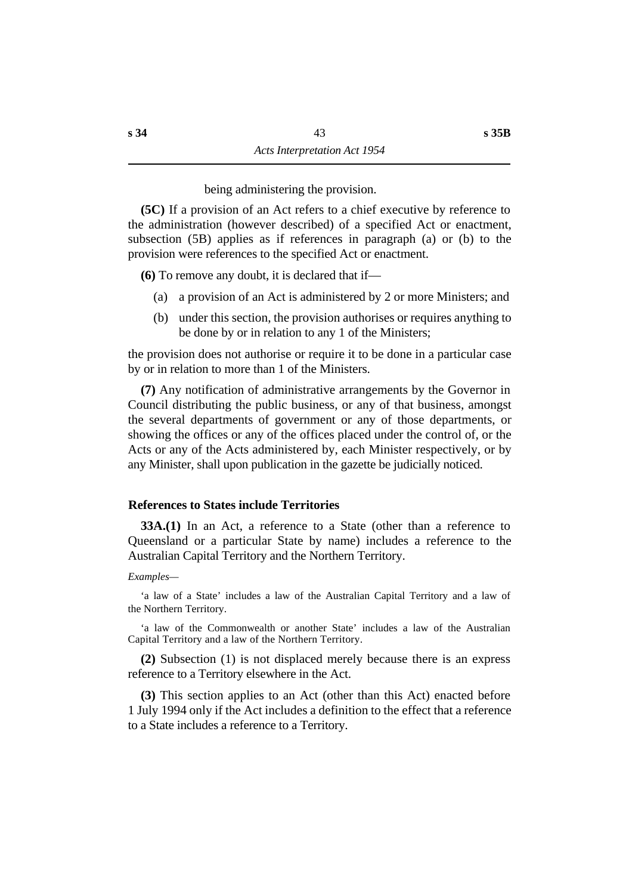being administering the provision.

**(5C)** If a provision of an Act refers to a chief executive by reference to the administration (however described) of a specified Act or enactment, subsection (5B) applies as if references in paragraph (a) or (b) to the provision were references to the specified Act or enactment.

**(6)** To remove any doubt, it is declared that if—

(a) a provision of an Act is administered by 2 or more Ministers; and

(b) under this section, the provision authorises or requires anything to be done by or in relation to any 1 of the Ministers;

the provision does not authorise or require it to be done in a particular case by or in relation to more than 1 of the Ministers.

**(7)** Any notification of administrative arrangements by the Governor in Council distributing the public business, or any of that business, amongst the several departments of government or any of those departments, or showing the offices or any of the offices placed under the control of, or the Acts or any of the Acts administered by, each Minister respectively, or by any Minister, shall upon publication in the gazette be judicially noticed.

### References to States include Territories

**33A.(1)** In an Act, a reference to a State (other than a reference to Queensland or a particular State by name) includes a reference to the Australian Capital Territory and the Northern Territory.

*Examples*—

'a law of a State' includes a law of the Australian Capital Territory and a law of the Northern Territory.

'a law of the Commonwealth or another State' includes a law of the Australian Capital Territory and a law of the Northern Territory.

**(2)** Subsection (1) is not displaced merely because there is an express reference to a Territory elsewhere in the Act.

**(3)** This section applies to an Act (other than this Act) enacted before 1 July 1994 only if the Act includes a definition to the effect that a reference to a State includes a reference to a Territory.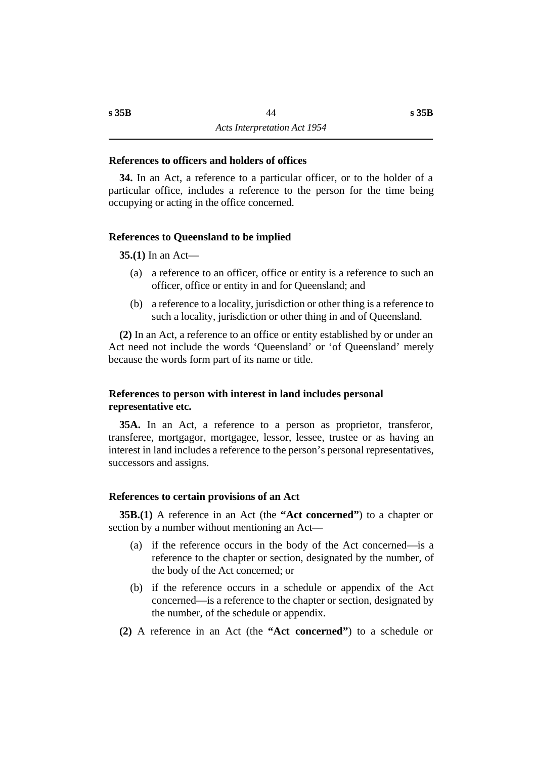### References to officers and holders of offices

**34.** In an Act, a reference to a particular officer, or to the holder of a particular office, includes a reference to the person for the time being occupying or acting in the office concerned.

### References to Queensland to be implied

**35.(1)** In an Act—

(a) a reference to an officer, office or entity is a reference to such an officer, office or entity in and for Queensland; and

(b) a reference to a locality, jurisdiction or other thing is a reference to such a locality, jurisdiction or other thing in and of Queensland.

**(2)** In an Act, a reference to an office or entity established by or under an Act need not include the words 'Queensland' or 'of Queensland' merely because the words form part of its name or title.

### References to person with interest in land includes personal representative etc.

**35A.** In an Act, a reference to a person as proprietor, transferor, transferee, mortgagor, mortgagee, lessor, lessee, trustee or as having an interest in land includes a reference to the person's personal representatives, successors and assigns.

### References to certain provisions of an Act

**35B.(1)** A reference in an Act (the **"Act concerned"**) to a chapter or section by a number without mentioning an Act—

(a) if the reference occurs in the body of the Act concerned—is a reference to the chapter or section, designated by the number, of the body of the Act concerned; or

(b) if the reference occurs in a schedule or appendix of the Act concerned—is a reference to the chapter or section, designated by the number, of the schedule or appendix.

**(2)** A reference in an Act (the **"Act concerned"**) to a schedule or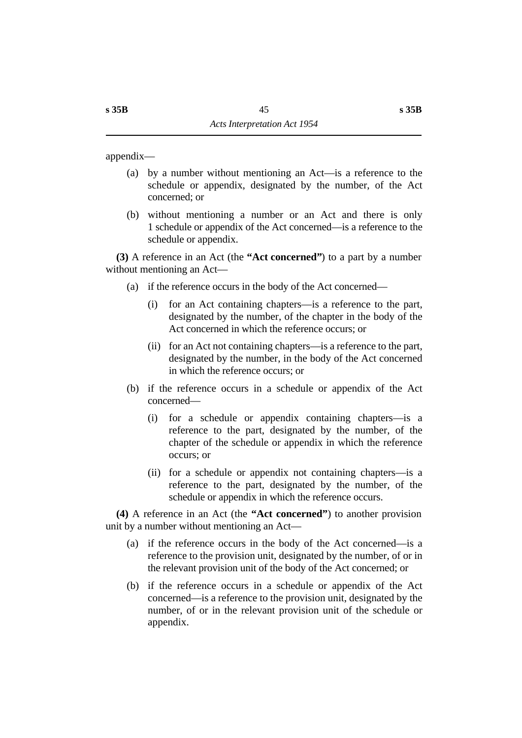appendix—

(a) by a number without mentioning an Act—is a reference to the schedule or appendix, designated by the number, of the Act concerned; or

(b) without mentioning a number or an Act and there is only 1 schedule or appendix of the Act concerned—is a reference to the schedule or appendix.

**(3)** A reference in an Act (the **"Act concerned"**) to a part by a number without mentioning an Act—

(a) if the reference occurs in the body of the Act concerned—

(i) for an Act containing chapters—is a reference to the part, designated by the number, of the chapter in the body of the Act concerned in which the reference occurs; or

(ii) for an Act not containing chapters—is a reference to the part, designated by the number, in the body of the Act concerned in which the reference occurs; or

(b) if the reference occurs in a schedule or appendix of the Act concerned—

(i) for a schedule or appendix containing chapters—is a reference to the part, designated by the number, of the chapter of the schedule or appendix in which the reference occurs; or

(ii) for a schedule or appendix not containing chapters—is a reference to the part, designated by the number, of the schedule or appendix in which the reference occurs.

**(4)** A reference in an Act (the **"Act concerned"**) to another provision unit by a number without mentioning an Act—

(a) if the reference occurs in the body of the Act concerned—is a reference to the provision unit, designated by the number, of or in the relevant provision unit of the body of the Act concerned; or

(b) if the reference occurs in a schedule or appendix of the Act concerned—is a reference to the provision unit, designated by the number, of or in the relevant provision unit of the schedule or appendix.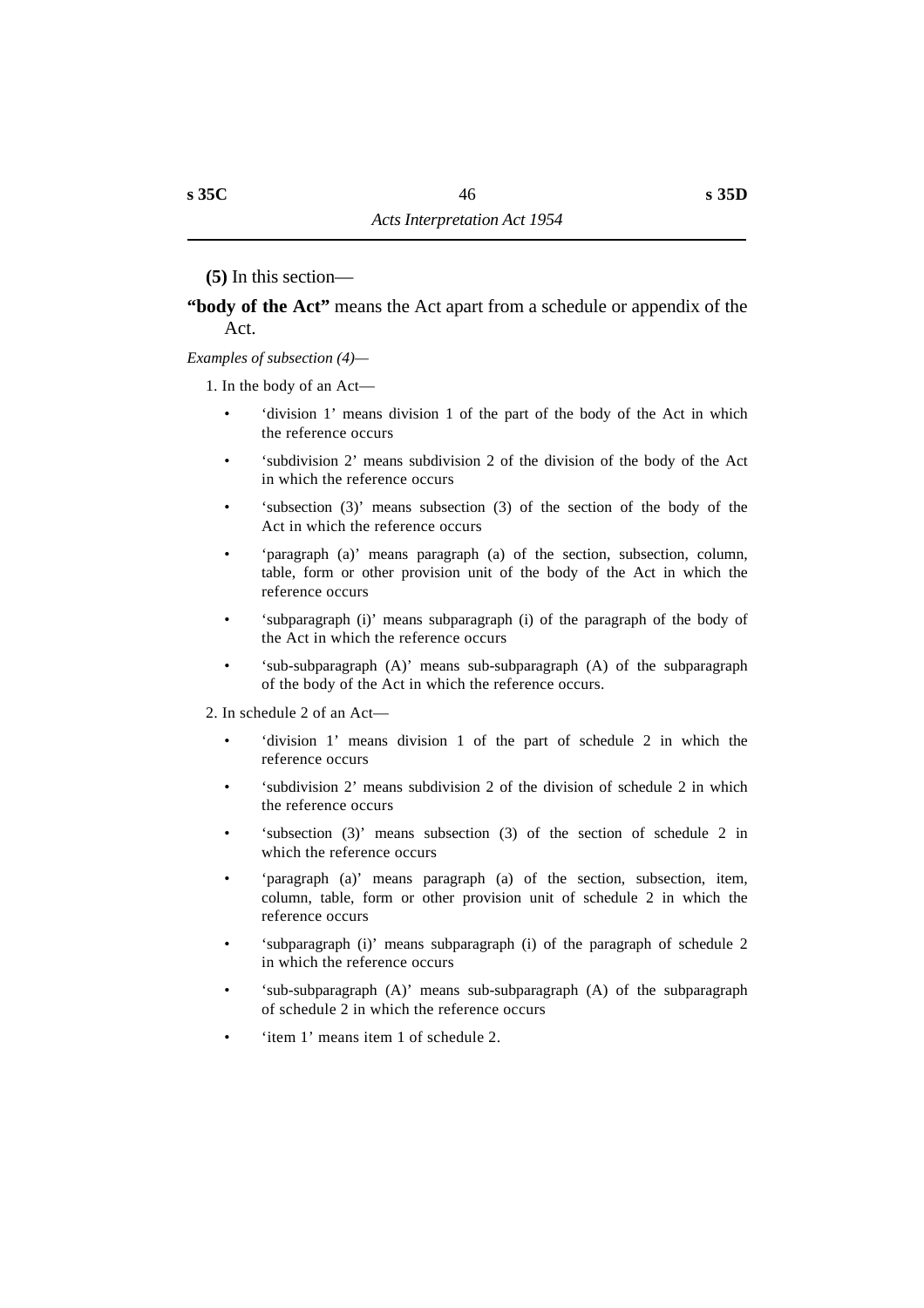**(5)** In this section—

**"body of the Act"** means the Act apart from a schedule or appendix of the Act.

*Examples of subsection (4)—*

1. In the body of an Act—

- 'division 1' means division 1 of the part of the body of the Act in which the reference occurs
- 'subdivision 2' means subdivision 2 of the division of the body of the Act in which the reference occurs
- 'subsection (3)' means subsection (3) of the section of the body of the Act in which the reference occurs
- 'paragraph (a)' means paragraph (a) of the section, subsection, column, table, form or other provision unit of the body of the Act in which the reference occurs
- 'subparagraph (i)' means subparagraph (i) of the paragraph of the body of the Act in which the reference occurs
- 'sub-subparagraph (A)' means sub-subparagraph (A) of the subparagraph of the body of the Act in which the reference occurs.

2. In schedule 2 of an Act—

- 'division 1' means division 1 of the part of schedule 2 in which the reference occurs
- 'subdivision 2' means subdivision 2 of the division of schedule 2 in which the reference occurs
- 'subsection (3)' means subsection (3) of the section of schedule 2 in which the reference occurs
- 'paragraph (a)' means paragraph (a) of the section, subsection, item, column, table, form or other provision unit of schedule 2 in which the reference occurs
- 'subparagraph (i)' means subparagraph (i) of the paragraph of schedule 2 in which the reference occurs
- 'sub-subparagraph (A)' means sub-subparagraph (A) of the subparagraph of schedule 2 in which the reference occurs
- 'item 1' means item 1 of schedule 2.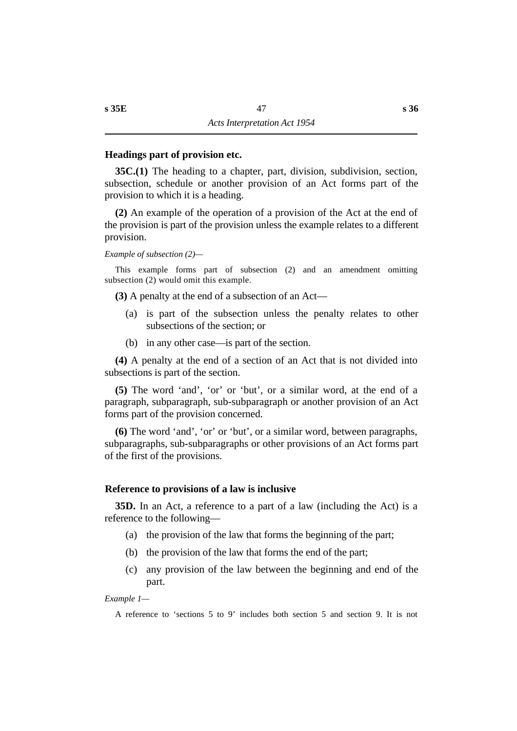### Headings part of provision etc.

**35C.(1)** The heading to a chapter, part, division, subdivision, section, subsection, schedule or another provision of an Act forms part of the provision to which it is a heading.

**(2)** An example of the operation of a provision of the Act at the end of the provision is part of the provision unless the example relates to a different provision.

*Example of subsection (2)—*

This example forms part of subsection (2) and an amendment omitting subsection (2) would omit this example.

**(3)** A penalty at the end of a subsection of an Act—

(a) is part of the subsection unless the penalty relates to other subsections of the section; or

(b) in any other case—is part of the section.

**(4)** A penalty at the end of a section of an Act that is not divided into subsections is part of the section.

**(5)** The word 'and', 'or' or 'but', or a similar word, at the end of a paragraph, subparagraph, sub-subparagraph or another provision of an Act forms part of the provision concerned.

**(6)** The word 'and', 'or' or 'but', or a similar word, between paragraphs, subparagraphs, sub-subparagraphs or other provisions of an Act forms part of the first of the provisions.

### Reference to provisions of a law is inclusive

**35D.** In an Act, a reference to a part of a law (including the Act) is a reference to the following—

(a) the provision of the law that forms the beginning of the part;

(b) the provision of the law that forms the end of the part;

(c) any provision of the law between the beginning and end of the part.

*Example 1—*

A reference to 'sections 5 to 9' includes both section 5 and section 9. It is not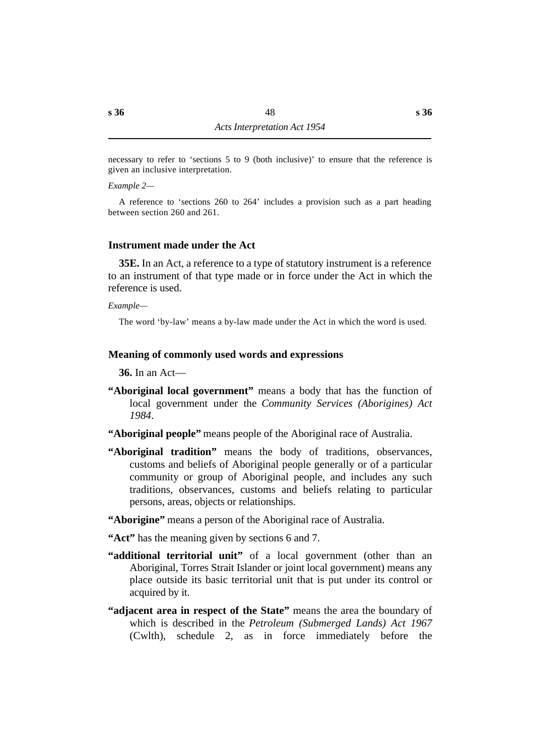necessary to refer to 'sections 5 to 9 (both inclusive)' to ensure that the reference is given an inclusive interpretation.

*Example 2—*

A reference to 'sections 260 to 264' includes a provision such as a part heading between section 260 and 261.

### Instrument made under the Act

**35E.** In an Act, a reference to a type of statutory instrument is a reference to an instrument of that type made or in force under the Act in which the reference is used.

*Example—*

The word 'by-law' means a by-law made under the Act in which the word is used.

### Meaning of commonly used words and expressions

**36.** In an Act—

**"Aboriginal local government"** means a body that has the function of local government under the *Community Services (Aborigines) Act 1984*.

**"Aboriginal people"** means people of the Aboriginal race of Australia.

**"Aboriginal tradition"** means the body of traditions, observances, customs and beliefs of Aboriginal people generally or of a particular community or group of Aboriginal people, and includes any such traditions, observances, customs and beliefs relating to particular persons, areas, objects or relationships.

**"Aborigine"** means a person of the Aboriginal race of Australia.

**"Act"** has the meaning given by sections 6 and 7.

**"additional territorial unit"** of a local government (other than an Aboriginal, Torres Strait Islander or joint local government) means any place outside its basic territorial unit that is put under its control or acquired by it.

**"adjacent area in respect of the State"** means the area the boundary of which is described in the *Petroleum (Submerged Lands) Act 1967* (Cwlth), schedule 2, as in force immediately before the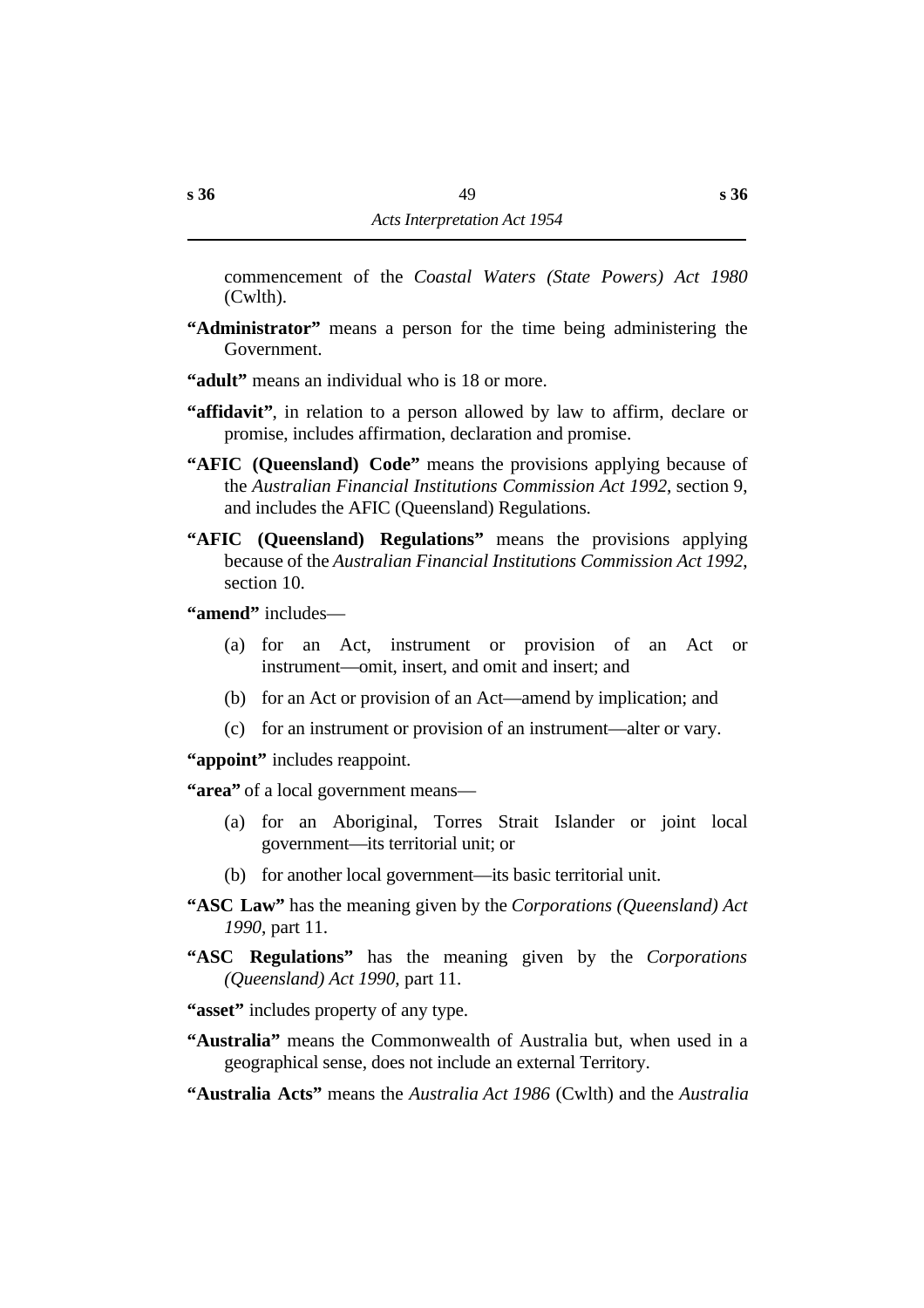commencement of the *Coastal Waters (State Powers) Act 1980* (Cwlth).

**"Administrator"** means a person for the time being administering the Government.

**"adult"** means an individual who is 18 or more.

**"affidavit"**, in relation to a person allowed by law to affirm, declare or promise, includes affirmation, declaration and promise.

**"AFIC (Queensland) Code"** means the provisions applying because of the *Australian Financial Institutions Commission Act 1992*, section 9, and includes the AFIC (Queensland) Regulations.

**"AFIC (Queensland) Regulations"** means the provisions applying because of the *Australian Financial Institutions Commission Act 1992*, section 10.

**"amend"** includes—

(a) for an Act, instrument or provision of an Act or instrument—omit, insert, and omit and insert; and

(b) for an Act or provision of an Act—amend by implication; and

(c) for an instrument or provision of an instrument—alter or vary.

**"appoint"** includes reappoint.

**"area"** of a local government means—

(a) for an Aboriginal, Torres Strait Islander or joint local government—its territorial unit; or

(b) for another local government—its basic territorial unit.

**"ASC Law"** has the meaning given by the *Corporations (Queensland) Act 1990*, part 11.

**"ASC Regulations"** has the meaning given by the *Corporations (Queensland) Act 1990*, part 11.

**"asset"** includes property of any type.

**"Australia"** means the Commonwealth of Australia but, when used in a geographical sense, does not include an external Territory.

**"Australia Acts"** means the *Australia Act 1986* (Cwlth) and the *Australia*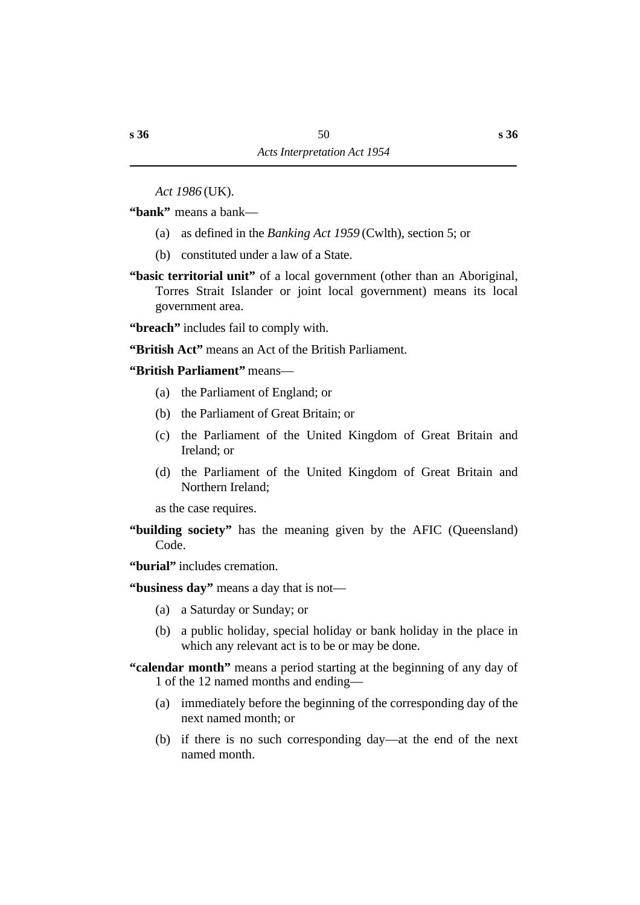*Act 1986* (UK).

**"bank"** means a bank—

(a) as defined in the *Banking Act 1959* (Cwlth), section 5; or

(b) constituted under a law of a State.

**"basic territorial unit"** of a local government (other than an Aboriginal, Torres Strait Islander or joint local government) means its local government area.

**"breach"** includes fail to comply with.

**"British Act"** means an Act of the British Parliament.

**"British Parliament"** means—

(a) the Parliament of England; or

(b) the Parliament of Great Britain; or

(c) the Parliament of the United Kingdom of Great Britain and Ireland; or

(d) the Parliament of the United Kingdom of Great Britain and Northern Ireland;

as the case requires.

**"building society"** has the meaning given by the AFIC (Queensland) Code.

**"burial"** includes cremation.

**"business day"** means a day that is not—

(a) a Saturday or Sunday; or

(b) a public holiday, special holiday or bank holiday in the place in which any relevant act is to be or may be done.

**"calendar month"** means a period starting at the beginning of any day of 1 of the 12 named months and ending—

(a) immediately before the beginning of the corresponding day of the next named month; or

(b) if there is no such corresponding day—at the end of the next named month.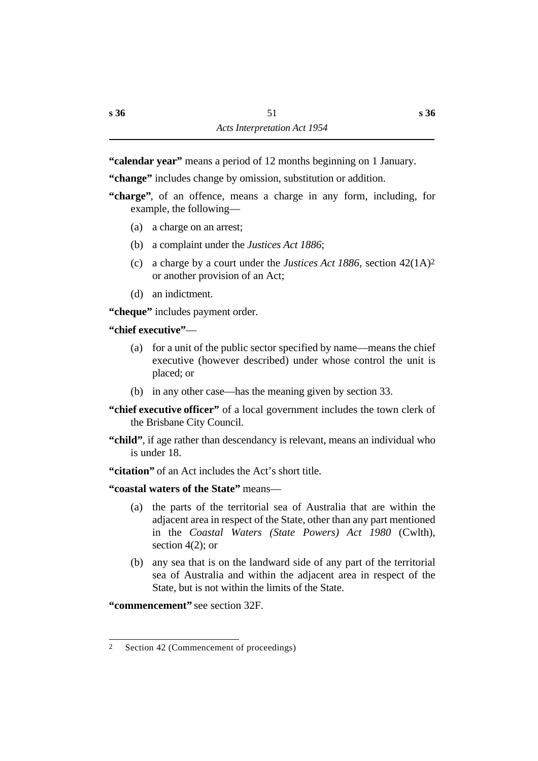**“calendar year”** means a period of 12 months beginning on 1 January.

**“change”** includes change by omission, substitution or addition.

**“charge”**, of an offence, means a charge in any form, including, for example, the following—

- (a) a charge on an arrest;
- (b) a complaint under the *Justices Act 1886*;
- (c) a charge by a court under the *Justices Act 1886*, section 42(1A)[2] or another provision of an Act;
- (d) an indictment.

**“cheque”** includes payment order.

**“chief executive”**—

- (a) for a unit of the public sector specified by name—means the chief executive (however described) under whose control the unit is placed; or
- (b) in any other case—has the meaning given by section 33.

**“chief executive officer”** of a local government includes the town clerk of the Brisbane City Council.

**“child”**, if age rather than descendancy is relevant, means an individual who is under 18.

**“citation”** of an Act includes the Act’s short title.

**“coastal waters of the State”** means—

- (a) the parts of the territorial sea of Australia that are within the adjacent area in respect of the State, other than any part mentioned in the *Coastal Waters (State Powers) Act 1980* (Cwlth), section 4(2); or
- (b) any sea that is on the landward side of any part of the territorial sea of Australia and within the adjacent area in respect of the State, but is not within the limits of the State.

**“commencement”** see section 32F.

---

2 Section 42 (Commencement of proceedings)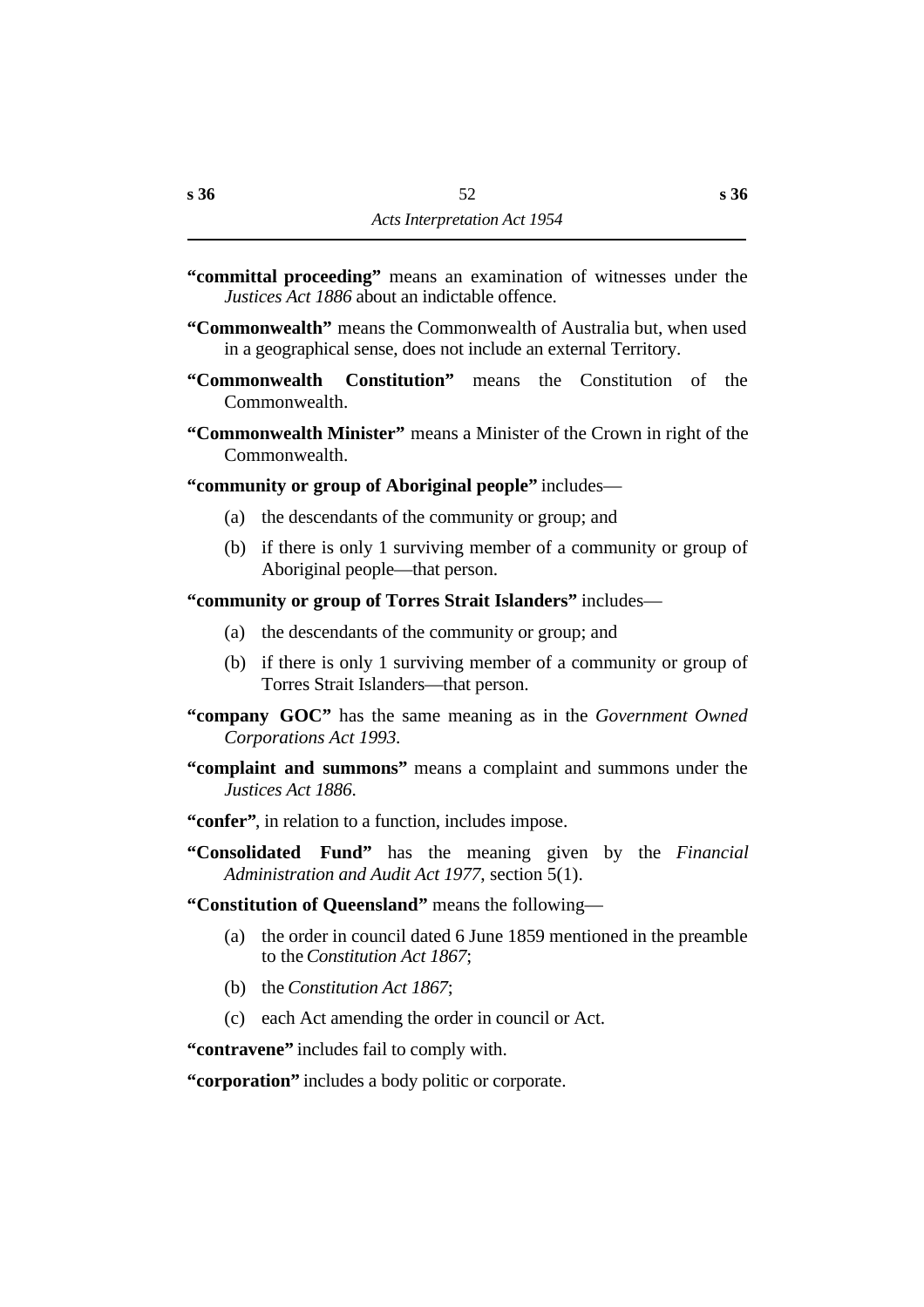**"committal proceeding"** means an examination of witnesses under the *Justices Act 1886* about an indictable offence.

**"Commonwealth"** means the Commonwealth of Australia but, when used in a geographical sense, does not include an external Territory.

**"Commonwealth Constitution"** means the Constitution of the Commonwealth.

**"Commonwealth Minister"** means a Minister of the Crown in right of the Commonwealth.

**"community or group of Aboriginal people"** includes—

(a) the descendants of the community or group; and

(b) if there is only 1 surviving member of a community or group of Aboriginal people—that person.

**"community or group of Torres Strait Islanders"** includes—

(a) the descendants of the community or group; and

(b) if there is only 1 surviving member of a community or group of Torres Strait Islanders—that person.

**"company GOC"** has the same meaning as in the *Government Owned Corporations Act 1993*.

**"complaint and summons"** means a complaint and summons under the *Justices Act 1886*.

**"confer"**, in relation to a function, includes impose.

**"Consolidated Fund"** has the meaning given by the *Financial Administration and Audit Act 1977*, section 5(1).

**"Constitution of Queensland"** means the following—

(a) the order in council dated 6 June 1859 mentioned in the preamble to the *Constitution Act 1867*;

(b) the *Constitution Act 1867*;

(c) each Act amending the order in council or Act.

**"contravene"** includes fail to comply with.

**"corporation"** includes a body politic or corporate.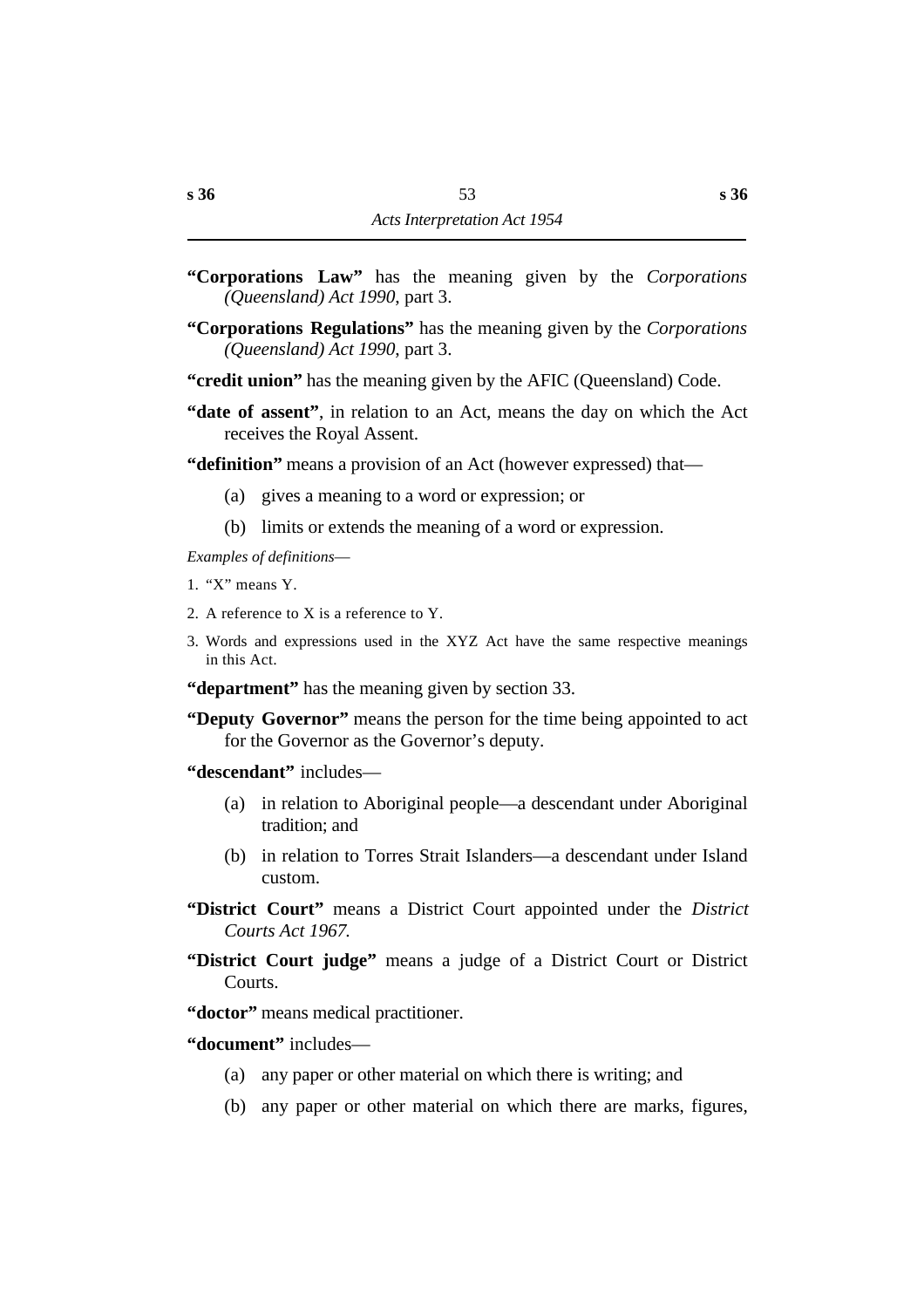**"Corporations Law"** has the meaning given by the *Corporations (Queensland) Act 1990*, part 3.

**"Corporations Regulations"** has the meaning given by the *Corporations (Queensland) Act 1990*, part 3.

**"credit union"** has the meaning given by the AFIC (Queensland) Code.

**"date of assent"**, in relation to an Act, means the day on which the Act receives the Royal Assent.

**"definition"** means a provision of an Act (however expressed) that—

(a) gives a meaning to a word or expression; or

(b) limits or extends the meaning of a word or expression.

*Examples of definitions*—

1. "X" means Y.
2. A reference to X is a reference to Y.
3. Words and expressions used in the XYZ Act have the same respective meanings in this Act.

**"department"** has the meaning given by section 33.

**"Deputy Governor"** means the person for the time being appointed to act for the Governor as the Governor's deputy.

**"descendant"** includes—

(a) in relation to Aboriginal people—a descendant under Aboriginal tradition; and

(b) in relation to Torres Strait Islanders—a descendant under Island custom.

**"District Court"** means a District Court appointed under the *District Courts Act 1967.*

**"District Court judge"** means a judge of a District Court or District Courts.

**"doctor"** means medical practitioner.

**"document"** includes—

(a) any paper or other material on which there is writing; and

(b) any paper or other material on which there are marks, figures,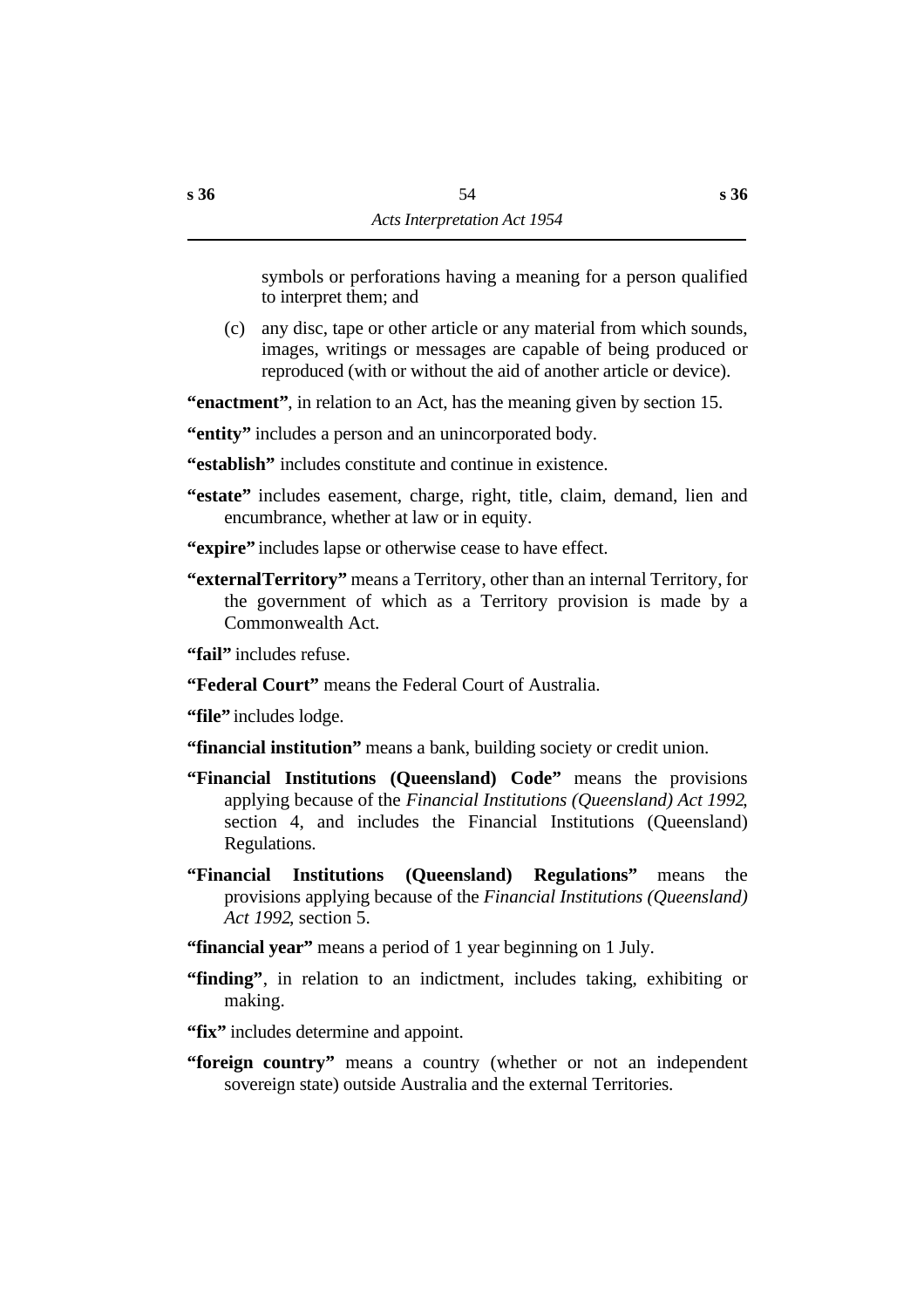symbols or perforations having a meaning for a person qualified to interpret them; and

(c) any disc, tape or other article or any material from which sounds, images, writings or messages are capable of being produced or reproduced (with or without the aid of another article or device).

**"enactment"**, in relation to an Act, has the meaning given by section 15.

**"entity"** includes a person and an unincorporated body.

**"establish"** includes constitute and continue in existence.

**"estate"** includes easement, charge, right, title, claim, demand, lien and encumbrance, whether at law or in equity.

**"expire"** includes lapse or otherwise cease to have effect.

**"externalTerritory"** means a Territory, other than an internal Territory, for the government of which as a Territory provision is made by a Commonwealth Act.

**"fail"** includes refuse.

**"Federal Court"** means the Federal Court of Australia.

**"file"** includes lodge.

**"financial institution"** means a bank, building society or credit union.

**"Financial Institutions (Queensland) Code"** means the provisions applying because of the *Financial Institutions (Queensland) Act 1992*, section 4, and includes the Financial Institutions (Queensland) Regulations.

**"Financial Institutions (Queensland) Regulations"** means the provisions applying because of the *Financial Institutions (Queensland) Act 1992*, section 5.

**"financial year"** means a period of 1 year beginning on 1 July.

**"finding"**, in relation to an indictment, includes taking, exhibiting or making.

**"fix"** includes determine and appoint.

**"foreign country"** means a country (whether or not an independent sovereign state) outside Australia and the external Territories.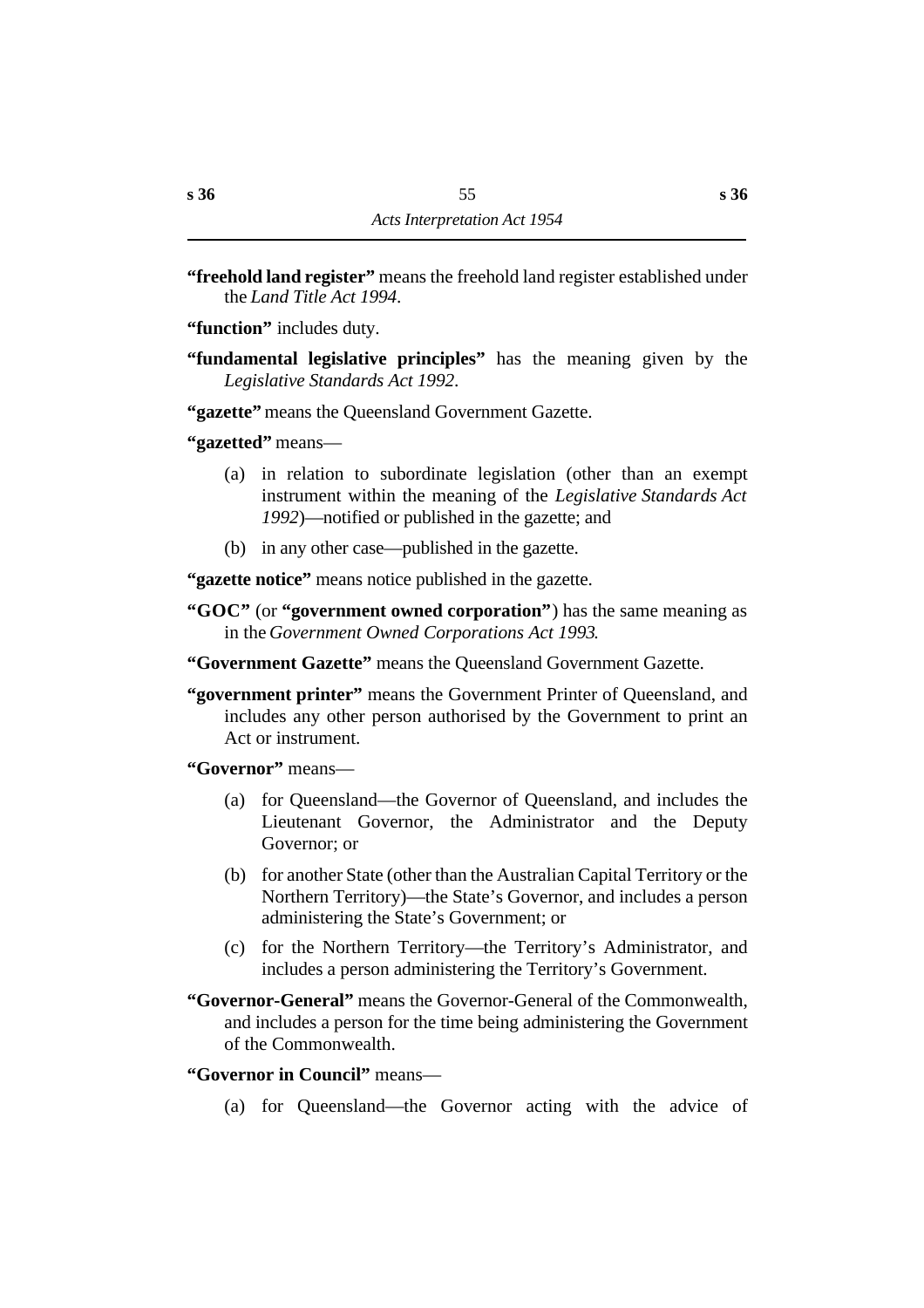**"freehold land register"** means the freehold land register established under the *Land Title Act 1994*.

**"function"** includes duty.

**"fundamental legislative principles"** has the meaning given by the *Legislative Standards Act 1992*.

**"gazette"** means the Queensland Government Gazette.

**"gazetted"** means—

(a) in relation to subordinate legislation (other than an exempt instrument within the meaning of the *Legislative Standards Act 1992*)—notified or published in the gazette; and

(b) in any other case—published in the gazette.

**"gazette notice"** means notice published in the gazette.

**"GOC"** (or **"government owned corporation"**) has the same meaning as in the *Government Owned Corporations Act 1993*.

**"Government Gazette"** means the Queensland Government Gazette.

**"government printer"** means the Government Printer of Queensland, and includes any other person authorised by the Government to print an Act or instrument.

**"Governor"** means—

(a) for Queensland—the Governor of Queensland, and includes the Lieutenant Governor, the Administrator and the Deputy Governor; or

(b) for another State (other than the Australian Capital Territory or the Northern Territory)—the State's Governor, and includes a person administering the State's Government; or

(c) for the Northern Territory—the Territory's Administrator, and includes a person administering the Territory's Government.

**"Governor-General"** means the Governor-General of the Commonwealth, and includes a person for the time being administering the Government of the Commonwealth.

**"Governor in Council"** means—

(a) for Queensland—the Governor acting with the advice of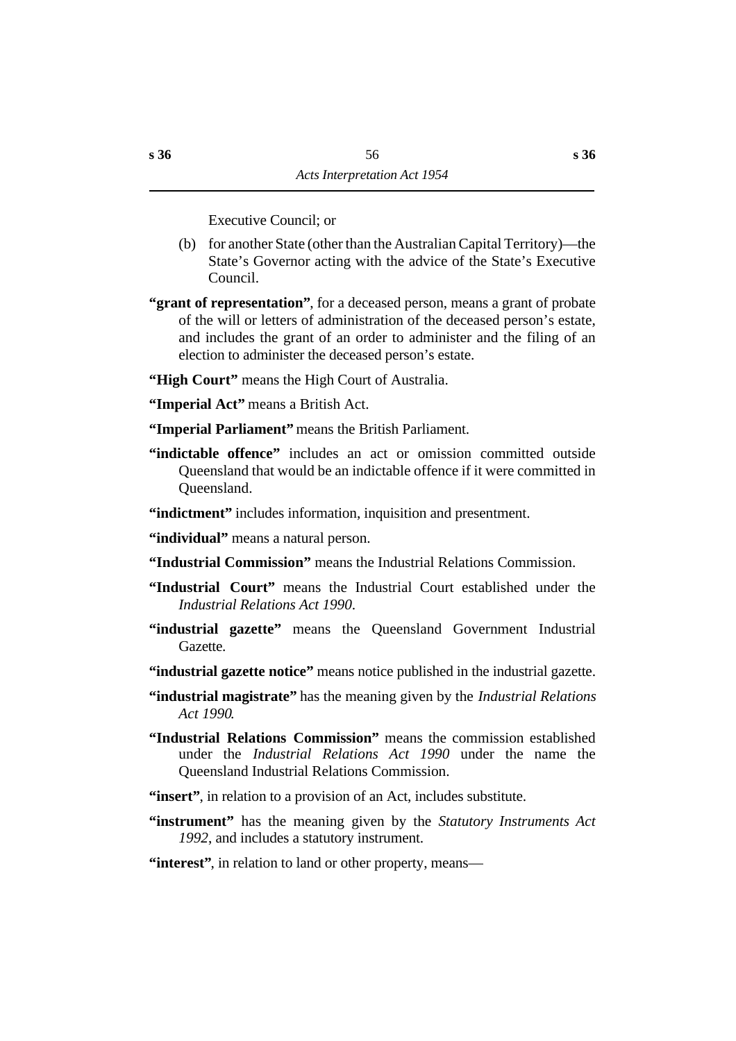Executive Council; or

(b) for another State (other than the Australian Capital Territory)—the State's Governor acting with the advice of the State's Executive Council.

**"grant of representation"**, for a deceased person, means a grant of probate of the will or letters of administration of the deceased person's estate, and includes the grant of an order to administer and the filing of an election to administer the deceased person's estate.

**"High Court"** means the High Court of Australia.

**"Imperial Act"** means a British Act.

**"Imperial Parliament"** means the British Parliament.

**"indictable offence"** includes an act or omission committed outside Queensland that would be an indictable offence if it were committed in Queensland.

**"indictment"** includes information, inquisition and presentment.

**"individual"** means a natural person.

**"Industrial Commission"** means the Industrial Relations Commission.

**"Industrial Court"** means the Industrial Court established under the *Industrial Relations Act 1990*.

**"industrial gazette"** means the Queensland Government Industrial Gazette.

**"industrial gazette notice"** means notice published in the industrial gazette.

**"industrial magistrate"** has the meaning given by the *Industrial Relations Act 1990*.

**"Industrial Relations Commission"** means the commission established under the *Industrial Relations Act 1990* under the name the Queensland Industrial Relations Commission.

**"insert"**, in relation to a provision of an Act, includes substitute.

**"instrument"** has the meaning given by the *Statutory Instruments Act 1992*, and includes a statutory instrument.

**"interest"**, in relation to land or other property, means—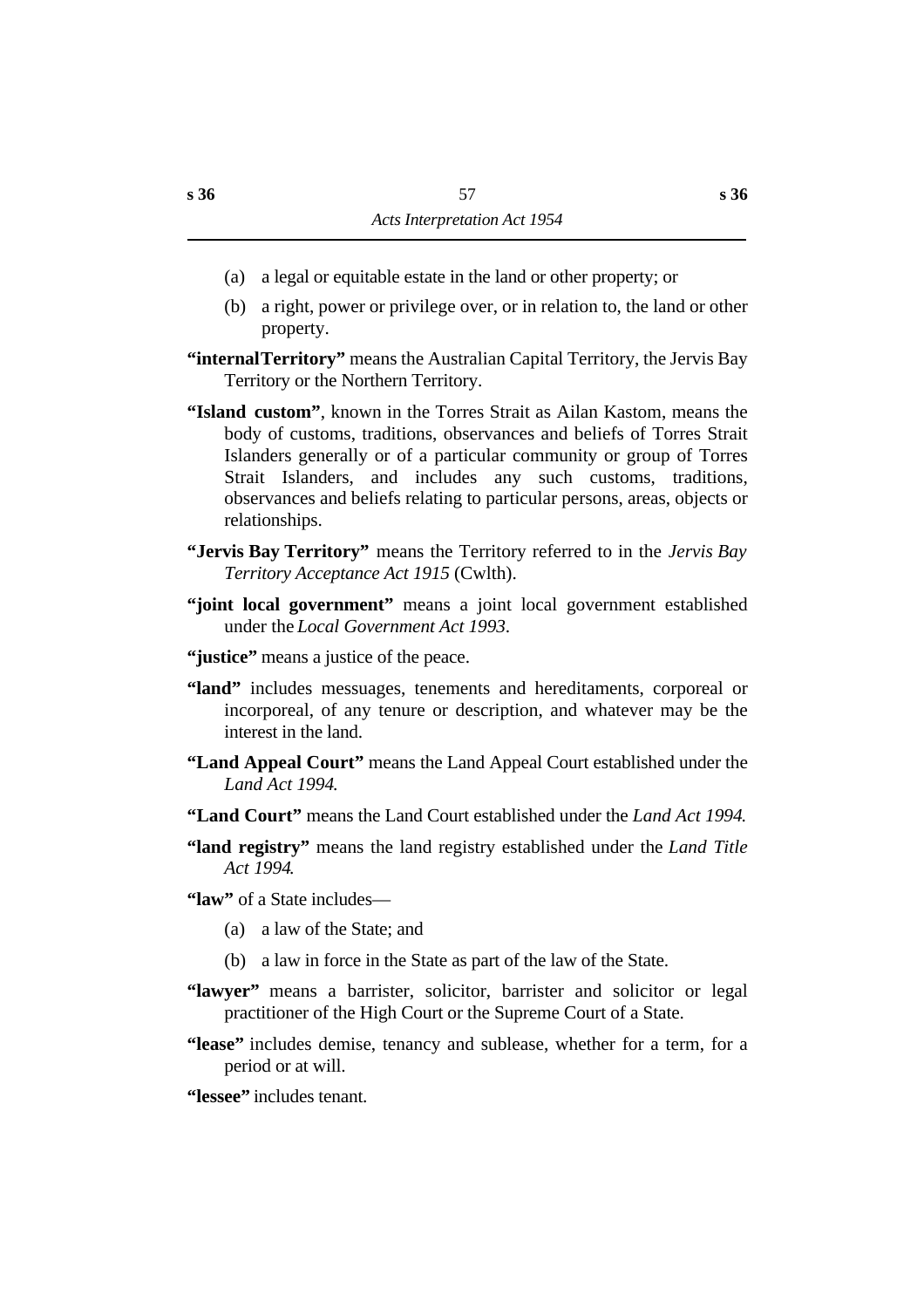(a) a legal or equitable estate in the land or other property; or

(b) a right, power or privilege over, or in relation to, the land or other property.

**"internalTerritory"** means the Australian Capital Territory, the Jervis Bay Territory or the Northern Territory.

**"Island custom"**, known in the Torres Strait as Ailan Kastom, means the body of customs, traditions, observances and beliefs of Torres Strait Islanders generally or of a particular community or group of Torres Strait Islanders, and includes any such customs, traditions, observances and beliefs relating to particular persons, areas, objects or relationships.

**"Jervis Bay Territory"** means the Territory referred to in the *Jervis Bay Territory Acceptance Act 1915* (Cwlth).

**"joint local government"** means a joint local government established under the *Local Government Act 1993*.

**"justice"** means a justice of the peace.

**"land"** includes messuages, tenements and hereditaments, corporeal or incorporeal, of any tenure or description, and whatever may be the interest in the land.

**"Land Appeal Court"** means the Land Appeal Court established under the *Land Act 1994.*

**"Land Court"** means the Land Court established under the *Land Act 1994.*

**"land registry"** means the land registry established under the *Land Title Act 1994.*

**"law"** of a State includes—

(a) a law of the State; and

(b) a law in force in the State as part of the law of the State.

**"lawyer"** means a barrister, solicitor, barrister and solicitor or legal practitioner of the High Court or the Supreme Court of a State.

**"lease"** includes demise, tenancy and sublease, whether for a term, for a period or at will.

**"lessee"** includes tenant.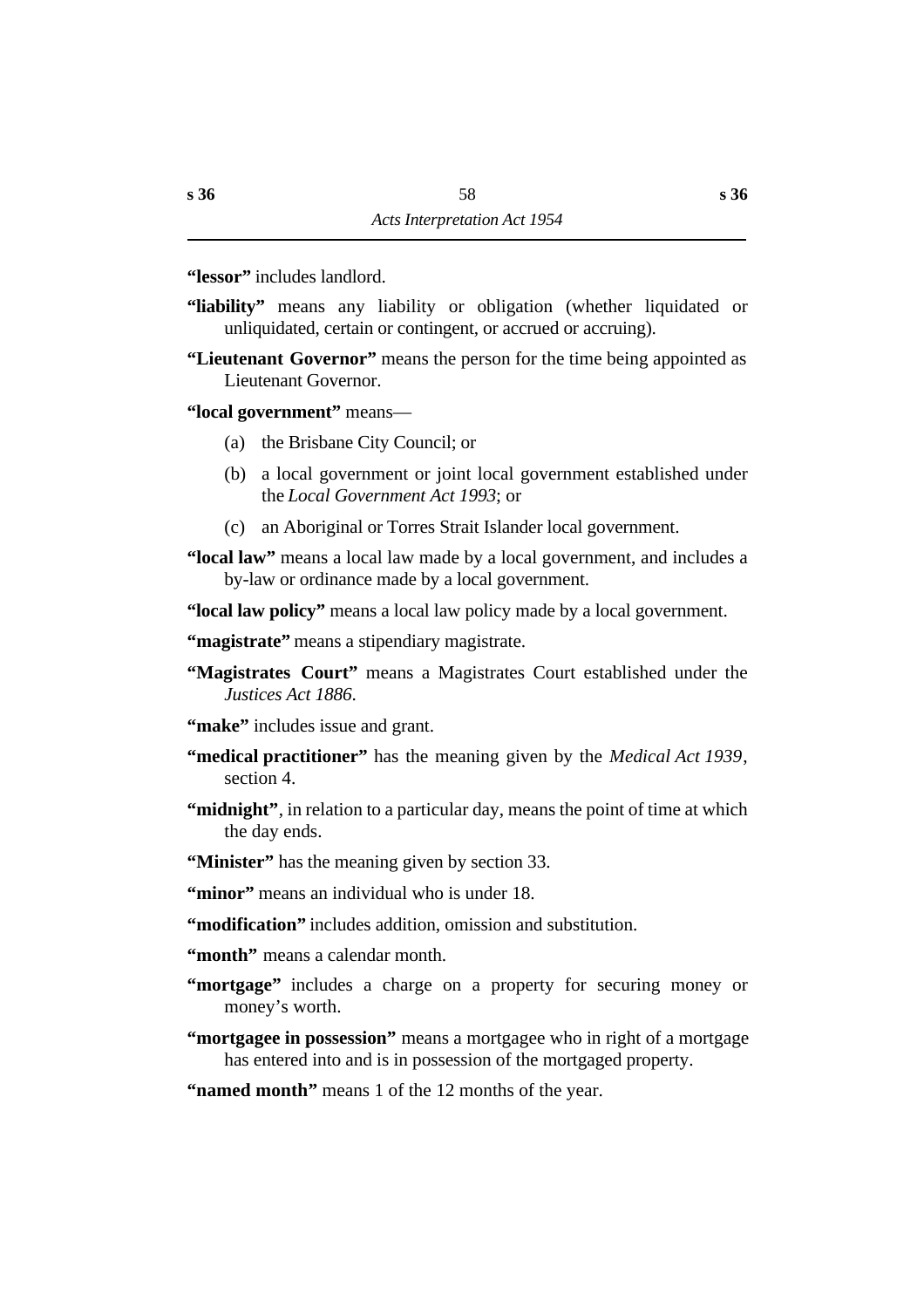**"lessor"** includes landlord.

**"liability"** means any liability or obligation (whether liquidated or unliquidated, certain or contingent, or accrued or accruing).

**"Lieutenant Governor"** means the person for the time being appointed as Lieutenant Governor.

**"local government"** means—

(a) the Brisbane City Council; or

(b) a local government or joint local government established under the *Local Government Act 1993*; or

(c) an Aboriginal or Torres Strait Islander local government.

**"local law"** means a local law made by a local government, and includes a by-law or ordinance made by a local government.

**"local law policy"** means a local law policy made by a local government.

**"magistrate"** means a stipendiary magistrate.

**"Magistrates Court"** means a Magistrates Court established under the *Justices Act 1886*.

**"make"** includes issue and grant.

**"medical practitioner"** has the meaning given by the *Medical Act 1939*, section 4.

**"midnight"**, in relation to a particular day, means the point of time at which the day ends.

**"Minister"** has the meaning given by section 33.

**"minor"** means an individual who is under 18.

**"modification"** includes addition, omission and substitution.

**"month"** means a calendar month.

**"mortgage"** includes a charge on a property for securing money or money's worth.

**"mortgagee in possession"** means a mortgagee who in right of a mortgage has entered into and is in possession of the mortgaged property.

**"named month"** means 1 of the 12 months of the year.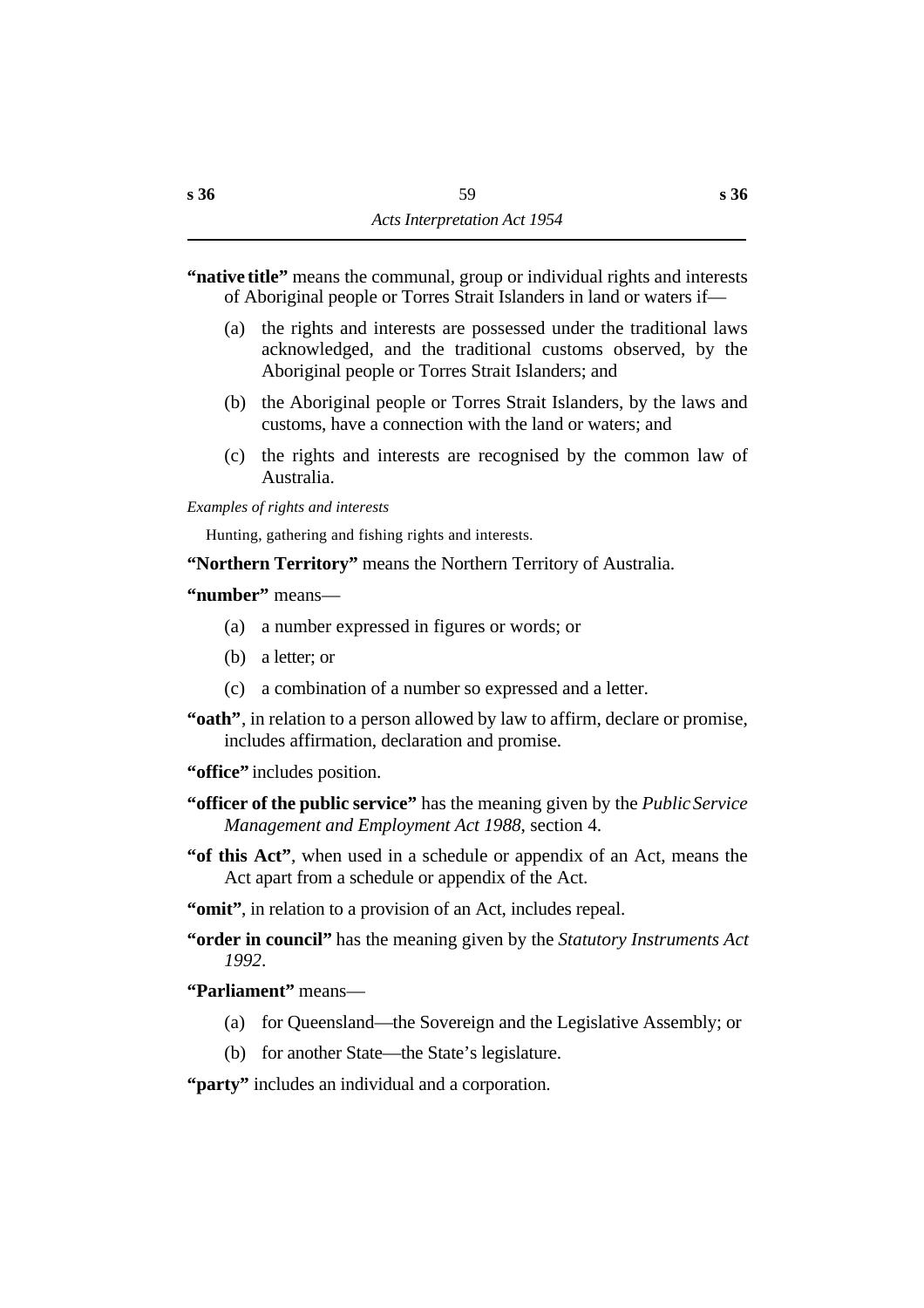**"native title"** means the communal, group or individual rights and interests of Aboriginal people or Torres Strait Islanders in land or waters if—

(a) the rights and interests are possessed under the traditional laws acknowledged, and the traditional customs observed, by the Aboriginal people or Torres Strait Islanders; and

(b) the Aboriginal people or Torres Strait Islanders, by the laws and customs, have a connection with the land or waters; and

(c) the rights and interests are recognised by the common law of Australia.

*Examples of rights and interests*

Hunting, gathering and fishing rights and interests.

**"Northern Territory"** means the Northern Territory of Australia.

**"number"** means—

(a) a number expressed in figures or words; or

(b) a letter; or

(c) a combination of a number so expressed and a letter.

**"oath"**, in relation to a person allowed by law to affirm, declare or promise, includes affirmation, declaration and promise.

**"office"** includes position.

**"officer of the public service"** has the meaning given by the *Public Service Management and Employment Act 1988*, section 4.

**"of this Act"**, when used in a schedule or appendix of an Act, means the Act apart from a schedule or appendix of the Act.

**"omit"**, in relation to a provision of an Act, includes repeal.

**"order in council"** has the meaning given by the *Statutory Instruments Act 1992*.

**"Parliament"** means—

(a) for Queensland—the Sovereign and the Legislative Assembly; or

(b) for another State—the State's legislature.

**"party"** includes an individual and a corporation.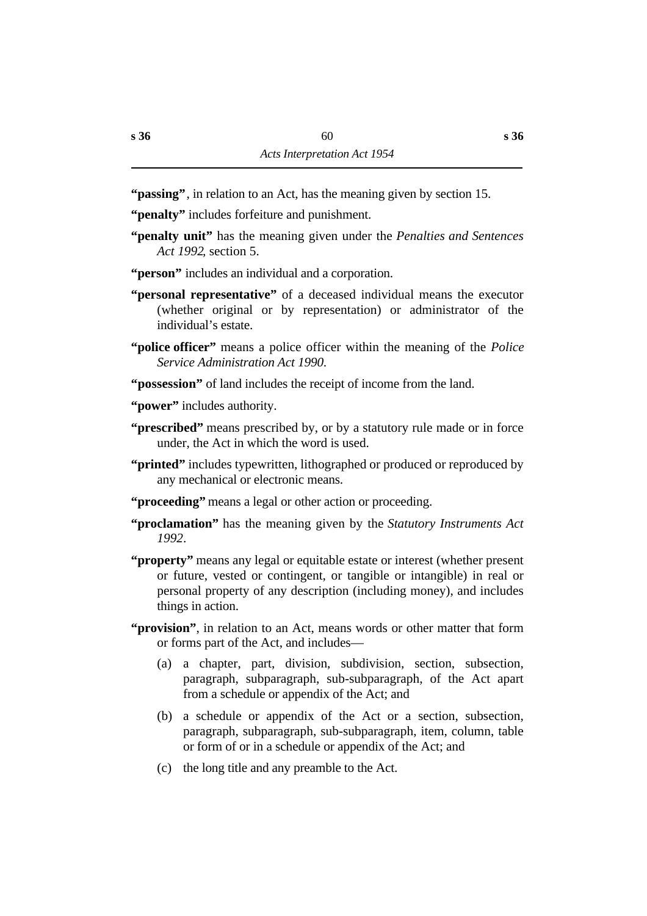**"passing"**, in relation to an Act, has the meaning given by section 15.

**"penalty"** includes forfeiture and punishment.

**"penalty unit"** has the meaning given under the *Penalties and Sentences Act 1992*, section 5.

**"person"** includes an individual and a corporation.

**"personal representative"** of a deceased individual means the executor (whether original or by representation) or administrator of the individual's estate.

**"police officer"** means a police officer within the meaning of the *Police Service Administration Act 1990.*

**"possession"** of land includes the receipt of income from the land.

**"power"** includes authority.

**"prescribed"** means prescribed by, or by a statutory rule made or in force under, the Act in which the word is used.

**"printed"** includes typewritten, lithographed or produced or reproduced by any mechanical or electronic means.

**"proceeding"** means a legal or other action or proceeding.

**"proclamation"** has the meaning given by the *Statutory Instruments Act 1992*.

**"property"** means any legal or equitable estate or interest (whether present or future, vested or contingent, or tangible or intangible) in real or personal property of any description (including money), and includes things in action.

**"provision"**, in relation to an Act, means words or other matter that form or forms part of the Act, and includes—

(a) a chapter, part, division, subdivision, section, subsection, paragraph, subparagraph, sub-subparagraph, of the Act apart from a schedule or appendix of the Act; and

(b) a schedule or appendix of the Act or a section, subsection, paragraph, subparagraph, sub-subparagraph, item, column, table or form of or in a schedule or appendix of the Act; and

(c) the long title and any preamble to the Act.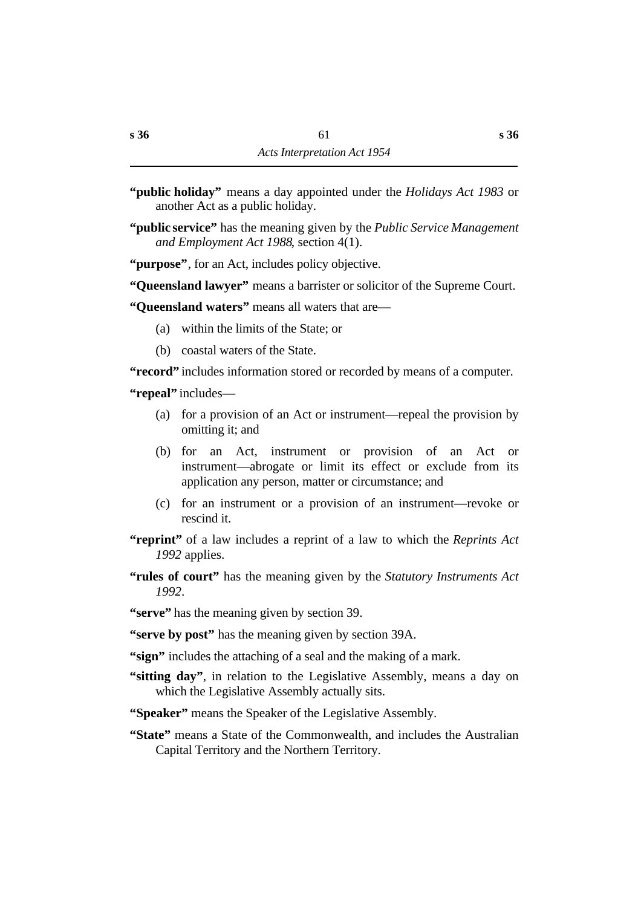**"public holiday"** means a day appointed under the *Holidays Act 1983* or another Act as a public holiday.

**"public service"** has the meaning given by the *Public Service Management and Employment Act 1988*, section 4(1).

**"purpose"**, for an Act, includes policy objective.

**"Queensland lawyer"** means a barrister or solicitor of the Supreme Court.

**"Queensland waters"** means all waters that are—

(a) within the limits of the State; or

(b) coastal waters of the State.

**"record"** includes information stored or recorded by means of a computer.

**"repeal"** includes—

(a) for a provision of an Act or instrument—repeal the provision by omitting it; and

(b) for an Act, instrument or provision of an Act or instrument—abrogate or limit its effect or exclude from its application any person, matter or circumstance; and

(c) for an instrument or a provision of an instrument—revoke or rescind it.

**"reprint"** of a law includes a reprint of a law to which the *Reprints Act 1992* applies.

**"rules of court"** has the meaning given by the *Statutory Instruments Act 1992*.

**"serve"** has the meaning given by section 39.

**"serve by post"** has the meaning given by section 39A.

**"sign"** includes the attaching of a seal and the making of a mark.

**"sitting day"**, in relation to the Legislative Assembly, means a day on which the Legislative Assembly actually sits.

**"Speaker"** means the Speaker of the Legislative Assembly.

**"State"** means a State of the Commonwealth, and includes the Australian Capital Territory and the Northern Territory.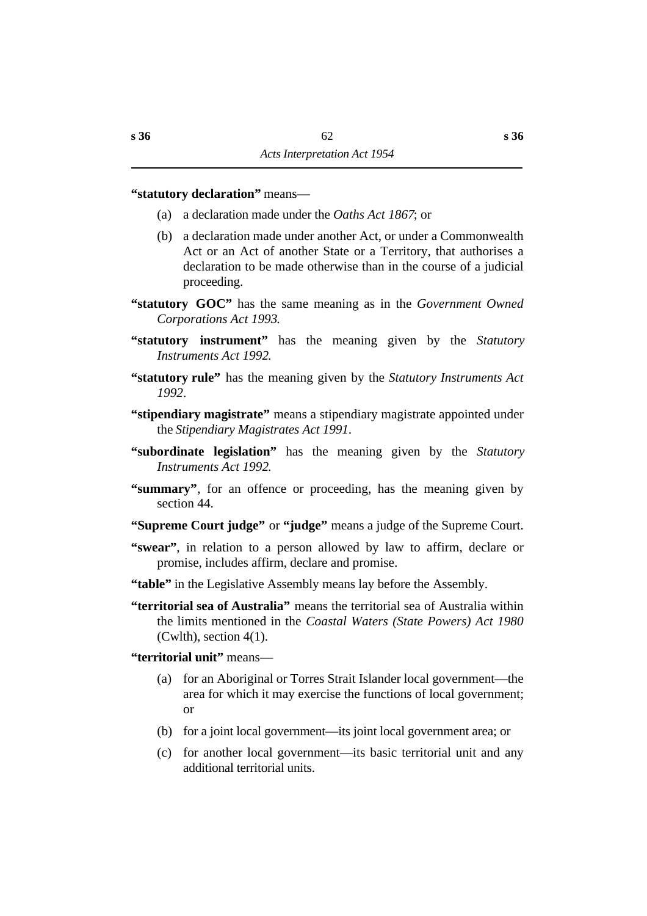**"statutory declaration"** means—

(a) a declaration made under the *Oaths Act 1867*; or

(b) a declaration made under another Act, or under a Commonwealth Act or an Act of another State or a Territory, that authorises a declaration to be made otherwise than in the course of a judicial proceeding.

**"statutory GOC"** has the same meaning as in the *Government Owned Corporations Act 1993.*

**"statutory instrument"** has the meaning given by the *Statutory Instruments Act 1992.*

**"statutory rule"** has the meaning given by the *Statutory Instruments Act 1992*.

**"stipendiary magistrate"** means a stipendiary magistrate appointed under the *Stipendiary Magistrates Act 1991*.

**"subordinate legislation"** has the meaning given by the *Statutory Instruments Act 1992.*

**"summary"**, for an offence or proceeding, has the meaning given by section 44.

**"Supreme Court judge"** or **"judge"** means a judge of the Supreme Court.

**"swear"**, in relation to a person allowed by law to affirm, declare or promise, includes affirm, declare and promise.

**"table"** in the Legislative Assembly means lay before the Assembly.

**"territorial sea of Australia"** means the territorial sea of Australia within the limits mentioned in the *Coastal Waters (State Powers) Act 1980* (Cwlth), section 4(1).

**"territorial unit"** means—

(a) for an Aboriginal or Torres Strait Islander local government—the area for which it may exercise the functions of local government; or

(b) for a joint local government—its joint local government area; or

(c) for another local government—its basic territorial unit and any additional territorial units.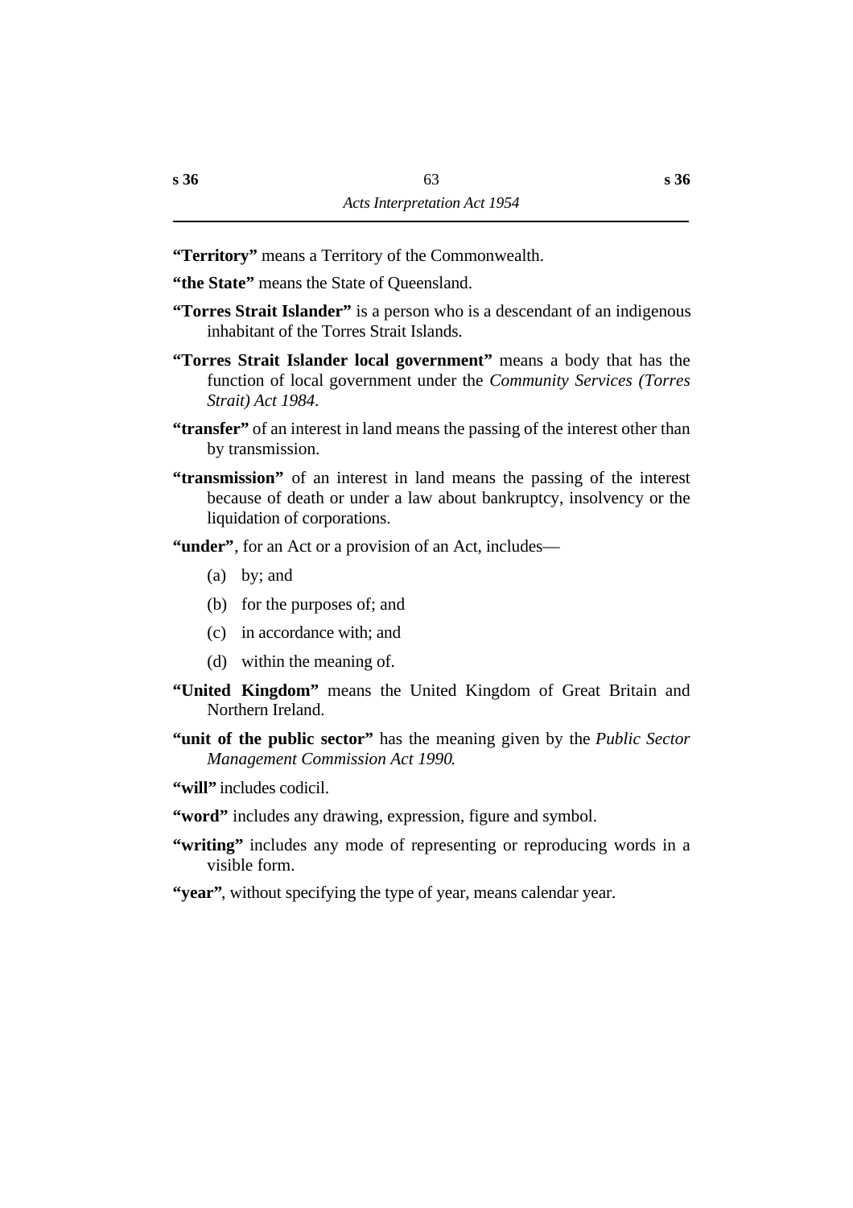**"Territory"** means a Territory of the Commonwealth.

**"the State"** means the State of Queensland.

**"Torres Strait Islander"** is a person who is a descendant of an indigenous inhabitant of the Torres Strait Islands.

**"Torres Strait Islander local government"** means a body that has the function of local government under the *Community Services (Torres Strait) Act 1984*.

**"transfer"** of an interest in land means the passing of the interest other than by transmission.

**"transmission"** of an interest in land means the passing of the interest because of death or under a law about bankruptcy, insolvency or the liquidation of corporations.

**"under"**, for an Act or a provision of an Act, includes—

(a) by; and

(b) for the purposes of; and

(c) in accordance with; and

(d) within the meaning of.

**"United Kingdom"** means the United Kingdom of Great Britain and Northern Ireland.

**"unit of the public sector"** has the meaning given by the *Public Sector Management Commission Act 1990*.

**"will"** includes codicil.

**"word"** includes any drawing, expression, figure and symbol.

**"writing"** includes any mode of representing or reproducing words in a visible form.

**"year"**, without specifying the type of year, means calendar year.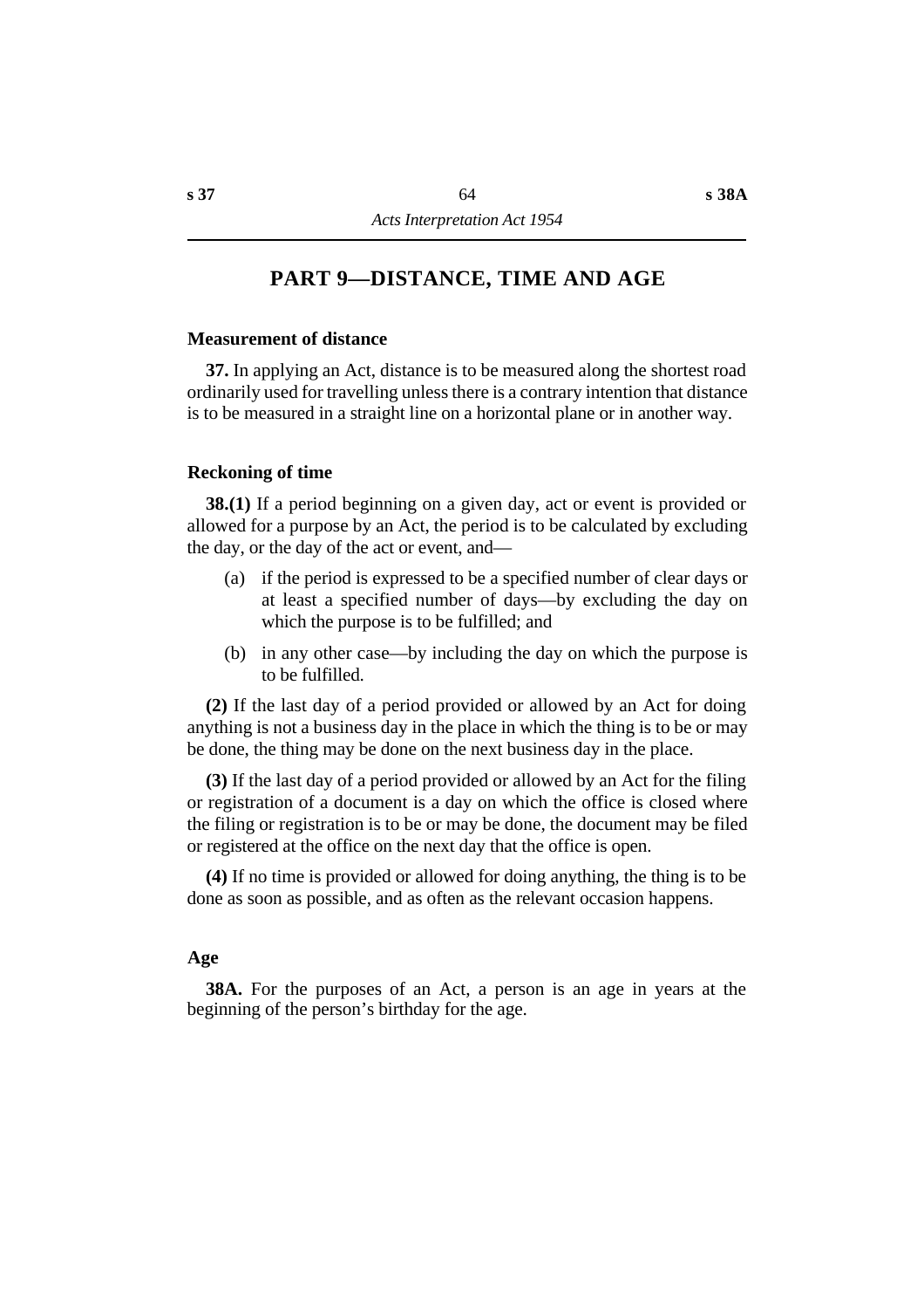## PART 9—DISTANCE, TIME AND AGE

### Measurement of distance

**37.** In applying an Act, distance is to be measured along the shortest road ordinarily used for travelling unless there is a contrary intention that distance is to be measured in a straight line on a horizontal plane or in another way.

### Reckoning of time

**38.(1)** If a period beginning on a given day, act or event is provided or allowed for a purpose by an Act, the period is to be calculated by excluding the day, or the day of the act or event, and—

- (a) if the period is expressed to be a specified number of clear days or at least a specified number of days—by excluding the day on which the purpose is to be fulfilled; and
- (b) in any other case—by including the day on which the purpose is to be fulfilled.

**(2)** If the last day of a period provided or allowed by an Act for doing anything is not a business day in the place in which the thing is to be or may be done, the thing may be done on the next business day in the place.

**(3)** If the last day of a period provided or allowed by an Act for the filing or registration of a document is a day on which the office is closed where the filing or registration is to be or may be done, the document may be filed or registered at the office on the next day that the office is open.

**(4)** If no time is provided or allowed for doing anything, the thing is to be done as soon as possible, and as often as the relevant occasion happens.

### Age

**38A.** For the purposes of an Act, a person is an age in years at the beginning of the person's birthday for the age.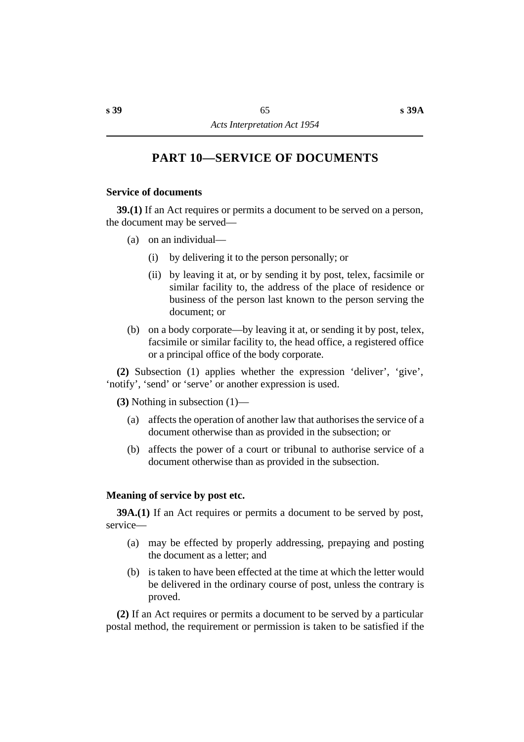## PART 10—SERVICE OF DOCUMENTS

### Service of documents

**39.(1)** If an Act requires or permits a document to be served on a person, the document may be served—

(a) on an individual—

  (i) by delivering it to the person personally; or

  (ii) by leaving it at, or by sending it by post, telex, facsimile or similar facility to, the address of the place of residence or business of the person last known to the person serving the document; or

(b) on a body corporate—by leaving it at, or sending it by post, telex, facsimile or similar facility to, the head office, a registered office or a principal office of the body corporate.

**(2)** Subsection (1) applies whether the expression 'deliver', 'give', 'notify', 'send' or 'serve' or another expression is used.

**(3)** Nothing in subsection (1)—

(a) affects the operation of another law that authorises the service of a document otherwise than as provided in the subsection; or

(b) affects the power of a court or tribunal to authorise service of a document otherwise than as provided in the subsection.

### Meaning of service by post etc.

**39A.(1)** If an Act requires or permits a document to be served by post, service—

(a) may be effected by properly addressing, prepaying and posting the document as a letter; and

(b) is taken to have been effected at the time at which the letter would be delivered in the ordinary course of post, unless the contrary is proved.

**(2)** If an Act requires or permits a document to be served by a particular postal method, the requirement or permission is taken to be satisfied if the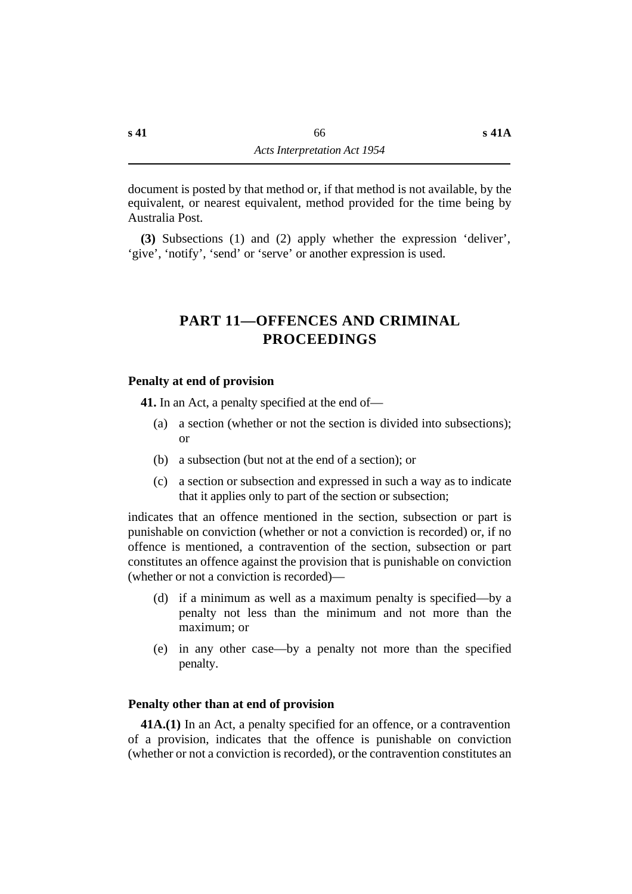document is posted by that method or, if that method is not available, by the equivalent, or nearest equivalent, method provided for the time being by Australia Post.

**(3)** Subsections (1) and (2) apply whether the expression 'deliver', 'give', 'notify', 'send' or 'serve' or another expression is used.

# PART 11—OFFENCES AND CRIMINAL PROCEEDINGS

### Penalty at end of provision

**41.** In an Act, a penalty specified at the end of—

(a) a section (whether or not the section is divided into subsections); or

(b) a subsection (but not at the end of a section); or

(c) a section or subsection and expressed in such a way as to indicate that it applies only to part of the section or subsection;

indicates that an offence mentioned in the section, subsection or part is punishable on conviction (whether or not a conviction is recorded) or, if no offence is mentioned, a contravention of the section, subsection or part constitutes an offence against the provision that is punishable on conviction (whether or not a conviction is recorded)—

(d) if a minimum as well as a maximum penalty is specified—by a penalty not less than the minimum and not more than the maximum; or

(e) in any other case—by a penalty not more than the specified penalty.

### Penalty other than at end of provision

**41A.(1)** In an Act, a penalty specified for an offence, or a contravention of a provision, indicates that the offence is punishable on conviction (whether or not a conviction is recorded), or the contravention constitutes an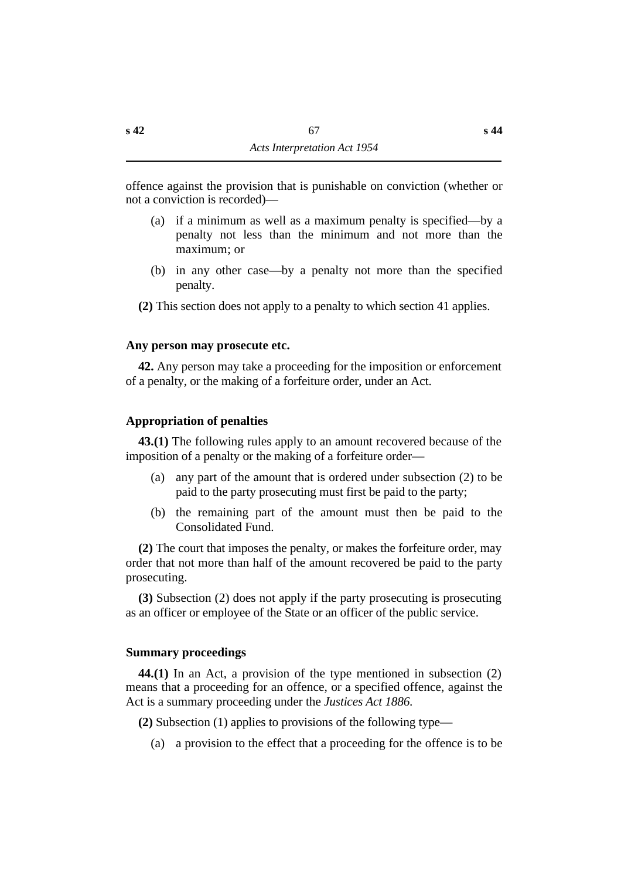offence against the provision that is punishable on conviction (whether or not a conviction is recorded)—

(a) if a minimum as well as a maximum penalty is specified—by a penalty not less than the minimum and not more than the maximum; or

(b) in any other case—by a penalty not more than the specified penalty.

**(2)** This section does not apply to a penalty to which section 41 applies.

### Any person may prosecute etc.

**42.** Any person may take a proceeding for the imposition or enforcement of a penalty, or the making of a forfeiture order, under an Act.

### Appropriation of penalties

**43.(1)** The following rules apply to an amount recovered because of the imposition of a penalty or the making of a forfeiture order—

(a) any part of the amount that is ordered under subsection (2) to be paid to the party prosecuting must first be paid to the party;

(b) the remaining part of the amount must then be paid to the Consolidated Fund.

**(2)** The court that imposes the penalty, or makes the forfeiture order, may order that not more than half of the amount recovered be paid to the party prosecuting.

**(3)** Subsection (2) does not apply if the party prosecuting is prosecuting as an officer or employee of the State or an officer of the public service.

### Summary proceedings

**44.(1)** In an Act, a provision of the type mentioned in subsection (2) means that a proceeding for an offence, or a specified offence, against the Act is a summary proceeding under the *Justices Act 1886.*

**(2)** Subsection (1) applies to provisions of the following type—

(a) a provision to the effect that a proceeding for the offence is to be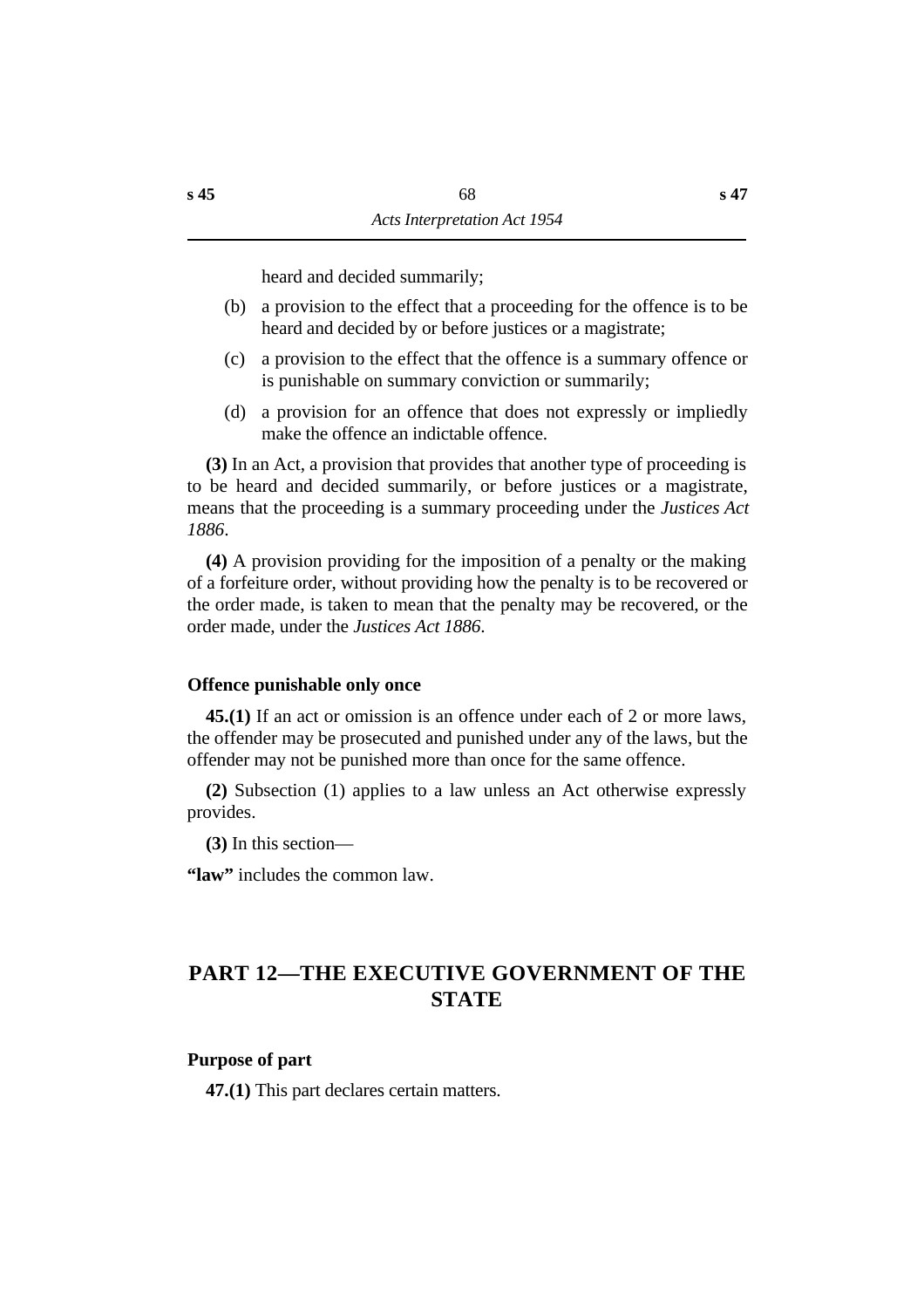heard and decided summarily;

(b) a provision to the effect that a proceeding for the offence is to be heard and decided by or before justices or a magistrate;

(c) a provision to the effect that the offence is a summary offence or is punishable on summary conviction or summarily;

(d) a provision for an offence that does not expressly or impliedly make the offence an indictable offence.

**(3)** In an Act, a provision that provides that another type of proceeding is to be heard and decided summarily, or before justices or a magistrate, means that the proceeding is a summary proceeding under the *Justices Act 1886*.

**(4)** A provision providing for the imposition of a penalty or the making of a forfeiture order, without providing how the penalty is to be recovered or the order made, is taken to mean that the penalty may be recovered, or the order made, under the *Justices Act 1886*.

### Offence punishable only once

**45.(1)** If an act or omission is an offence under each of 2 or more laws, the offender may be prosecuted and punished under any of the laws, but the offender may not be punished more than once for the same offence.

**(2)** Subsection (1) applies to a law unless an Act otherwise expressly provides.

**(3)** In this section—

**"law"** includes the common law.

## PART 12—THE EXECUTIVE GOVERNMENT OF THE STATE

### Purpose of part

**47.(1)** This part declares certain matters.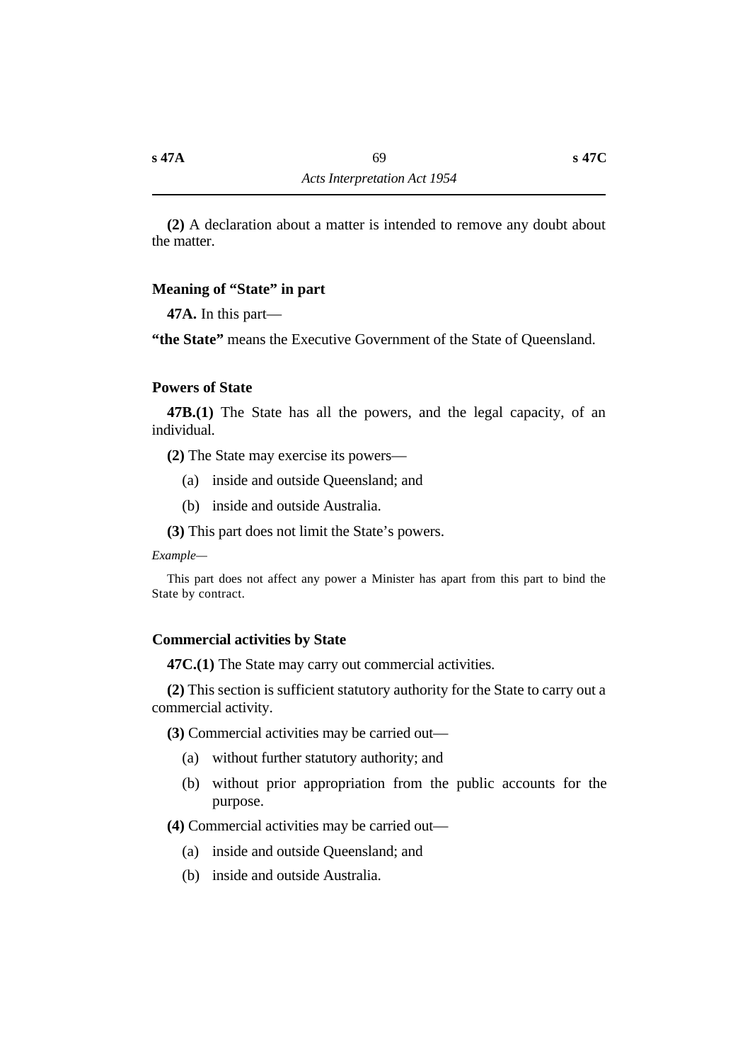**(2)** A declaration about a matter is intended to remove any doubt about the matter.

### Meaning of "State" in part

**47A.** In this part—

**"the State"** means the Executive Government of the State of Queensland.

### Powers of State

**47B.(1)** The State has all the powers, and the legal capacity, of an individual.

**(2)** The State may exercise its powers—

(a) inside and outside Queensland; and

(b) inside and outside Australia.

**(3)** This part does not limit the State's powers.

*Example*—

This part does not affect any power a Minister has apart from this part to bind the State by contract.

### Commercial activities by State

**47C.(1)** The State may carry out commercial activities.

**(2)** This section is sufficient statutory authority for the State to carry out a commercial activity.

**(3)** Commercial activities may be carried out—

(a) without further statutory authority; and

(b) without prior appropriation from the public accounts for the purpose.

**(4)** Commercial activities may be carried out—

(a) inside and outside Queensland; and

(b) inside and outside Australia.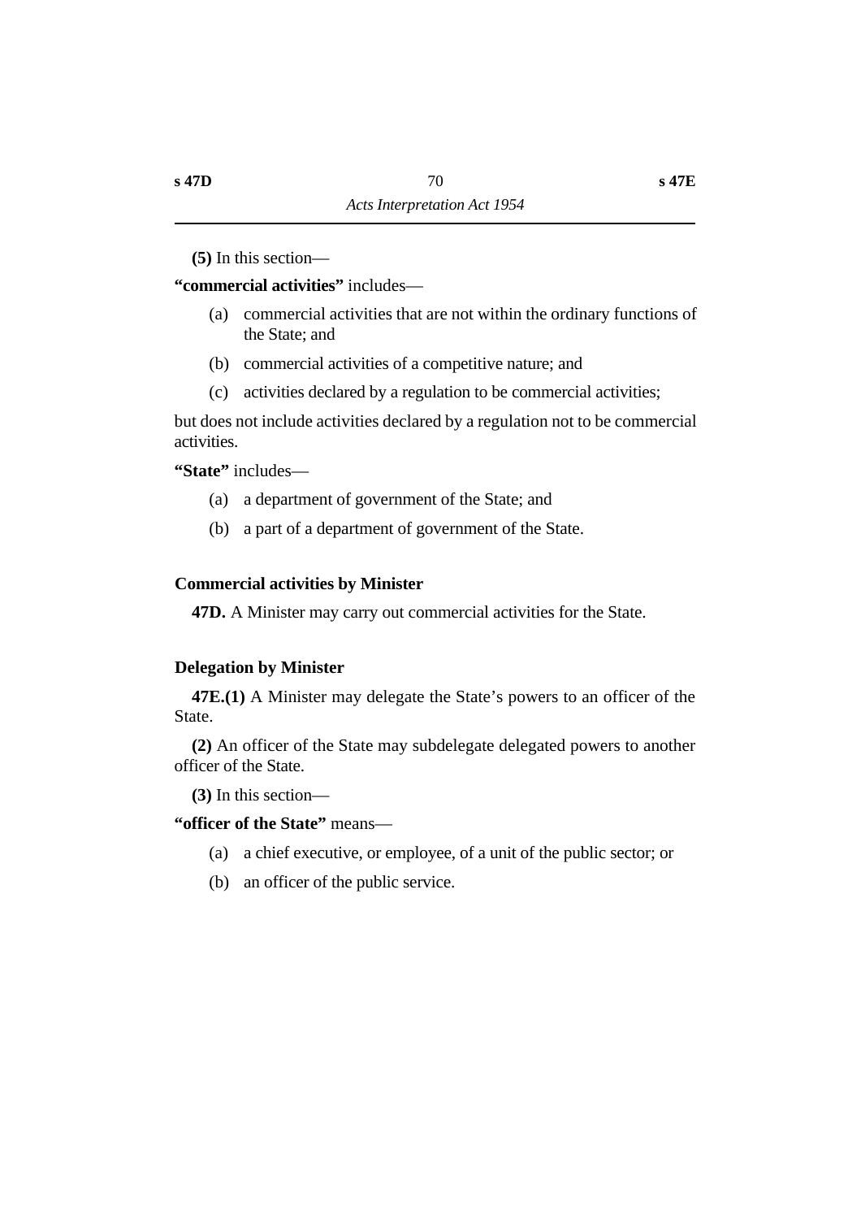**(5)** In this section—

**"commercial activities"** includes—

(a) commercial activities that are not within the ordinary functions of the State; and

(b) commercial activities of a competitive nature; and

(c) activities declared by a regulation to be commercial activities;

but does not include activities declared by a regulation not to be commercial activities.

**"State"** includes—

(a) a department of government of the State; and

(b) a part of a department of government of the State.

### Commercial activities by Minister

**47D.** A Minister may carry out commercial activities for the State.

### Delegation by Minister

**47E.(1)** A Minister may delegate the State's powers to an officer of the State.

**(2)** An officer of the State may subdelegate delegated powers to another officer of the State.

**(3)** In this section—

**"officer of the State"** means—

(a) a chief executive, or employee, of a unit of the public sector; or

(b) an officer of the public service.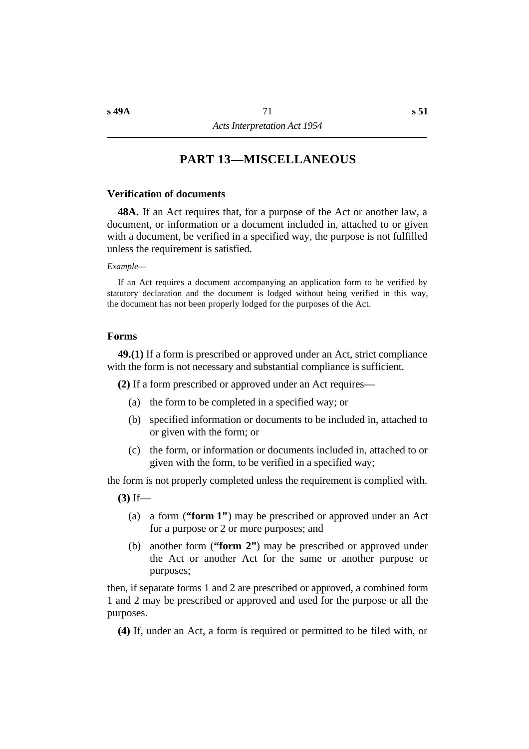## PART 13—MISCELLANEOUS

### Verification of documents

**48A.** If an Act requires that, for a purpose of the Act or another law, a document, or information or a document included in, attached to or given with a document, be verified in a specified way, the purpose is not fulfilled unless the requirement is satisfied.

*Example—*

If an Act requires a document accompanying an application form to be verified by statutory declaration and the document is lodged without being verified in this way, the document has not been properly lodged for the purposes of the Act.

### Forms

**49.(1)** If a form is prescribed or approved under an Act, strict compliance with the form is not necessary and substantial compliance is sufficient.

**(2)** If a form prescribed or approved under an Act requires—

- (a) the form to be completed in a specified way; or
- (b) specified information or documents to be included in, attached to or given with the form; or
- (c) the form, or information or documents included in, attached to or given with the form, to be verified in a specified way;

the form is not properly completed unless the requirement is complied with.

**(3)** If—

- (a) a form (**"form 1"**) may be prescribed or approved under an Act for a purpose or 2 or more purposes; and
- (b) another form (**"form 2"**) may be prescribed or approved under the Act or another Act for the same or another purpose or purposes;

then, if separate forms 1 and 2 are prescribed or approved, a combined form 1 and 2 may be prescribed or approved and used for the purpose or all the purposes.

**(4)** If, under an Act, a form is required or permitted to be filed with, or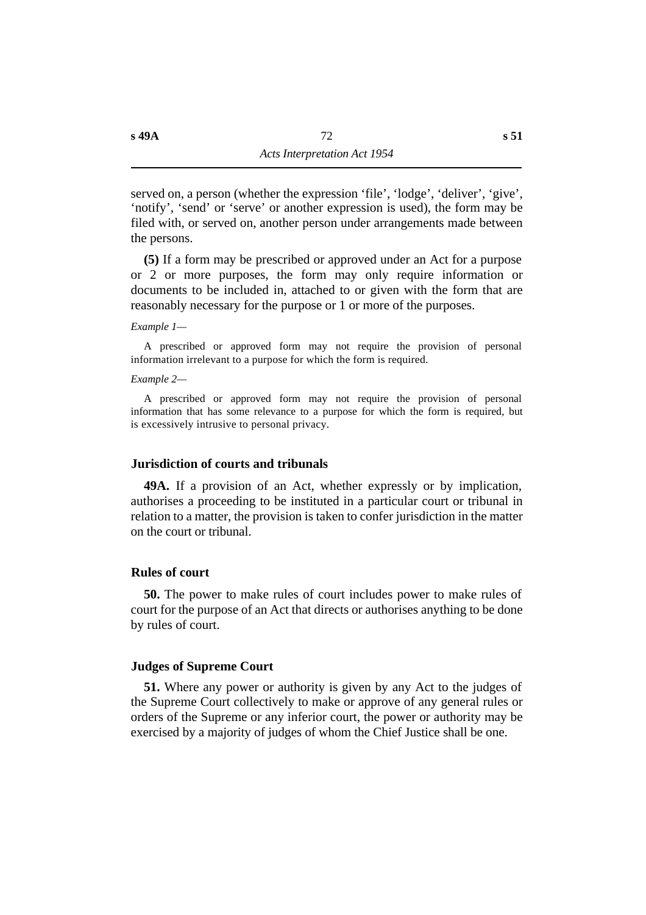served on, a person (whether the expression 'file', 'lodge', 'deliver', 'give', 'notify', 'send' or 'serve' or another expression is used), the form may be filed with, or served on, another person under arrangements made between the persons.

**(5)** If a form may be prescribed or approved under an Act for a purpose or 2 or more purposes, the form may only require information or documents to be included in, attached to or given with the form that are reasonably necessary for the purpose or 1 or more of the purposes.

*Example 1—*

A prescribed or approved form may not require the provision of personal information irrelevant to a purpose for which the form is required.

*Example 2—*

A prescribed or approved form may not require the provision of personal information that has some relevance to a purpose for which the form is required, but is excessively intrusive to personal privacy.

### Jurisdiction of courts and tribunals

**49A.** If a provision of an Act, whether expressly or by implication, authorises a proceeding to be instituted in a particular court or tribunal in relation to a matter, the provision is taken to confer jurisdiction in the matter on the court or tribunal.

### Rules of court

**50.** The power to make rules of court includes power to make rules of court for the purpose of an Act that directs or authorises anything to be done by rules of court.

### Judges of Supreme Court

**51.** Where any power or authority is given by any Act to the judges of the Supreme Court collectively to make or approve of any general rules or orders of the Supreme or any inferior court, the power or authority may be exercised by a majority of judges of whom the Chief Justice shall be one.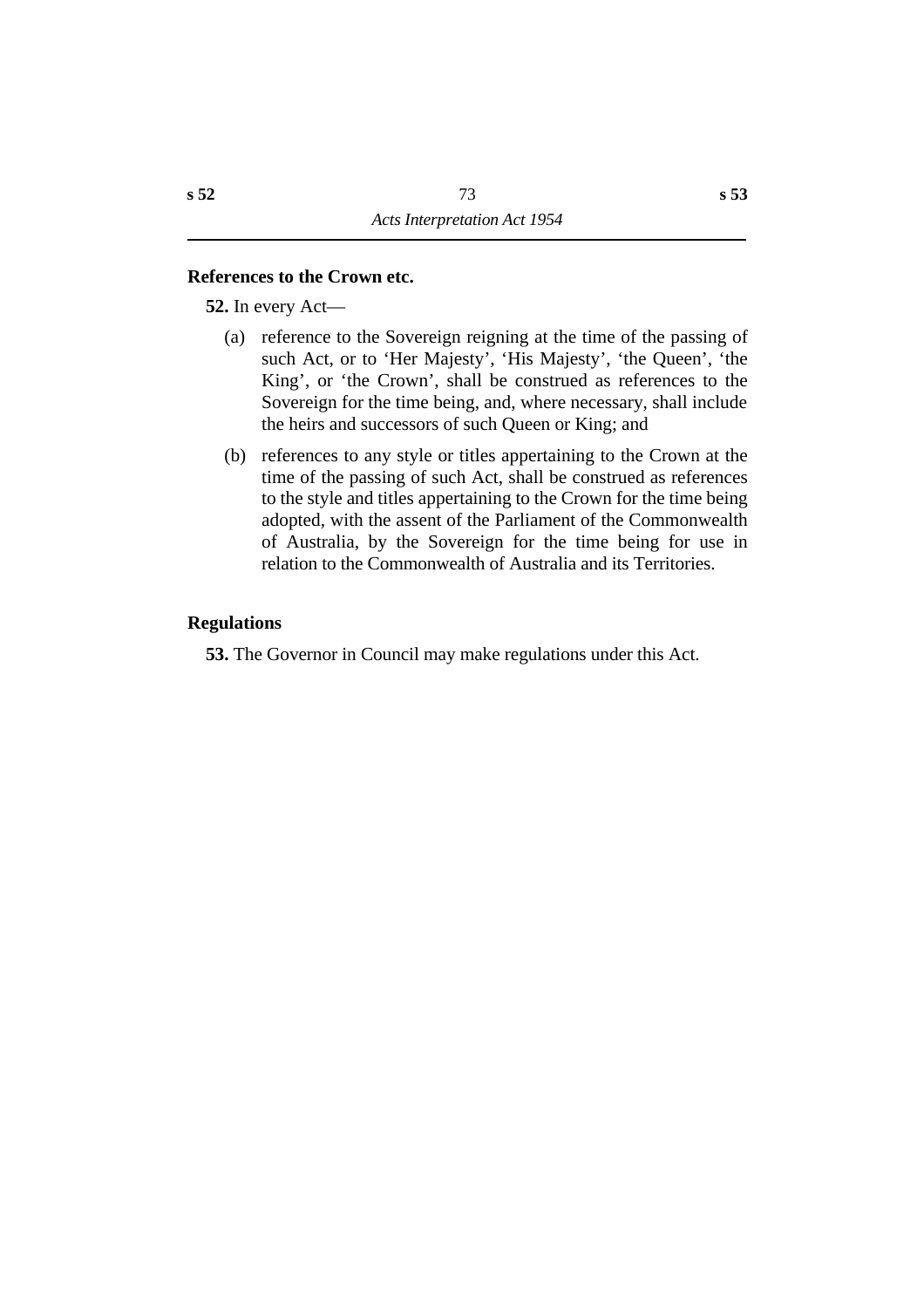### References to the Crown etc.

**52.** In every Act—

(a) reference to the Sovereign reigning at the time of the passing of such Act, or to 'Her Majesty', 'His Majesty', 'the Queen', 'the King', or 'the Crown', shall be construed as references to the Sovereign for the time being, and, where necessary, shall include the heirs and successors of such Queen or King; and

(b) references to any style or titles appertaining to the Crown at the time of the passing of such Act, shall be construed as references to the style and titles appertaining to the Crown for the time being adopted, with the assent of the Parliament of the Commonwealth of Australia, by the Sovereign for the time being for use in relation to the Commonwealth of Australia and its Territories.

### Regulations

**53.** The Governor in Council may make regulations under this Act.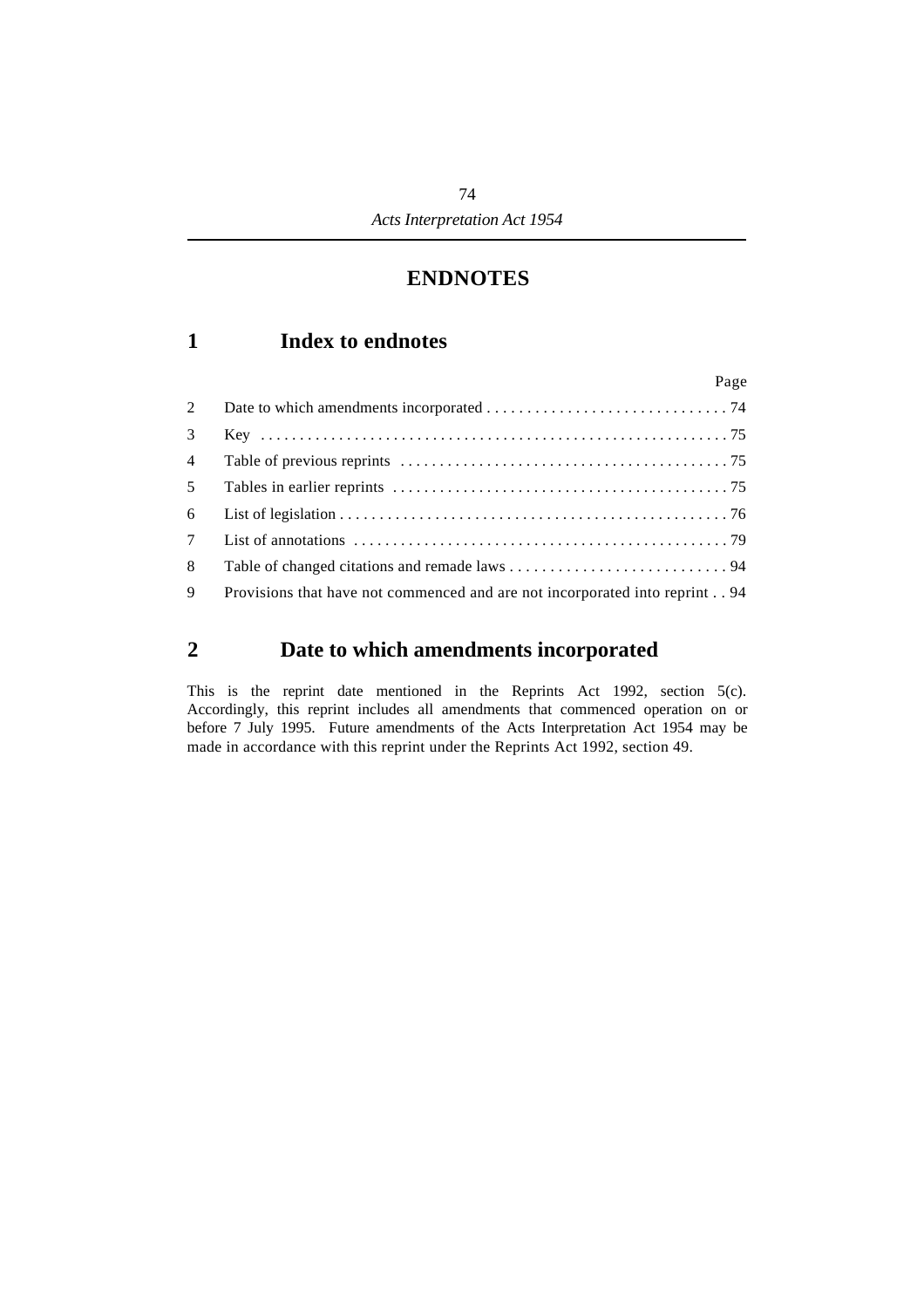# ENDNOTES

## 1 Index to endnotes

| | | Page |
|---|---|---|
| 2 | Date to which amendments incorporated | 74 |
| 3 | Key | 75 |
| 4 | Table of previous reprints | 75 |
| 5 | Tables in earlier reprints | 75 |
| 6 | List of legislation | 76 |
| 7 | List of annotations | 79 |
| 8 | Table of changed citations and remade laws | 94 |
| 9 | Provisions that have not commenced and are not incorporated into reprint | 94 |

## 2 Date to which amendments incorporated

This is the reprint date mentioned in the Reprints Act 1992, section 5(c). Accordingly, this reprint includes all amendments that commenced operation on or before 7 July 1995. Future amendments of the Acts Interpretation Act 1954 may be made in accordance with this reprint under the Reprints Act 1992, section 49.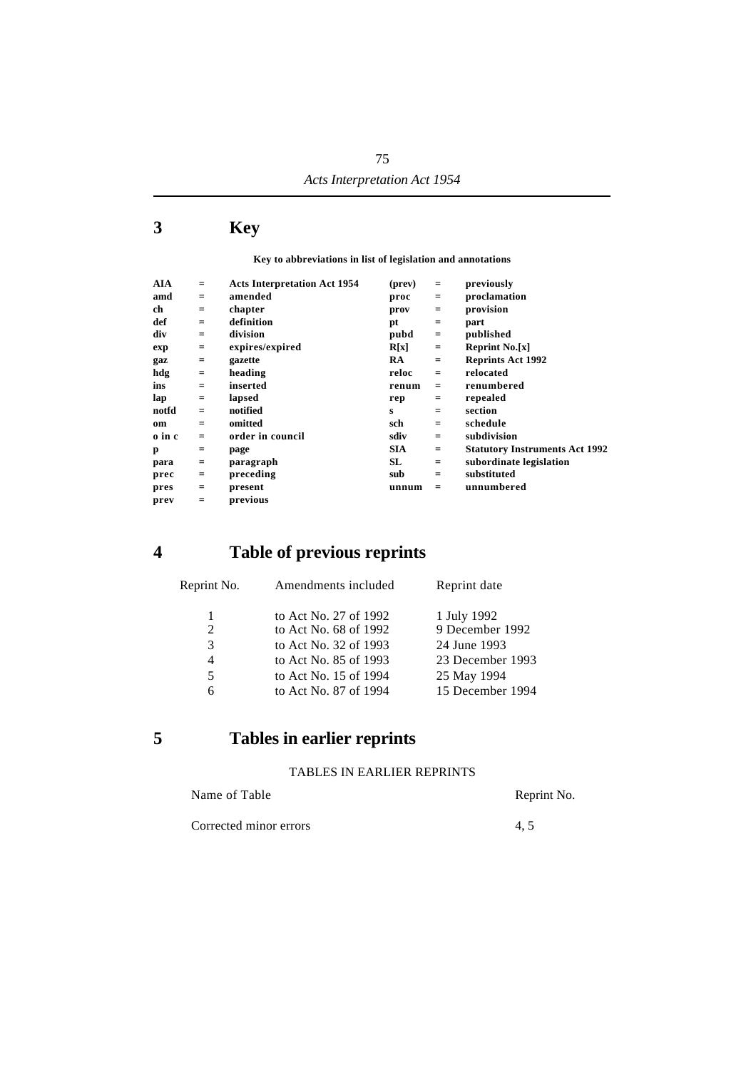## 3 Key

**Key to abbreviations in list of legislation and annotations**

| | | | | | |
|---|---|---|---|---|---|
| **AIA** | = | **Acts Interpretation Act 1954** | **(prev)** | = | **previously** |
| **amd** | = | **amended** | **proc** | = | **proclamation** |
| **ch** | = | **chapter** | **prov** | = | **provision** |
| **def** | = | **definition** | **pt** | = | **part** |
| **div** | = | **division** | **pubd** | = | **published** |
| **exp** | = | **expires/expired** | **R[x]** | = | **Reprint No.[x]** |
| **gaz** | = | **gazette** | **RA** | = | **Reprints Act 1992** |
| **hdg** | = | **heading** | **reloc** | = | **relocated** |
| **ins** | = | **inserted** | **renum** | = | **renumbered** |
| **lap** | = | **lapsed** | **rep** | = | **repealed** |
| **notfd** | = | **notified** | **s** | = | **section** |
| **om** | = | **omitted** | **sch** | = | **schedule** |
| **o in c** | = | **order in council** | **sdiv** | = | **subdivision** |
| **p** | = | **page** | **SIA** | = | **Statutory Instruments Act 1992** |
| **para** | = | **paragraph** | **SL** | = | **subordinate legislation** |
| **prec** | = | **preceding** | **sub** | = | **substituted** |
| **pres** | = | **present** | **unnum** | = | **unnumbered** |
| **prev** | = | **previous** | | | |

## 4 Table of previous reprints

| Reprint No. | Amendments included | Reprint date |
|---|---|---|
| 1 | to Act No. 27 of 1992 | 1 July 1992 |
| 2 | to Act No. 68 of 1992 | 9 December 1992 |
| 3 | to Act No. 32 of 1993 | 24 June 1993 |
| 4 | to Act No. 85 of 1993 | 23 December 1993 |
| 5 | to Act No. 15 of 1994 | 25 May 1994 |
| 6 | to Act No. 87 of 1994 | 15 December 1994 |

## 5 Tables in earlier reprints

TABLES IN EARLIER REPRINTS

| Name of Table | Reprint No. |
|---|---|
| Corrected minor errors | 4, 5 |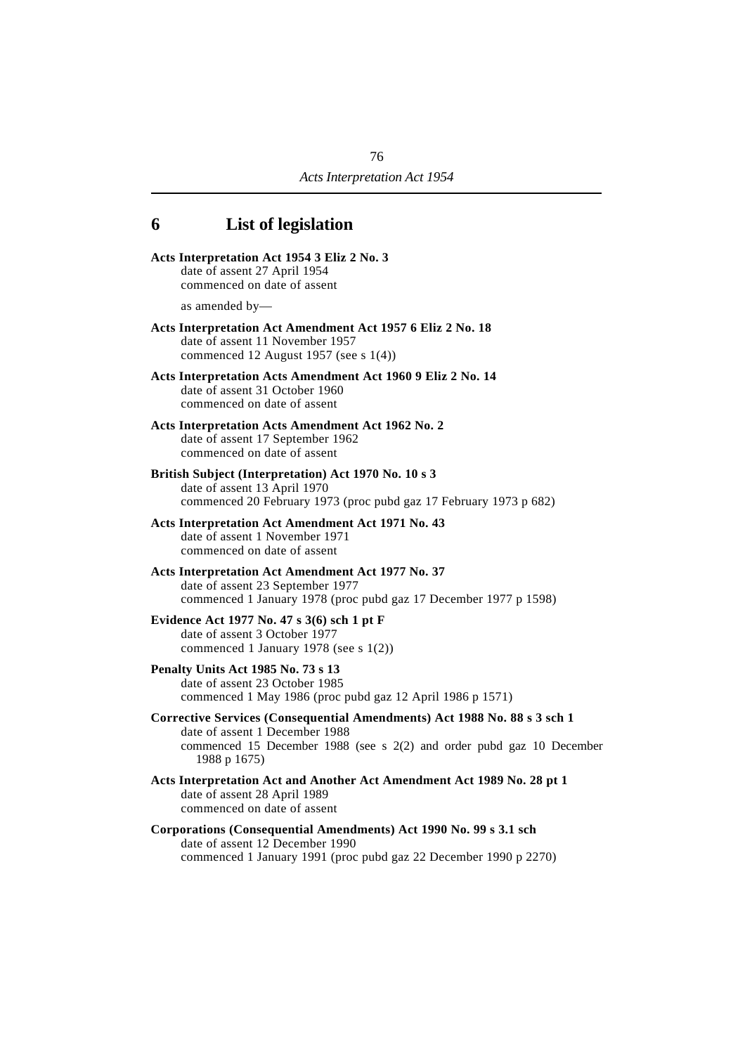## 6 List of legislation

**Acts Interpretation Act 1954 3 Eliz 2 No. 3**
date of assent 27 April 1954
commenced on date of assent

as amended by—

**Acts Interpretation Act Amendment Act 1957 6 Eliz 2 No. 18**
date of assent 11 November 1957
commenced 12 August 1957 (see s 1(4))

**Acts Interpretation Acts Amendment Act 1960 9 Eliz 2 No. 14**
date of assent 31 October 1960
commenced on date of assent

**Acts Interpretation Acts Amendment Act 1962 No. 2**
date of assent 17 September 1962
commenced on date of assent

**British Subject (Interpretation) Act 1970 No. 10 s 3**
date of assent 13 April 1970
commenced 20 February 1973 (proc pubd gaz 17 February 1973 p 682)

**Acts Interpretation Act Amendment Act 1971 No. 43**
date of assent 1 November 1971
commenced on date of assent

**Acts Interpretation Act Amendment Act 1977 No. 37**
date of assent 23 September 1977
commenced 1 January 1978 (proc pubd gaz 17 December 1977 p 1598)

**Evidence Act 1977 No. 47 s 3(6) sch 1 pt F**
date of assent 3 October 1977
commenced 1 January 1978 (see s 1(2))

**Penalty Units Act 1985 No. 73 s 13**
date of assent 23 October 1985
commenced 1 May 1986 (proc pubd gaz 12 April 1986 p 1571)

**Corrective Services (Consequential Amendments) Act 1988 No. 88 s 3 sch 1**
date of assent 1 December 1988
commenced 15 December 1988 (see s 2(2) and order pubd gaz 10 December 1988 p 1675)

**Acts Interpretation Act and Another Act Amendment Act 1989 No. 28 pt 1**
date of assent 28 April 1989
commenced on date of assent

**Corporations (Consequential Amendments) Act 1990 No. 99 s 3.1 sch**
date of assent 12 December 1990
commenced 1 January 1991 (proc pubd gaz 22 December 1990 p 2270)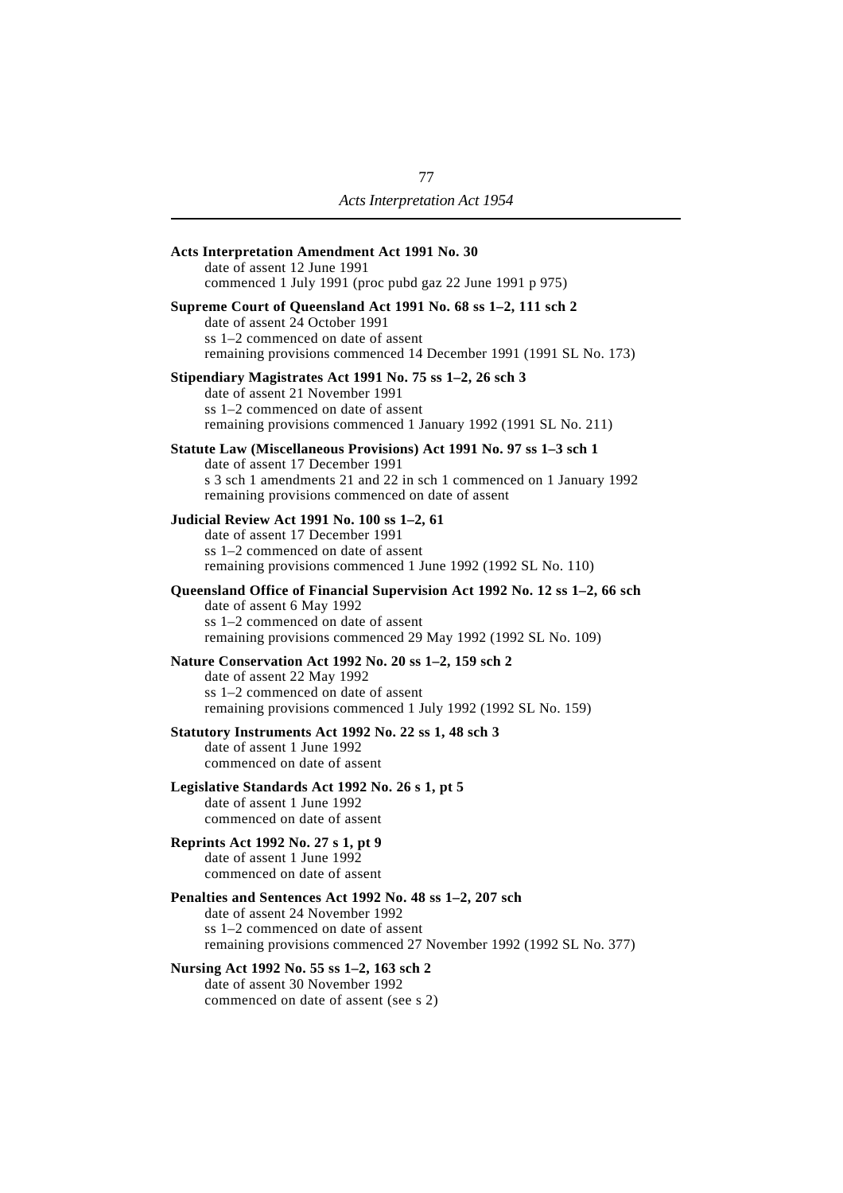**Acts Interpretation Amendment Act 1991 No. 30**
date of assent 12 June 1991
commenced 1 July 1991 (proc pubd gaz 22 June 1991 p 975)

**Supreme Court of Queensland Act 1991 No. 68 ss 1–2, 111 sch 2**
date of assent 24 October 1991
ss 1–2 commenced on date of assent
remaining provisions commenced 14 December 1991 (1991 SL No. 173)

**Stipendiary Magistrates Act 1991 No. 75 ss 1–2, 26 sch 3**
date of assent 21 November 1991
ss 1–2 commenced on date of assent
remaining provisions commenced 1 January 1992 (1991 SL No. 211)

**Statute Law (Miscellaneous Provisions) Act 1991 No. 97 ss 1–3 sch 1**
date of assent 17 December 1991
s 3 sch 1 amendments 21 and 22 in sch 1 commenced on 1 January 1992
remaining provisions commenced on date of assent

**Judicial Review Act 1991 No. 100 ss 1–2, 61**
date of assent 17 December 1991
ss 1–2 commenced on date of assent
remaining provisions commenced 1 June 1992 (1992 SL No. 110)

**Queensland Office of Financial Supervision Act 1992 No. 12 ss 1–2, 66 sch**
date of assent 6 May 1992
ss 1–2 commenced on date of assent
remaining provisions commenced 29 May 1992 (1992 SL No. 109)

**Nature Conservation Act 1992 No. 20 ss 1–2, 159 sch 2**
date of assent 22 May 1992
ss 1–2 commenced on date of assent
remaining provisions commenced 1 July 1992 (1992 SL No. 159)

**Statutory Instruments Act 1992 No. 22 ss 1, 48 sch 3**
date of assent 1 June 1992
commenced on date of assent

**Legislative Standards Act 1992 No. 26 s 1, pt 5**
date of assent 1 June 1992
commenced on date of assent

**Reprints Act 1992 No. 27 s 1, pt 9**
date of assent 1 June 1992
commenced on date of assent

**Penalties and Sentences Act 1992 No. 48 ss 1–2, 207 sch**
date of assent 24 November 1992
ss 1–2 commenced on date of assent
remaining provisions commenced 27 November 1992 (1992 SL No. 377)

**Nursing Act 1992 No. 55 ss 1–2, 163 sch 2**
date of assent 30 November 1992
commenced on date of assent (see s 2)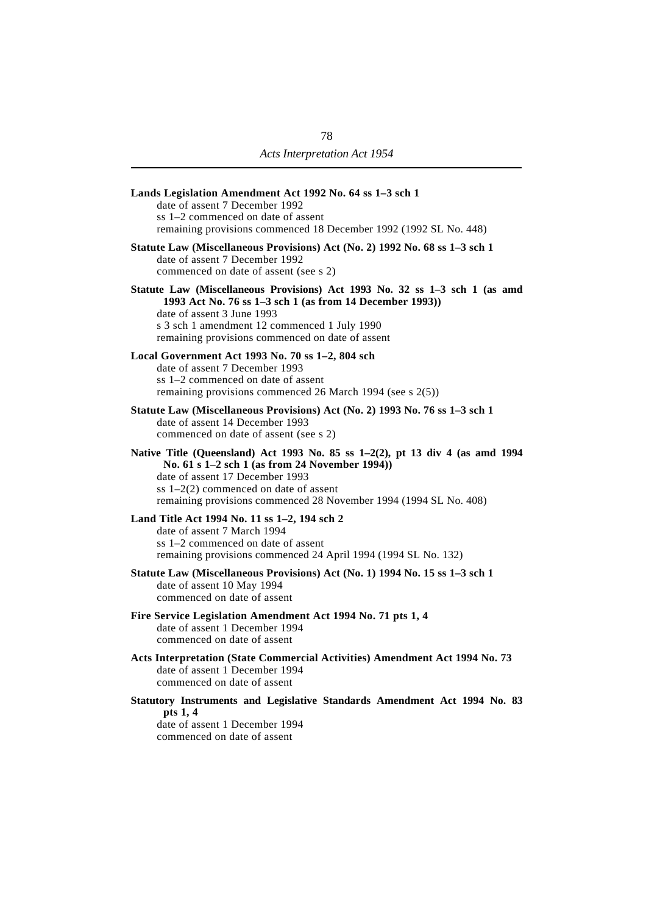**Lands Legislation Amendment Act 1992 No. 64 ss 1–3 sch 1**
date of assent 7 December 1992
ss 1–2 commenced on date of assent
remaining provisions commenced 18 December 1992 (1992 SL No. 448)

**Statute Law (Miscellaneous Provisions) Act (No. 2) 1992 No. 68 ss 1–3 sch 1**
date of assent 7 December 1992
commenced on date of assent (see s 2)

**Statute Law (Miscellaneous Provisions) Act 1993 No. 32 ss 1–3 sch 1 (as amd 1993 Act No. 76 ss 1–3 sch 1 (as from 14 December 1993))**
date of assent 3 June 1993
s 3 sch 1 amendment 12 commenced 1 July 1990
remaining provisions commenced on date of assent

**Local Government Act 1993 No. 70 ss 1–2, 804 sch**
date of assent 7 December 1993
ss 1–2 commenced on date of assent
remaining provisions commenced 26 March 1994 (see s 2(5))

**Statute Law (Miscellaneous Provisions) Act (No. 2) 1993 No. 76 ss 1–3 sch 1**
date of assent 14 December 1993
commenced on date of assent (see s 2)

**Native Title (Queensland) Act 1993 No. 85 ss 1–2(2), pt 13 div 4 (as amd 1994 No. 61 s 1–2 sch 1 (as from 24 November 1994))**
date of assent 17 December 1993
ss 1–2(2) commenced on date of assent
remaining provisions commenced 28 November 1994 (1994 SL No. 408)

**Land Title Act 1994 No. 11 ss 1–2, 194 sch 2**
date of assent 7 March 1994
ss 1–2 commenced on date of assent
remaining provisions commenced 24 April 1994 (1994 SL No. 132)

**Statute Law (Miscellaneous Provisions) Act (No. 1) 1994 No. 15 ss 1–3 sch 1**
date of assent 10 May 1994
commenced on date of assent

**Fire Service Legislation Amendment Act 1994 No. 71 pts 1, 4**
date of assent 1 December 1994
commenced on date of assent

**Acts Interpretation (State Commercial Activities) Amendment Act 1994 No. 73**
date of assent 1 December 1994
commenced on date of assent

**Statutory Instruments and Legislative Standards Amendment Act 1994 No. 83 pts 1, 4**
date of assent 1 December 1994
commenced on date of assent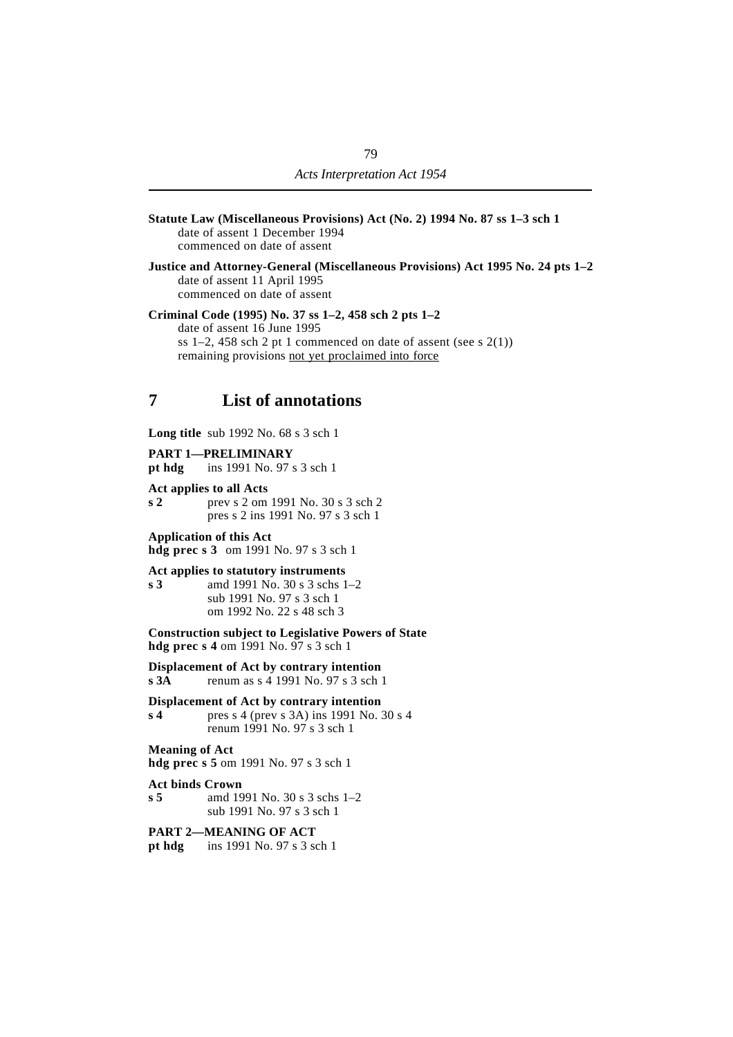**Statute Law (Miscellaneous Provisions) Act (No. 2) 1994 No. 87 ss 1–3 sch 1**
date of assent 1 December 1994
commenced on date of assent

**Justice and Attorney-General (Miscellaneous Provisions) Act 1995 No. 24 pts 1–2**
date of assent 11 April 1995
commenced on date of assent

**Criminal Code (1995) No. 37 ss 1–2, 458 sch 2 pts 1–2**
date of assent 16 June 1995
ss 1–2, 458 sch 2 pt 1 commenced on date of assent (see s 2(1))
remaining provisions not yet proclaimed into force

## 7 List of annotations

**Long title** sub 1992 No. 68 s 3 sch 1

**PART 1—PRELIMINARY**
**pt hdg** ins 1991 No. 97 s 3 sch 1

**Act applies to all Acts**
**s 2** prev s 2 om 1991 No. 30 s 3 sch 2
pres s 2 ins 1991 No. 97 s 3 sch 1

**Application of this Act**
**hdg prec s 3** om 1991 No. 97 s 3 sch 1

**Act applies to statutory instruments**
**s 3** amd 1991 No. 30 s 3 schs 1–2
sub 1991 No. 97 s 3 sch 1
om 1992 No. 22 s 48 sch 3

**Construction subject to Legislative Powers of State**
**hdg prec s 4** om 1991 No. 97 s 3 sch 1

**Displacement of Act by contrary intention**
**s 3A** renum as s 4 1991 No. 97 s 3 sch 1

**Displacement of Act by contrary intention**
**s 4** pres s 4 (prev s 3A) ins 1991 No. 30 s 4
renum 1991 No. 97 s 3 sch 1

**Meaning of Act**
**hdg prec s 5** om 1991 No. 97 s 3 sch 1

**Act binds Crown**
**s 5** amd 1991 No. 30 s 3 schs 1–2
sub 1991 No. 97 s 3 sch 1

**PART 2—MEANING OF ACT**
**pt hdg** ins 1991 No. 97 s 3 sch 1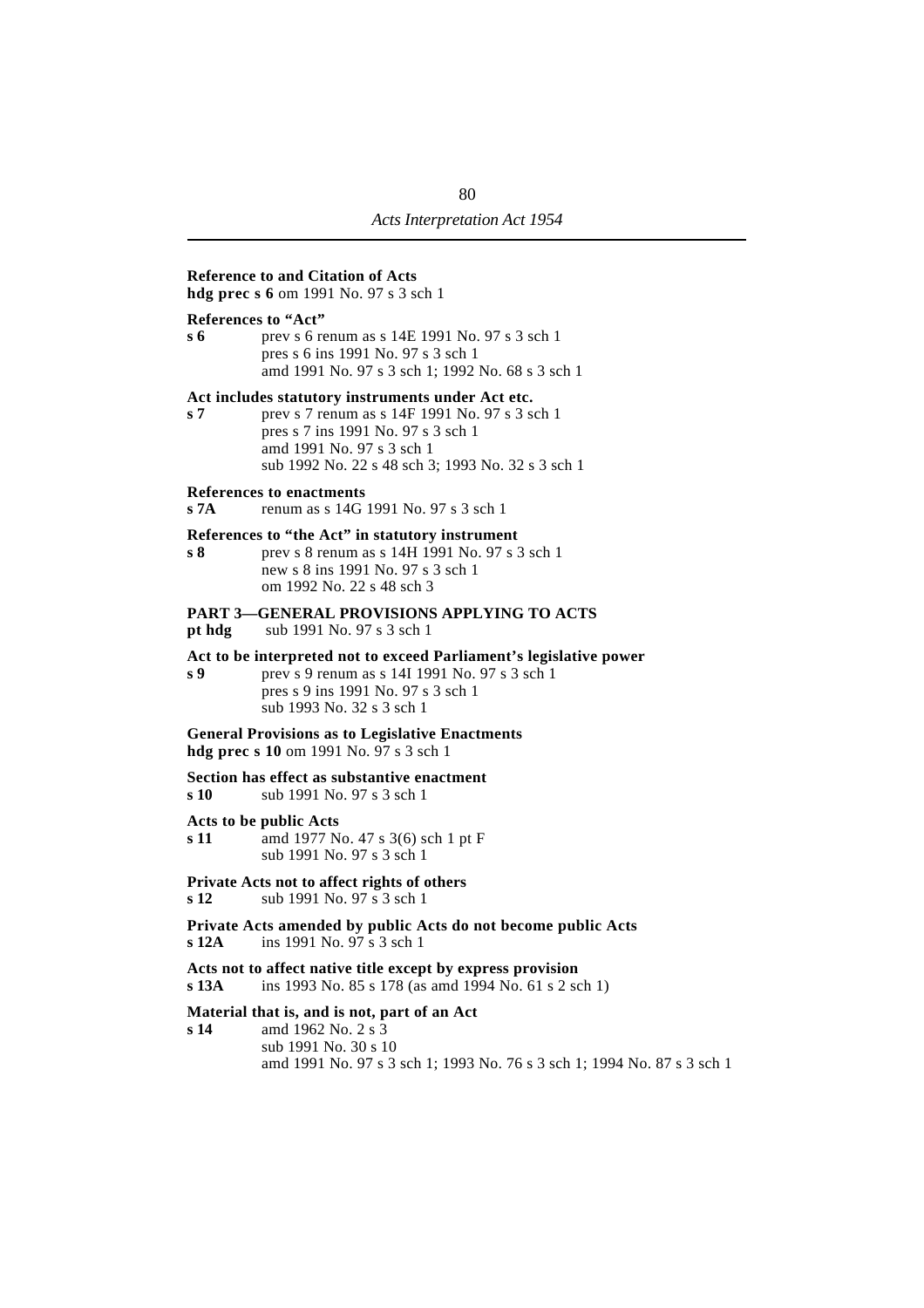**Reference to and Citation of Acts**
**hdg prec s 6** om 1991 No. 97 s 3 sch 1

**References to "Act"**

**s 6** prev s 6 renum as s 14E 1991 No. 97 s 3 sch 1
pres s 6 ins 1991 No. 97 s 3 sch 1
amd 1991 No. 97 s 3 sch 1; 1992 No. 68 s 3 sch 1

**Act includes statutory instruments under Act etc.**

**s 7** prev s 7 renum as s 14F 1991 No. 97 s 3 sch 1
pres s 7 ins 1991 No. 97 s 3 sch 1
amd 1991 No. 97 s 3 sch 1
sub 1992 No. 22 s 48 sch 3; 1993 No. 32 s 3 sch 1

**References to enactments**

**s 7A** renum as s 14G 1991 No. 97 s 3 sch 1

**References to "the Act" in statutory instrument**

**s 8** prev s 8 renum as s 14H 1991 No. 97 s 3 sch 1
new s 8 ins 1991 No. 97 s 3 sch 1
om 1992 No. 22 s 48 sch 3

**PART 3—GENERAL PROVISIONS APPLYING TO ACTS**

**pt hdg** sub 1991 No. 97 s 3 sch 1

**Act to be interpreted not to exceed Parliament's legislative power**

**s 9** prev s 9 renum as s 14I 1991 No. 97 s 3 sch 1
pres s 9 ins 1991 No. 97 s 3 sch 1
sub 1993 No. 32 s 3 sch 1

**General Provisions as to Legislative Enactments**
**hdg prec s 10** om 1991 No. 97 s 3 sch 1

**Section has effect as substantive enactment**

**s 10** sub 1991 No. 97 s 3 sch 1

**Acts to be public Acts**

**s 11** amd 1977 No. 47 s 3(6) sch 1 pt F
sub 1991 No. 97 s 3 sch 1

**Private Acts not to affect rights of others**

**s 12** sub 1991 No. 97 s 3 sch 1

**Private Acts amended by public Acts do not become public Acts**

**s 12A** ins 1991 No. 97 s 3 sch 1

**Acts not to affect native title except by express provision**

**s 13A** ins 1993 No. 85 s 178 (as amd 1994 No. 61 s 2 sch 1)

**Material that is, and is not, part of an Act**

**s 14** amd 1962 No. 2 s 3
sub 1991 No. 30 s 10
amd 1991 No. 97 s 3 sch 1; 1993 No. 76 s 3 sch 1; 1994 No. 87 s 3 sch 1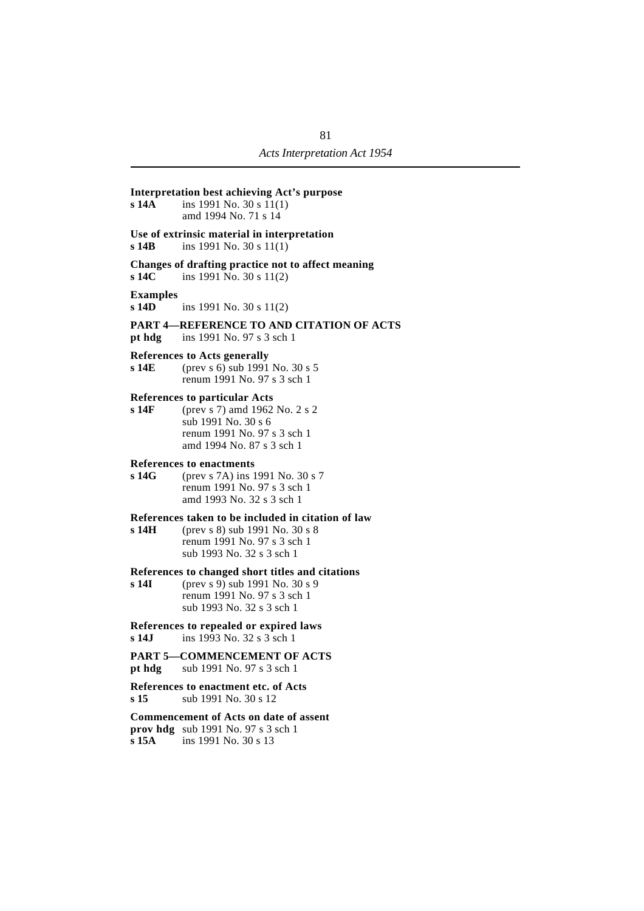**Interpretation best achieving Act's purpose**
**s 14A** ins 1991 No. 30 s 11(1)
amd 1994 No. 71 s 14

**Use of extrinsic material in interpretation**
**s 14B** ins 1991 No. 30 s 11(1)

**Changes of drafting practice not to affect meaning**
**s 14C** ins 1991 No. 30 s 11(2)

**Examples**
**s 14D** ins 1991 No. 30 s 11(2)

**PART 4—REFERENCE TO AND CITATION OF ACTS**
**pt hdg** ins 1991 No. 97 s 3 sch 1

**References to Acts generally**
**s 14E** (prev s 6) sub 1991 No. 30 s 5
renum 1991 No. 97 s 3 sch 1

**References to particular Acts**
**s 14F** (prev s 7) amd 1962 No. 2 s 2
sub 1991 No. 30 s 6
renum 1991 No. 97 s 3 sch 1
amd 1994 No. 87 s 3 sch 1

**References to enactments**
**s 14G** (prev s 7A) ins 1991 No. 30 s 7
renum 1991 No. 97 s 3 sch 1
amd 1993 No. 32 s 3 sch 1

**References taken to be included in citation of law**
**s 14H** (prev s 8) sub 1991 No. 30 s 8
renum 1991 No. 97 s 3 sch 1
sub 1993 No. 32 s 3 sch 1

**References to changed short titles and citations**
**s 14I** (prev s 9) sub 1991 No. 30 s 9
renum 1991 No. 97 s 3 sch 1
sub 1993 No. 32 s 3 sch 1

**References to repealed or expired laws**
**s 14J** ins 1993 No. 32 s 3 sch 1

**PART 5—COMMENCEMENT OF ACTS**
**pt hdg** sub 1991 No. 97 s 3 sch 1

**References to enactment etc. of Acts**
**s 15** sub 1991 No. 30 s 12

**Commencement of Acts on date of assent**
**prov hdg** sub 1991 No. 97 s 3 sch 1
**s 15A** ins 1991 No. 30 s 13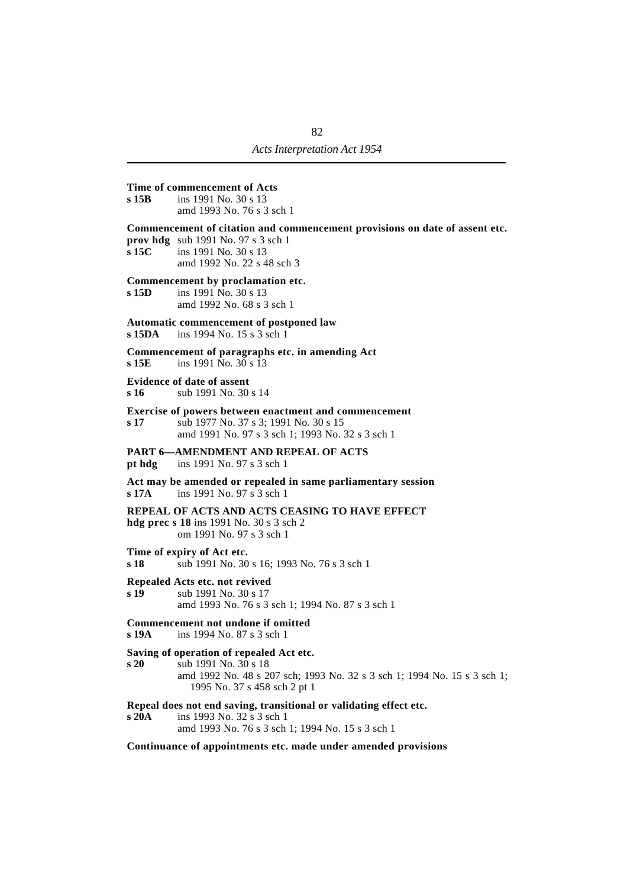**Time of commencement of Acts**
**s 15B** ins 1991 No. 30 s 13
amd 1993 No. 76 s 3 sch 1

**Commencement of citation and commencement provisions on date of assent etc.**
**prov hdg** sub 1991 No. 97 s 3 sch 1
**s 15C** ins 1991 No. 30 s 13
amd 1992 No. 22 s 48 sch 3

**Commencement by proclamation etc.**
**s 15D** ins 1991 No. 30 s 13
amd 1992 No. 68 s 3 sch 1

**Automatic commencement of postponed law**
**s 15DA** ins 1994 No. 15 s 3 sch 1

**Commencement of paragraphs etc. in amending Act**
**s 15E** ins 1991 No. 30 s 13

**Evidence of date of assent**
**s 16** sub 1991 No. 30 s 14

**Exercise of powers between enactment and commencement**
**s 17** sub 1977 No. 37 s 3; 1991 No. 30 s 15
amd 1991 No. 97 s 3 sch 1; 1993 No. 32 s 3 sch 1

**PART 6—AMENDMENT AND REPEAL OF ACTS**
**pt hdg** ins 1991 No. 97 s 3 sch 1

**Act may be amended or repealed in same parliamentary session**
**s 17A** ins 1991 No. 97 s 3 sch 1

**REPEAL OF ACTS AND ACTS CEASING TO HAVE EFFECT**
**hdg prec s 18** ins 1991 No. 30 s 3 sch 2
om 1991 No. 97 s 3 sch 1

**Time of expiry of Act etc.**
**s 18** sub 1991 No. 30 s 16; 1993 No. 76 s 3 sch 1

**Repealed Acts etc. not revived**
**s 19** sub 1991 No. 30 s 17
amd 1993 No. 76 s 3 sch 1; 1994 No. 87 s 3 sch 1

**Commencement not undone if omitted**
**s 19A** ins 1994 No. 87 s 3 sch 1

**Saving of operation of repealed Act etc.**
**s 20** sub 1991 No. 30 s 18
amd 1992 No. 48 s 207 sch; 1993 No. 32 s 3 sch 1; 1994 No. 15 s 3 sch 1; 1995 No. 37 s 458 sch 2 pt 1

**Repeal does not end saving, transitional or validating effect etc.**
**s 20A** ins 1993 No. 32 s 3 sch 1
amd 1993 No. 76 s 3 sch 1; 1994 No. 15 s 3 sch 1

**Continuance of appointments etc. made under amended provisions**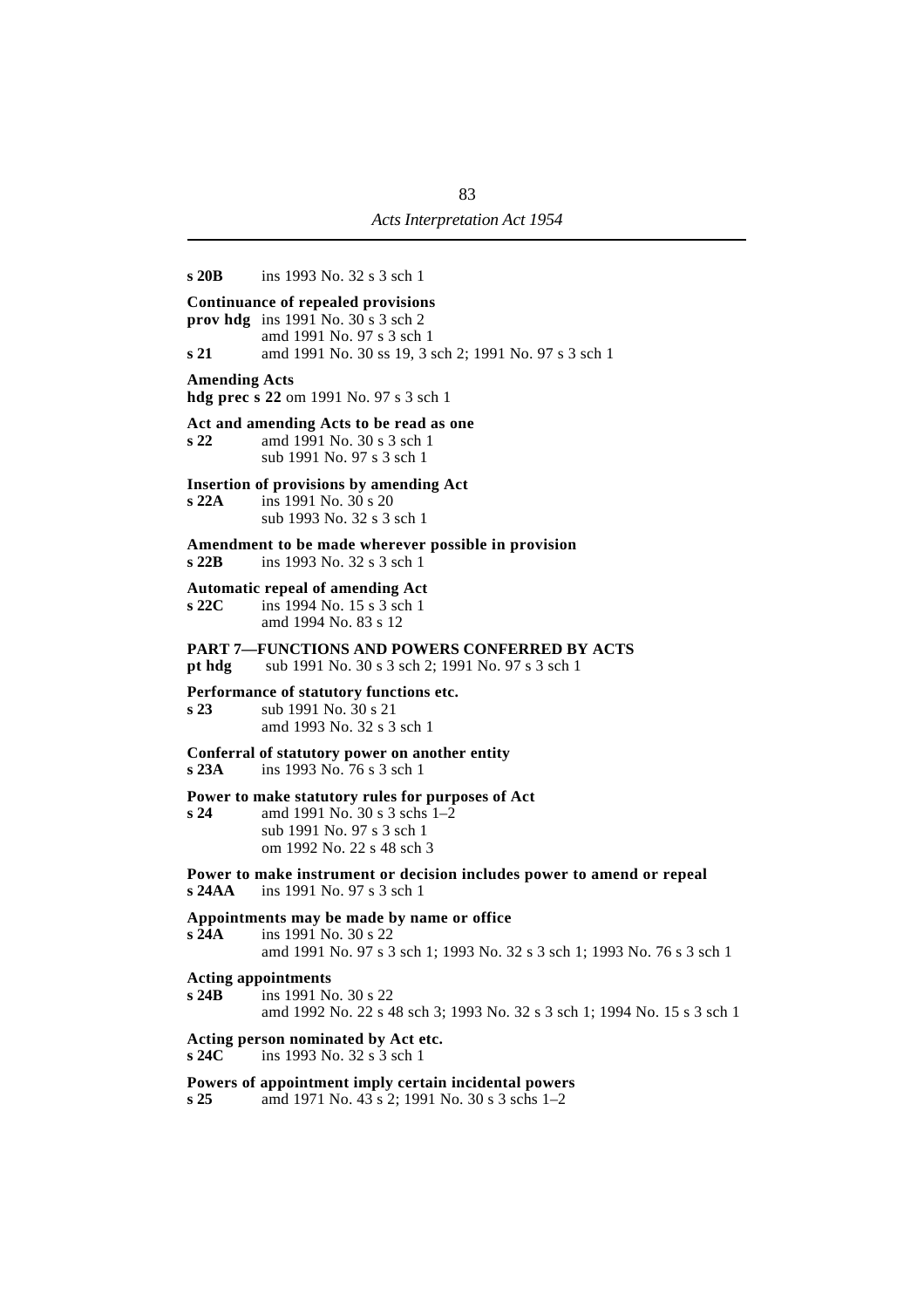**s 20B** ins 1993 No. 32 s 3 sch 1

**Continuance of repealed provisions**
**prov hdg** ins 1991 No. 30 s 3 sch 2
amd 1991 No. 97 s 3 sch 1
**s 21** amd 1991 No. 30 ss 19, 3 sch 2; 1991 No. 97 s 3 sch 1

**Amending Acts**
**hdg prec s 22** om 1991 No. 97 s 3 sch 1

**Act and amending Acts to be read as one**
**s 22** amd 1991 No. 30 s 3 sch 1
sub 1991 No. 97 s 3 sch 1

**Insertion of provisions by amending Act**
**s 22A** ins 1991 No. 30 s 20
sub 1993 No. 32 s 3 sch 1

**Amendment to be made wherever possible in provision**
**s 22B** ins 1993 No. 32 s 3 sch 1

**Automatic repeal of amending Act**
**s 22C** ins 1994 No. 15 s 3 sch 1
amd 1994 No. 83 s 12

**PART 7—FUNCTIONS AND POWERS CONFERRED BY ACTS**
**pt hdg** sub 1991 No. 30 s 3 sch 2; 1991 No. 97 s 3 sch 1

**Performance of statutory functions etc.**
**s 23** sub 1991 No. 30 s 21
amd 1993 No. 32 s 3 sch 1

**Conferral of statutory power on another entity**
**s 23A** ins 1993 No. 76 s 3 sch 1

**Power to make statutory rules for purposes of Act**
**s 24** amd 1991 No. 30 s 3 schs 1–2
sub 1991 No. 97 s 3 sch 1
om 1992 No. 22 s 48 sch 3

**Power to make instrument or decision includes power to amend or repeal**
**s 24AA** ins 1991 No. 97 s 3 sch 1

**Appointments may be made by name or office**
**s 24A** ins 1991 No. 30 s 22
amd 1991 No. 97 s 3 sch 1; 1993 No. 32 s 3 sch 1; 1993 No. 76 s 3 sch 1

**Acting appointments**
**s 24B** ins 1991 No. 30 s 22
amd 1992 No. 22 s 48 sch 3; 1993 No. 32 s 3 sch 1; 1994 No. 15 s 3 sch 1

**Acting person nominated by Act etc.**
**s 24C** ins 1993 No. 32 s 3 sch 1

**Powers of appointment imply certain incidental powers**
**s 25** amd 1971 No. 43 s 2; 1991 No. 30 s 3 schs 1–2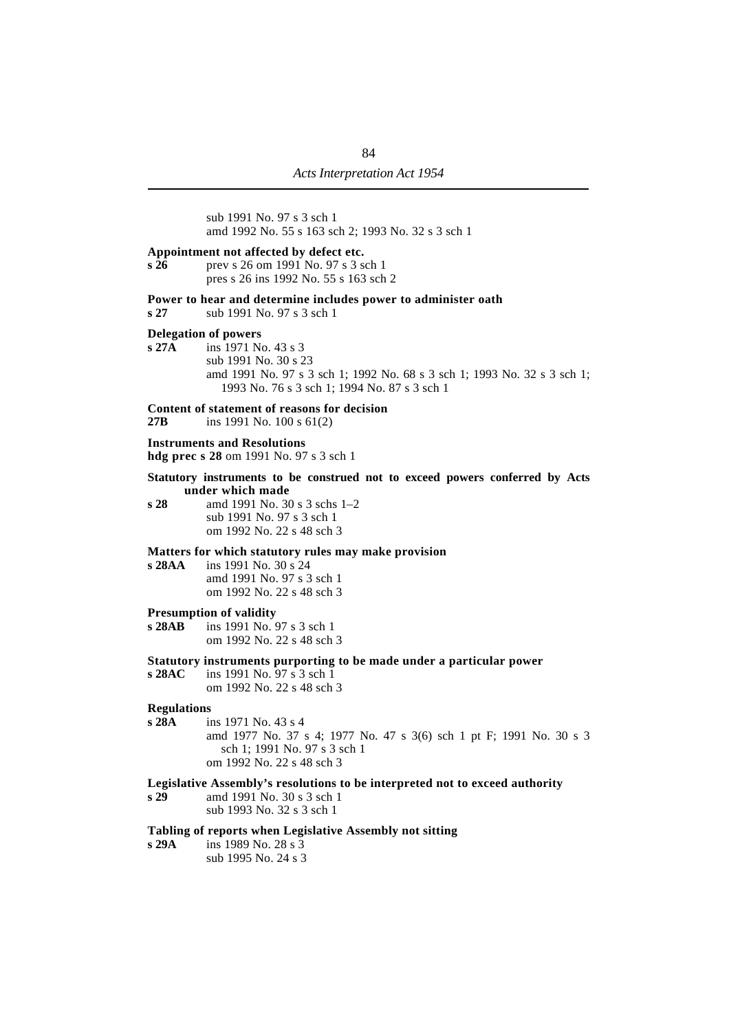sub 1991 No. 97 s 3 sch 1
amd 1992 No. 55 s 163 sch 2; 1993 No. 32 s 3 sch 1

**Appointment not affected by defect etc.**
**s 26** prev s 26 om 1991 No. 97 s 3 sch 1
pres s 26 ins 1992 No. 55 s 163 sch 2

**Power to hear and determine includes power to administer oath**
**s 27** sub 1991 No. 97 s 3 sch 1

**Delegation of powers**
**s 27A** ins 1971 No. 43 s 3
sub 1991 No. 30 s 23
amd 1991 No. 97 s 3 sch 1; 1992 No. 68 s 3 sch 1; 1993 No. 32 s 3 sch 1; 1993 No. 76 s 3 sch 1; 1994 No. 87 s 3 sch 1

**Content of statement of reasons for decision**
**27B** ins 1991 No. 100 s 61(2)

**Instruments and Resolutions**
**hdg prec s 28** om 1991 No. 97 s 3 sch 1

**Statutory instruments to be construed not to exceed powers conferred by Acts under which made**
**s 28** amd 1991 No. 30 s 3 schs 1–2
sub 1991 No. 97 s 3 sch 1
om 1992 No. 22 s 48 sch 3

**Matters for which statutory rules may make provision**
**s 28AA** ins 1991 No. 30 s 24
amd 1991 No. 97 s 3 sch 1
om 1992 No. 22 s 48 sch 3

**Presumption of validity**
**s 28AB** ins 1991 No. 97 s 3 sch 1
om 1992 No. 22 s 48 sch 3

**Statutory instruments purporting to be made under a particular power**
**s 28AC** ins 1991 No. 97 s 3 sch 1
om 1992 No. 22 s 48 sch 3

**Regulations**
**s 28A** ins 1971 No. 43 s 4
amd 1977 No. 37 s 4; 1977 No. 47 s 3(6) sch 1 pt F; 1991 No. 30 s 3 sch 1; 1991 No. 97 s 3 sch 1
om 1992 No. 22 s 48 sch 3

**Legislative Assembly's resolutions to be interpreted not to exceed authority**
**s 29** amd 1991 No. 30 s 3 sch 1
sub 1993 No. 32 s 3 sch 1

**Tabling of reports when Legislative Assembly not sitting**
**s 29A** ins 1989 No. 28 s 3
sub 1995 No. 24 s 3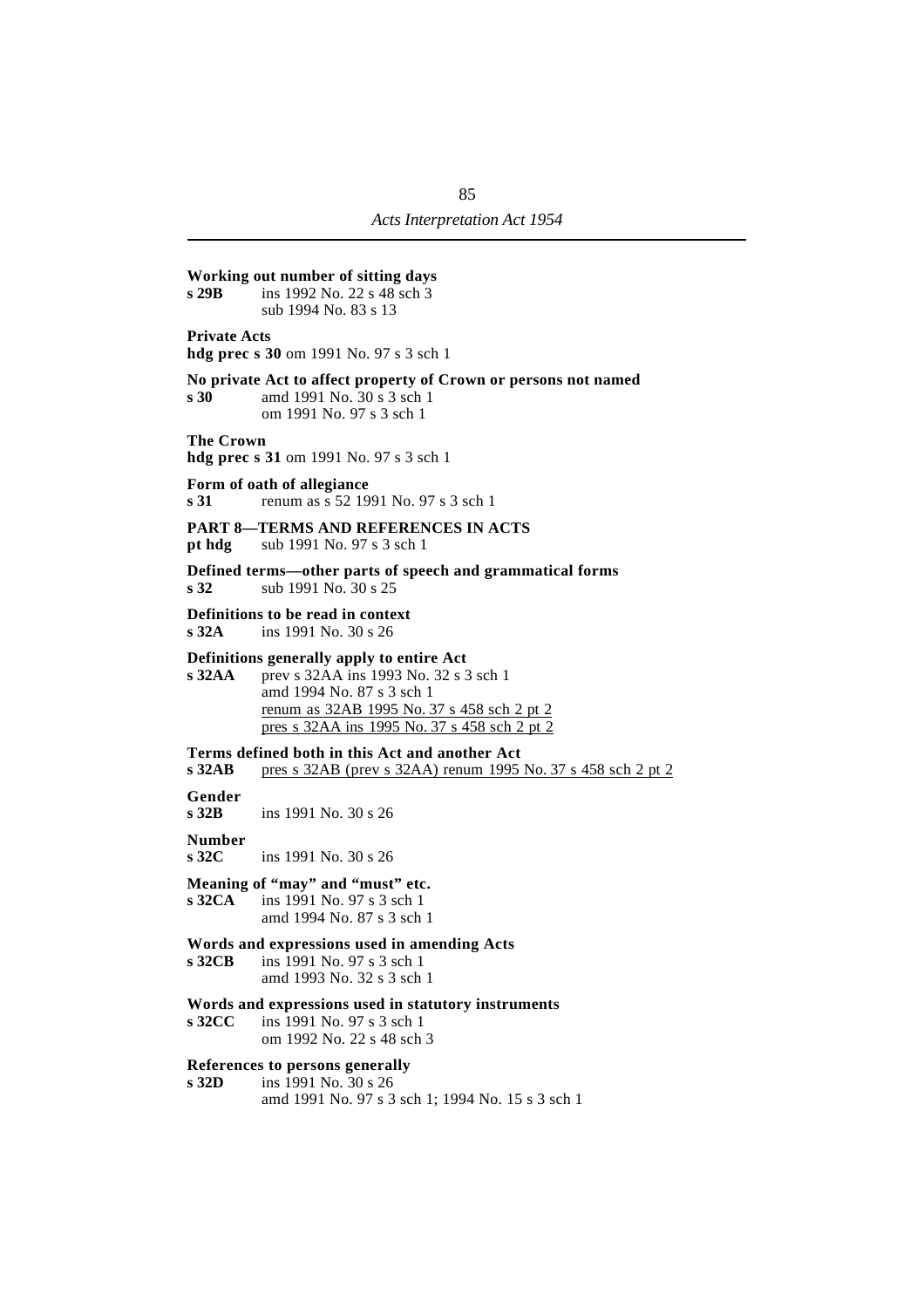**Working out number of sitting days**
**s 29B** ins 1992 No. 22 s 48 sch 3
sub 1994 No. 83 s 13

**Private Acts**
**hdg prec s 30** om 1991 No. 97 s 3 sch 1

**No private Act to affect property of Crown or persons not named**
**s 30** amd 1991 No. 30 s 3 sch 1
om 1991 No. 97 s 3 sch 1

**The Crown**
**hdg prec s 31** om 1991 No. 97 s 3 sch 1

**Form of oath of allegiance**
**s 31** renum as s 52 1991 No. 97 s 3 sch 1

**PART 8—TERMS AND REFERENCES IN ACTS**
**pt hdg** sub 1991 No. 97 s 3 sch 1

**Defined terms—other parts of speech and grammatical forms**
**s 32** sub 1991 No. 30 s 25

**Definitions to be read in context**
**s 32A** ins 1991 No. 30 s 26

**Definitions generally apply to entire Act**
**s 32AA** prev s 32AA ins 1993 No. 32 s 3 sch 1
amd 1994 No. 87 s 3 sch 1
renum as 32AB 1995 No. 37 s 458 sch 2 pt 2
pres s 32AA ins 1995 No. 37 s 458 sch 2 pt 2

**Terms defined both in this Act and another Act**
**s 32AB** pres s 32AB (prev s 32AA) renum 1995 No. 37 s 458 sch 2 pt 2

**Gender**
**s 32B** ins 1991 No. 30 s 26

**Number**
**s 32C** ins 1991 No. 30 s 26

**Meaning of "may" and "must" etc.**
**s 32CA** ins 1991 No. 97 s 3 sch 1
amd 1994 No. 87 s 3 sch 1

**Words and expressions used in amending Acts**
**s 32CB** ins 1991 No. 97 s 3 sch 1
amd 1993 No. 32 s 3 sch 1

**Words and expressions used in statutory instruments**
**s 32CC** ins 1991 No. 97 s 3 sch 1
om 1992 No. 22 s 48 sch 3

**References to persons generally**
**s 32D** ins 1991 No. 30 s 26
amd 1991 No. 97 s 3 sch 1; 1994 No. 15 s 3 sch 1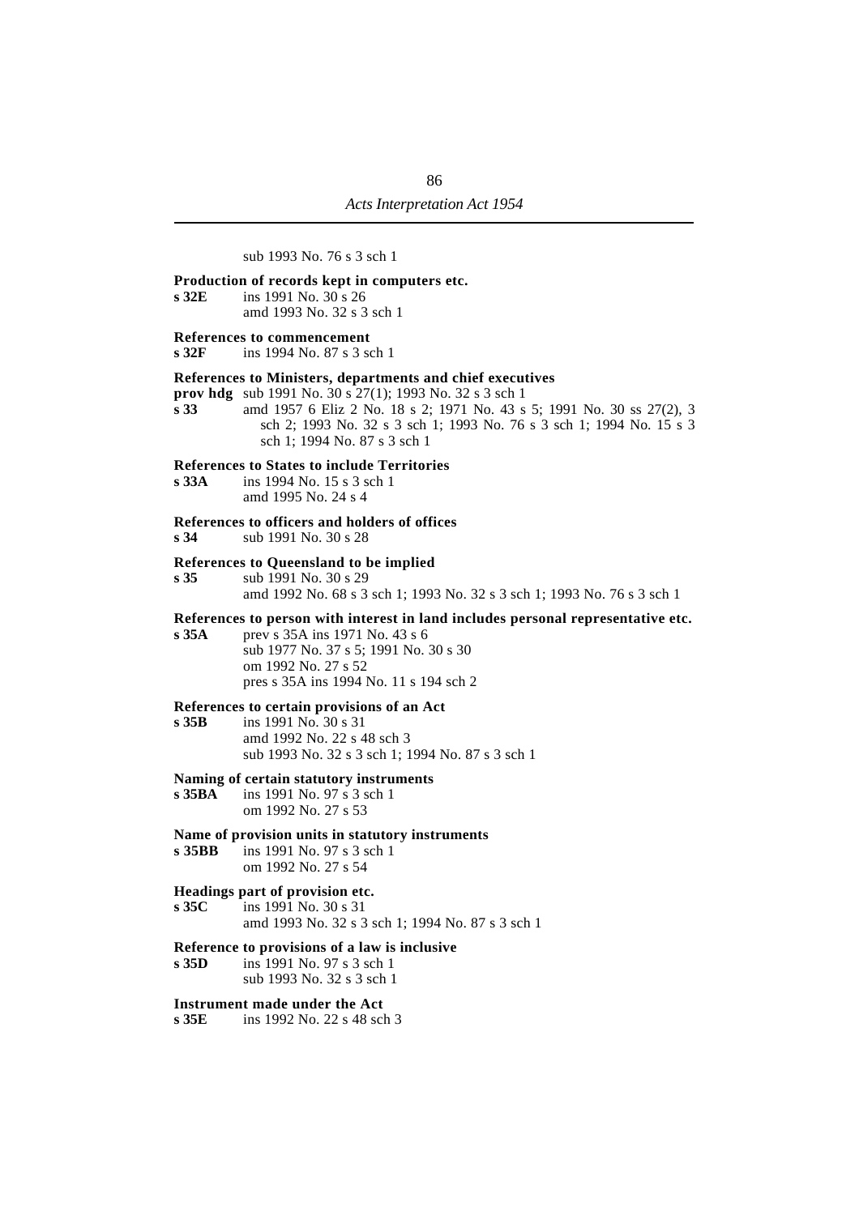sub 1993 No. 76 s 3 sch 1

**Production of records kept in computers etc.**

**s 32E** ins 1991 No. 30 s 26
amd 1993 No. 32 s 3 sch 1

**References to commencement**

**s 32F** ins 1994 No. 87 s 3 sch 1

**References to Ministers, departments and chief executives**

**prov hdg** sub 1991 No. 30 s 27(1); 1993 No. 32 s 3 sch 1

**s 33** amd 1957 6 Eliz 2 No. 18 s 2; 1971 No. 43 s 5; 1991 No. 30 ss 27(2), 3 sch 2; 1993 No. 32 s 3 sch 1; 1993 No. 76 s 3 sch 1; 1994 No. 15 s 3 sch 1; 1994 No. 87 s 3 sch 1

**References to States to include Territories**

**s 33A** ins 1994 No. 15 s 3 sch 1
amd 1995 No. 24 s 4

**References to officers and holders of offices**

**s 34** sub 1991 No. 30 s 28

**References to Queensland to be implied**

**s 35** sub 1991 No. 30 s 29
amd 1992 No. 68 s 3 sch 1; 1993 No. 32 s 3 sch 1; 1993 No. 76 s 3 sch 1

**References to person with interest in land includes personal representative etc.**

**s 35A** prev s 35A ins 1971 No. 43 s 6
sub 1977 No. 37 s 5; 1991 No. 30 s 30
om 1992 No. 27 s 52
pres s 35A ins 1994 No. 11 s 194 sch 2

**References to certain provisions of an Act**

**s 35B** ins 1991 No. 30 s 31
amd 1992 No. 22 s 48 sch 3
sub 1993 No. 32 s 3 sch 1; 1994 No. 87 s 3 sch 1

**Naming of certain statutory instruments**

**s 35BA** ins 1991 No. 97 s 3 sch 1
om 1992 No. 27 s 53

**Name of provision units in statutory instruments**

**s 35BB** ins 1991 No. 97 s 3 sch 1
om 1992 No. 27 s 54

**Headings part of provision etc.**

**s 35C** ins 1991 No. 30 s 31
amd 1993 No. 32 s 3 sch 1; 1994 No. 87 s 3 sch 1

**Reference to provisions of a law is inclusive**

**s 35D** ins 1991 No. 97 s 3 sch 1
sub 1993 No. 32 s 3 sch 1

**Instrument made under the Act**

**s 35E** ins 1992 No. 22 s 48 sch 3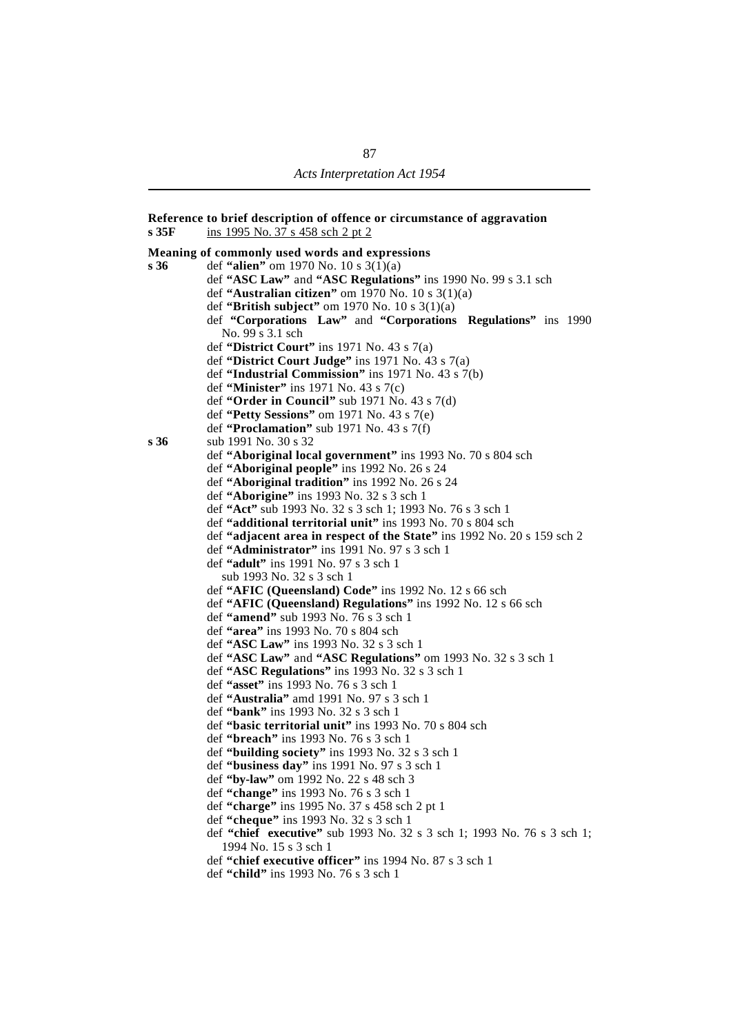**Reference to brief description of offence or circumstance of aggravation**
**s 35F** ins 1995 No. 37 s 458 sch 2 pt 2

**Meaning of commonly used words and expressions**
**s 36** def **"alien"** om 1970 No. 10 s 3(1)(a)
def **"ASC Law"** and **"ASC Regulations"** ins 1990 No. 99 s 3.1 sch
def **"Australian citizen"** om 1970 No. 10 s 3(1)(a)
def **"British subject"** om 1970 No. 10 s 3(1)(a)
def **"Corporations Law"** and **"Corporations Regulations"** ins 1990 No. 99 s 3.1 sch
def **"District Court"** ins 1971 No. 43 s 7(a)
def **"District Court Judge"** ins 1971 No. 43 s 7(a)
def **"Industrial Commission"** ins 1971 No. 43 s 7(b)
def **"Minister"** ins 1971 No. 43 s 7(c)
def **"Order in Council"** sub 1971 No. 43 s 7(d)
def **"Petty Sessions"** om 1971 No. 43 s 7(e)
def **"Proclamation"** sub 1971 No. 43 s 7(f)
**s 36** sub 1991 No. 30 s 32
def **"Aboriginal local government"** ins 1993 No. 70 s 804 sch
def **"Aboriginal people"** ins 1992 No. 26 s 24
def **"Aboriginal tradition"** ins 1992 No. 26 s 24
def **"Aborigine"** ins 1993 No. 32 s 3 sch 1
def **"Act"** sub 1993 No. 32 s 3 sch 1; 1993 No. 76 s 3 sch 1
def **"additional territorial unit"** ins 1993 No. 70 s 804 sch
def **"adjacent area in respect of the State"** ins 1992 No. 20 s 159 sch 2
def **"Administrator"** ins 1991 No. 97 s 3 sch 1
def **"adult"** ins 1991 No. 97 s 3 sch 1
sub 1993 No. 32 s 3 sch 1
def **"AFIC (Queensland) Code"** ins 1992 No. 12 s 66 sch
def **"AFIC (Queensland) Regulations"** ins 1992 No. 12 s 66 sch
def **"amend"** sub 1993 No. 76 s 3 sch 1
def **"area"** ins 1993 No. 70 s 804 sch
def **"ASC Law"** ins 1993 No. 32 s 3 sch 1
def **"ASC Law"** and **"ASC Regulations"** om 1993 No. 32 s 3 sch 1
def **"ASC Regulations"** ins 1993 No. 32 s 3 sch 1
def **"asset"** ins 1993 No. 76 s 3 sch 1
def **"Australia"** amd 1991 No. 97 s 3 sch 1
def **"bank"** ins 1993 No. 32 s 3 sch 1
def **"basic territorial unit"** ins 1993 No. 70 s 804 sch
def **"breach"** ins 1993 No. 76 s 3 sch 1
def **"building society"** ins 1993 No. 32 s 3 sch 1
def **"business day"** ins 1991 No. 97 s 3 sch 1
def **"by-law"** om 1992 No. 22 s 48 sch 3
def **"change"** ins 1993 No. 76 s 3 sch 1
def **"charge"** ins 1995 No. 37 s 458 sch 2 pt 1
def **"cheque"** ins 1993 No. 32 s 3 sch 1
def **"chief executive"** sub 1993 No. 32 s 3 sch 1; 1993 No. 76 s 3 sch 1; 1994 No. 15 s 3 sch 1
def **"chief executive officer"** ins 1994 No. 87 s 3 sch 1
def **"child"** ins 1993 No. 76 s 3 sch 1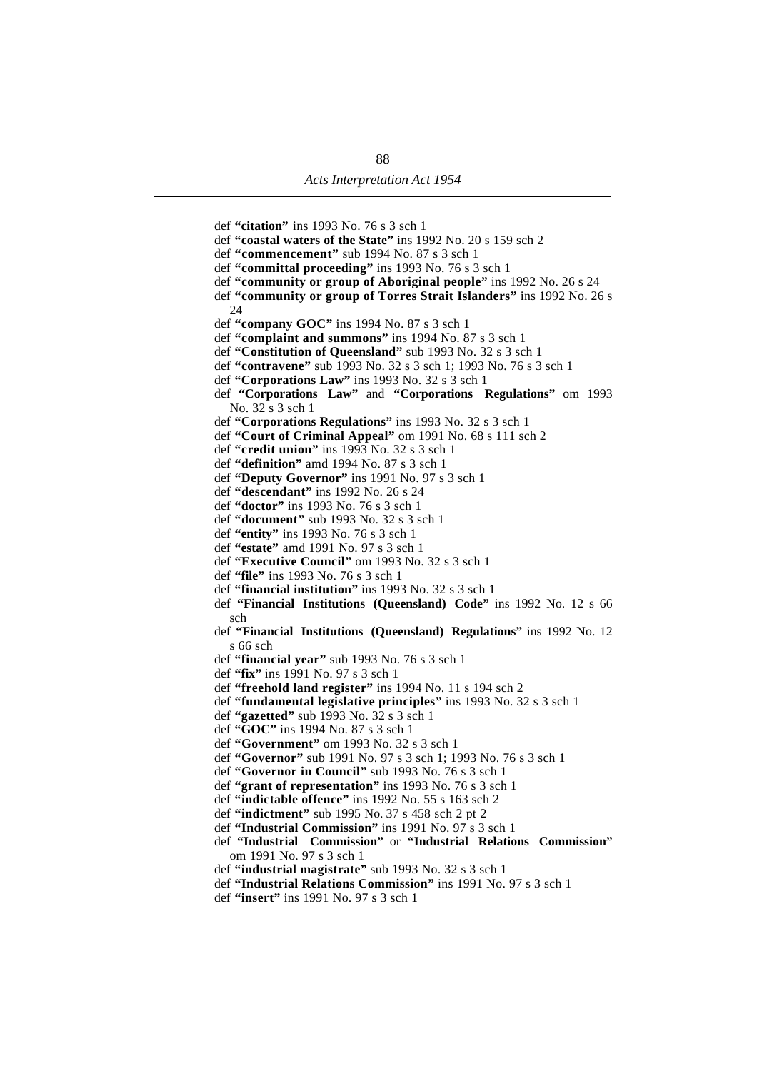def **"citation"** ins 1993 No. 76 s 3 sch 1
def **"coastal waters of the State"** ins 1992 No. 20 s 159 sch 2
def **"commencement"** sub 1994 No. 87 s 3 sch 1
def **"committal proceeding"** ins 1993 No. 76 s 3 sch 1
def **"community or group of Aboriginal people"** ins 1992 No. 26 s 24
def **"community or group of Torres Strait Islanders"** ins 1992 No. 26 s 24
def **"company GOC"** ins 1994 No. 87 s 3 sch 1
def **"complaint and summons"** ins 1994 No. 87 s 3 sch 1
def **"Constitution of Queensland"** sub 1993 No. 32 s 3 sch 1
def **"contravene"** sub 1993 No. 32 s 3 sch 1; 1993 No. 76 s 3 sch 1
def **"Corporations Law"** ins 1993 No. 32 s 3 sch 1
def **"Corporations Law"** and **"Corporations Regulations"** om 1993 No. 32 s 3 sch 1
def **"Corporations Regulations"** ins 1993 No. 32 s 3 sch 1
def **"Court of Criminal Appeal"** om 1991 No. 68 s 111 sch 2
def **"credit union"** ins 1993 No. 32 s 3 sch 1
def **"definition"** amd 1994 No. 87 s 3 sch 1
def **"Deputy Governor"** ins 1991 No. 97 s 3 sch 1
def **"descendant"** ins 1992 No. 26 s 24
def **"doctor"** ins 1993 No. 76 s 3 sch 1
def **"document"** sub 1993 No. 32 s 3 sch 1
def **"entity"** ins 1993 No. 76 s 3 sch 1
def **"estate"** amd 1991 No. 97 s 3 sch 1
def **"Executive Council"** om 1993 No. 32 s 3 sch 1
def **"file"** ins 1993 No. 76 s 3 sch 1
def **"financial institution"** ins 1993 No. 32 s 3 sch 1
def **"Financial Institutions (Queensland) Code"** ins 1992 No. 12 s 66 sch
def **"Financial Institutions (Queensland) Regulations"** ins 1992 No. 12 s 66 sch
def **"financial year"** sub 1993 No. 76 s 3 sch 1
def **"fix"** ins 1991 No. 97 s 3 sch 1
def **"freehold land register"** ins 1994 No. 11 s 194 sch 2
def **"fundamental legislative principles"** ins 1993 No. 32 s 3 sch 1
def **"gazetted"** sub 1993 No. 32 s 3 sch 1
def **"GOC"** ins 1994 No. 87 s 3 sch 1
def **"Government"** om 1993 No. 32 s 3 sch 1
def **"Governor"** sub 1991 No. 97 s 3 sch 1; 1993 No. 76 s 3 sch 1
def **"Governor in Council"** sub 1993 No. 76 s 3 sch 1
def **"grant of representation"** ins 1993 No. 76 s 3 sch 1
def **"indictable offence"** ins 1992 No. 55 s 163 sch 2
def **"indictment"** sub 1995 No. 37 s 458 sch 2 pt 2
def **"Industrial Commission"** ins 1991 No. 97 s 3 sch 1
def **"Industrial Commission"** or **"Industrial Relations Commission"** om 1991 No. 97 s 3 sch 1
def **"industrial magistrate"** sub 1993 No. 32 s 3 sch 1
def **"Industrial Relations Commission"** ins 1991 No. 97 s 3 sch 1
def **"insert"** ins 1991 No. 97 s 3 sch 1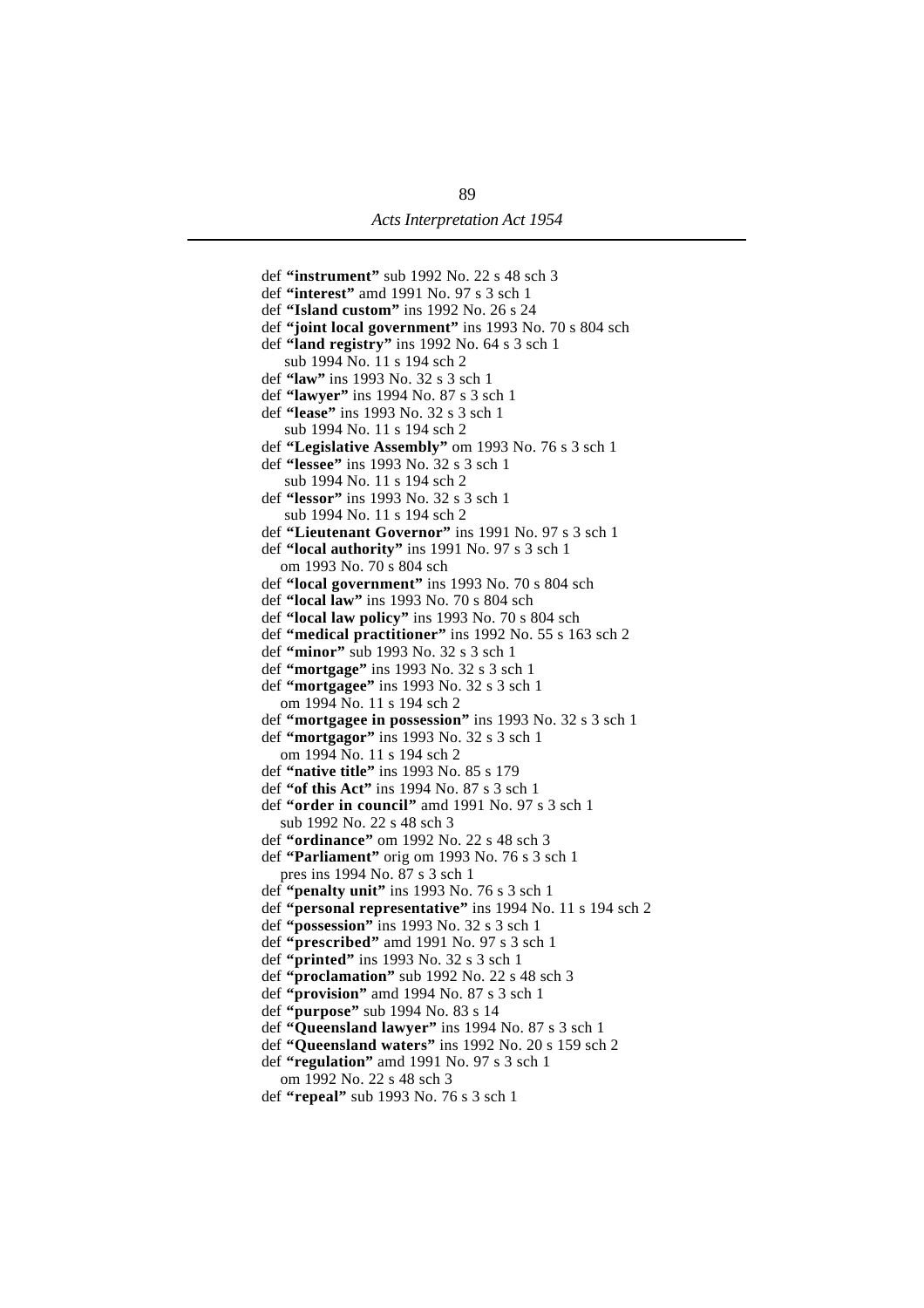def **"instrument"** sub 1992 No. 22 s 48 sch 3
def **"interest"** amd 1991 No. 97 s 3 sch 1
def **"Island custom"** ins 1992 No. 26 s 24
def **"joint local government"** ins 1993 No. 70 s 804 sch
def **"land registry"** ins 1992 No. 64 s 3 sch 1
  sub 1994 No. 11 s 194 sch 2
def **"law"** ins 1993 No. 32 s 3 sch 1
def **"lawyer"** ins 1994 No. 87 s 3 sch 1
def **"lease"** ins 1993 No. 32 s 3 sch 1
  sub 1994 No. 11 s 194 sch 2
def **"Legislative Assembly"** om 1993 No. 76 s 3 sch 1
def **"lessee"** ins 1993 No. 32 s 3 sch 1
  sub 1994 No. 11 s 194 sch 2
def **"lessor"** ins 1993 No. 32 s 3 sch 1
  sub 1994 No. 11 s 194 sch 2
def **"Lieutenant Governor"** ins 1991 No. 97 s 3 sch 1
def **"local authority"** ins 1991 No. 97 s 3 sch 1
  om 1993 No. 70 s 804 sch
def **"local government"** ins 1993 No. 70 s 804 sch
def **"local law"** ins 1993 No. 70 s 804 sch
def **"local law policy"** ins 1993 No. 70 s 804 sch
def **"medical practitioner"** ins 1992 No. 55 s 163 sch 2
def **"minor"** sub 1993 No. 32 s 3 sch 1
def **"mortgage"** ins 1993 No. 32 s 3 sch 1
def **"mortgagee"** ins 1993 No. 32 s 3 sch 1
  om 1994 No. 11 s 194 sch 2
def **"mortgagee in possession"** ins 1993 No. 32 s 3 sch 1
def **"mortgagor"** ins 1993 No. 32 s 3 sch 1
  om 1994 No. 11 s 194 sch 2
def **"native title"** ins 1993 No. 85 s 179
def **"of this Act"** ins 1994 No. 87 s 3 sch 1
def **"order in council"** amd 1991 No. 97 s 3 sch 1
  sub 1992 No. 22 s 48 sch 3
def **"ordinance"** om 1992 No. 22 s 48 sch 3
def **"Parliament"** orig om 1993 No. 76 s 3 sch 1
  pres ins 1994 No. 87 s 3 sch 1
def **"penalty unit"** ins 1993 No. 76 s 3 sch 1
def **"personal representative"** ins 1994 No. 11 s 194 sch 2
def **"possession"** ins 1993 No. 32 s 3 sch 1
def **"prescribed"** amd 1991 No. 97 s 3 sch 1
def **"printed"** ins 1993 No. 32 s 3 sch 1
def **"proclamation"** sub 1992 No. 22 s 48 sch 3
def **"provision"** amd 1994 No. 87 s 3 sch 1
def **"purpose"** sub 1994 No. 83 s 14
def **"Queensland lawyer"** ins 1994 No. 87 s 3 sch 1
def **"Queensland waters"** ins 1992 No. 20 s 159 sch 2
def **"regulation"** amd 1991 No. 97 s 3 sch 1
  om 1992 No. 22 s 48 sch 3
def **"repeal"** sub 1993 No. 76 s 3 sch 1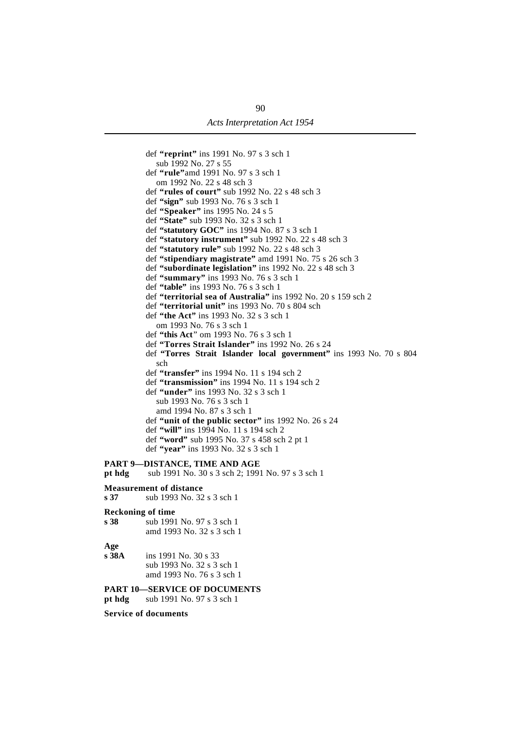def **"reprint"** ins 1991 No. 97 s 3 sch 1
  sub 1992 No. 27 s 55
def **"rule"**amd 1991 No. 97 s 3 sch 1
  om 1992 No. 22 s 48 sch 3
def **"rules of court"** sub 1992 No. 22 s 48 sch 3
def **"sign"** sub 1993 No. 76 s 3 sch 1
def **"Speaker"** ins 1995 No. 24 s 5
def **"State"** sub 1993 No. 32 s 3 sch 1
def **"statutory GOC"** ins 1994 No. 87 s 3 sch 1
def **"statutory instrument"** sub 1992 No. 22 s 48 sch 3
def **"statutory rule"** sub 1992 No. 22 s 48 sch 3
def **"stipendiary magistrate"** amd 1991 No. 75 s 26 sch 3
def **"subordinate legislation"** ins 1992 No. 22 s 48 sch 3
def **"summary"** ins 1993 No. 76 s 3 sch 1
def **"table"** ins 1993 No. 76 s 3 sch 1
def **"territorial sea of Australia"** ins 1992 No. 20 s 159 sch 2
def **"territorial unit"** ins 1993 No. 70 s 804 sch
def **"the Act"** ins 1993 No. 32 s 3 sch 1
  om 1993 No. 76 s 3 sch 1
def **"this Act"** om 1993 No. 76 s 3 sch 1
def **"Torres Strait Islander"** ins 1992 No. 26 s 24
def **"Torres Strait Islander local government"** ins 1993 No. 70 s 804 sch
def **"transfer"** ins 1994 No. 11 s 194 sch 2
def **"transmission"** ins 1994 No. 11 s 194 sch 2
def **"under"** ins 1993 No. 32 s 3 sch 1
  sub 1993 No. 76 s 3 sch 1
  amd 1994 No. 87 s 3 sch 1
def **"unit of the public sector"** ins 1992 No. 26 s 24
def **"will"** ins 1994 No. 11 s 194 sch 2
def **"word"** sub 1995 No. 37 s 458 sch 2 pt 1
def **"year"** ins 1993 No. 32 s 3 sch 1

**PART 9—DISTANCE, TIME AND AGE**
**pt hdg** sub 1991 No. 30 s 3 sch 2; 1991 No. 97 s 3 sch 1

**Measurement of distance**
**s 37** sub 1993 No. 32 s 3 sch 1

**Reckoning of time**
**s 38** sub 1991 No. 97 s 3 sch 1
  amd 1993 No. 32 s 3 sch 1

**Age**
**s 38A** ins 1991 No. 30 s 33
  sub 1993 No. 32 s 3 sch 1
  amd 1993 No. 76 s 3 sch 1

**PART 10—SERVICE OF DOCUMENTS**
**pt hdg** sub 1991 No. 97 s 3 sch 1

**Service of documents**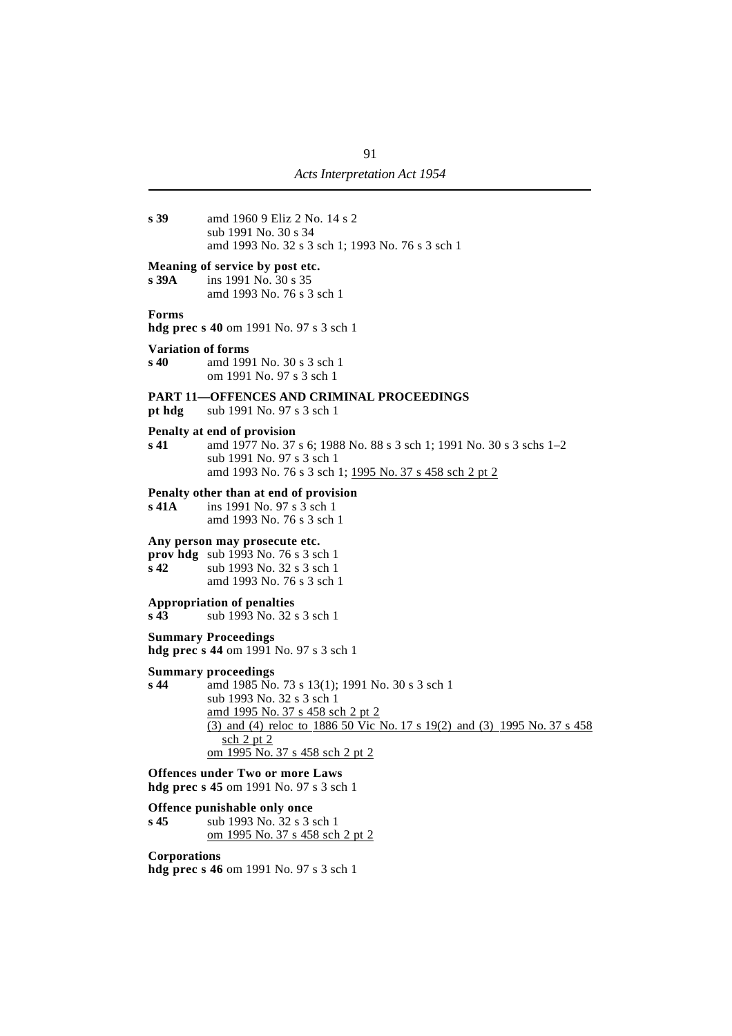**s 39** amd 1960 9 Eliz 2 No. 14 s 2
sub 1991 No. 30 s 34
amd 1993 No. 32 s 3 sch 1; 1993 No. 76 s 3 sch 1

**Meaning of service by post etc.**
**s 39A** ins 1991 No. 30 s 35
amd 1993 No. 76 s 3 sch 1

**Forms**
**hdg prec s 40** om 1991 No. 97 s 3 sch 1

**Variation of forms**
**s 40** amd 1991 No. 30 s 3 sch 1
om 1991 No. 97 s 3 sch 1

**PART 11—OFFENCES AND CRIMINAL PROCEEDINGS**
**pt hdg** sub 1991 No. 97 s 3 sch 1

**Penalty at end of provision**
**s 41** amd 1977 No. 37 s 6; 1988 No. 88 s 3 sch 1; 1991 No. 30 s 3 schs 1–2
sub 1991 No. 97 s 3 sch 1
amd 1993 No. 76 s 3 sch 1; 1995 No. 37 s 458 sch 2 pt 2

**Penalty other than at end of provision**
**s 41A** ins 1991 No. 97 s 3 sch 1
amd 1993 No. 76 s 3 sch 1

**Any person may prosecute etc.**
**prov hdg** sub 1993 No. 76 s 3 sch 1
**s 42** sub 1993 No. 32 s 3 sch 1
amd 1993 No. 76 s 3 sch 1

**Appropriation of penalties**
**s 43** sub 1993 No. 32 s 3 sch 1

**Summary Proceedings**
**hdg prec s 44** om 1991 No. 97 s 3 sch 1

**Summary proceedings**
**s 44** amd 1985 No. 73 s 13(1); 1991 No. 30 s 3 sch 1
sub 1993 No. 32 s 3 sch 1
amd 1995 No. 37 s 458 sch 2 pt 2
(3) and (4) reloc to 1886 50 Vic No. 17 s 19(2) and (3) 1995 No. 37 s 458 sch 2 pt 2
om 1995 No. 37 s 458 sch 2 pt 2

**Offences under Two or more Laws**
**hdg prec s 45** om 1991 No. 97 s 3 sch 1

**Offence punishable only once**
**s 45** sub 1993 No. 32 s 3 sch 1
om 1995 No. 37 s 458 sch 2 pt 2

**Corporations**
**hdg prec s 46** om 1991 No. 97 s 3 sch 1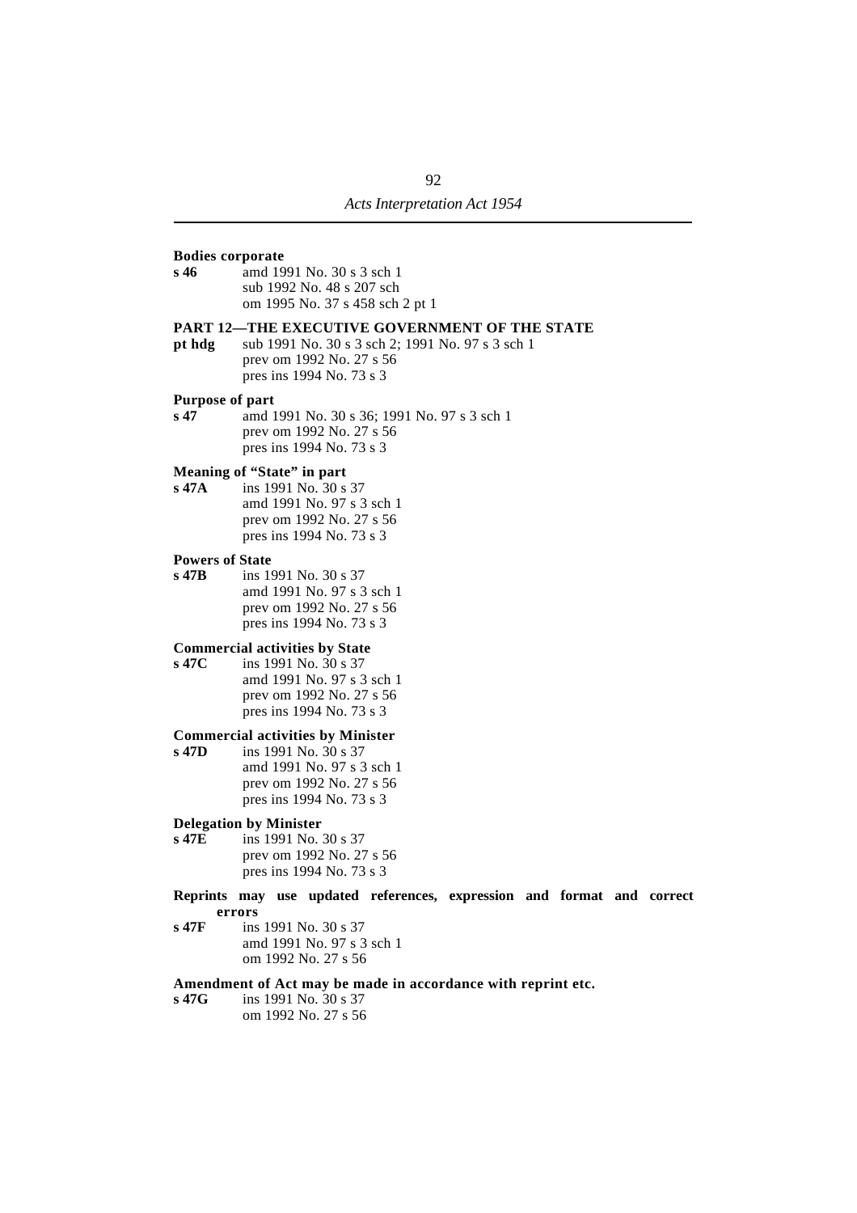**Bodies corporate**

**s 46** amd 1991 No. 30 s 3 sch 1
sub 1992 No. 48 s 207 sch
om 1995 No. 37 s 458 sch 2 pt 1

**PART 12—THE EXECUTIVE GOVERNMENT OF THE STATE**

**pt hdg** sub 1991 No. 30 s 3 sch 2; 1991 No. 97 s 3 sch 1
prev om 1992 No. 27 s 56
pres ins 1994 No. 73 s 3

**Purpose of part**

**s 47** amd 1991 No. 30 s 36; 1991 No. 97 s 3 sch 1
prev om 1992 No. 27 s 56
pres ins 1994 No. 73 s 3

**Meaning of "State" in part**

**s 47A** ins 1991 No. 30 s 37
amd 1991 No. 97 s 3 sch 1
prev om 1992 No. 27 s 56
pres ins 1994 No. 73 s 3

**Powers of State**

**s 47B** ins 1991 No. 30 s 37
amd 1991 No. 97 s 3 sch 1
prev om 1992 No. 27 s 56
pres ins 1994 No. 73 s 3

**Commercial activities by State**

**s 47C** ins 1991 No. 30 s 37
amd 1991 No. 97 s 3 sch 1
prev om 1992 No. 27 s 56
pres ins 1994 No. 73 s 3

**Commercial activities by Minister**

**s 47D** ins 1991 No. 30 s 37
amd 1991 No. 97 s 3 sch 1
prev om 1992 No. 27 s 56
pres ins 1994 No. 73 s 3

**Delegation by Minister**

**s 47E** ins 1991 No. 30 s 37
prev om 1992 No. 27 s 56
pres ins 1994 No. 73 s 3

**Reprints may use updated references, expression and format and correct errors**

**s 47F** ins 1991 No. 30 s 37
amd 1991 No. 97 s 3 sch 1
om 1992 No. 27 s 56

**Amendment of Act may be made in accordance with reprint etc.**

**s 47G** ins 1991 No. 30 s 37
om 1992 No. 27 s 56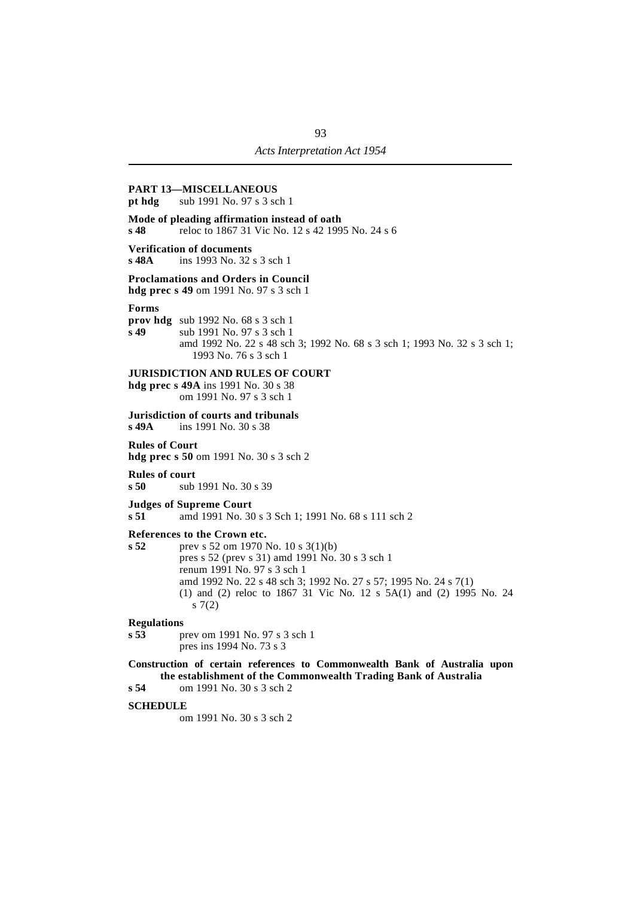**PART 13—MISCELLANEOUS**
**pt hdg** sub 1991 No. 97 s 3 sch 1

**Mode of pleading affirmation instead of oath**
**s 48** reloc to 1867 31 Vic No. 12 s 42 1995 No. 24 s 6

**Verification of documents**
**s 48A** ins 1993 No. 32 s 3 sch 1

**Proclamations and Orders in Council**
**hdg prec s 49** om 1991 No. 97 s 3 sch 1

**Forms**
**prov hdg** sub 1992 No. 68 s 3 sch 1
**s 49** sub 1991 No. 97 s 3 sch 1
amd 1992 No. 22 s 48 sch 3; 1992 No. 68 s 3 sch 1; 1993 No. 32 s 3 sch 1; 1993 No. 76 s 3 sch 1

**JURISDICTION AND RULES OF COURT**
**hdg prec s 49A** ins 1991 No. 30 s 38
om 1991 No. 97 s 3 sch 1

**Jurisdiction of courts and tribunals**
**s 49A** ins 1991 No. 30 s 38

**Rules of Court**
**hdg prec s 50** om 1991 No. 30 s 3 sch 2

**Rules of court**
**s 50** sub 1991 No. 30 s 39

**Judges of Supreme Court**
**s 51** amd 1991 No. 30 s 3 Sch 1; 1991 No. 68 s 111 sch 2

**References to the Crown etc.**
**s 52** prev s 52 om 1970 No. 10 s 3(1)(b)
pres s 52 (prev s 31) amd 1991 No. 30 s 3 sch 1
renum 1991 No. 97 s 3 sch 1
amd 1992 No. 22 s 48 sch 3; 1992 No. 27 s 57; 1995 No. 24 s 7(1)
(1) and (2) reloc to 1867 31 Vic No. 12 s 5A(1) and (2) 1995 No. 24 s 7(2)

**Regulations**
**s 53** prev om 1991 No. 97 s 3 sch 1
pres ins 1994 No. 73 s 3

**Construction of certain references to Commonwealth Bank of Australia upon the establishment of the Commonwealth Trading Bank of Australia**
**s 54** om 1991 No. 30 s 3 sch 2

**SCHEDULE**
om 1991 No. 30 s 3 sch 2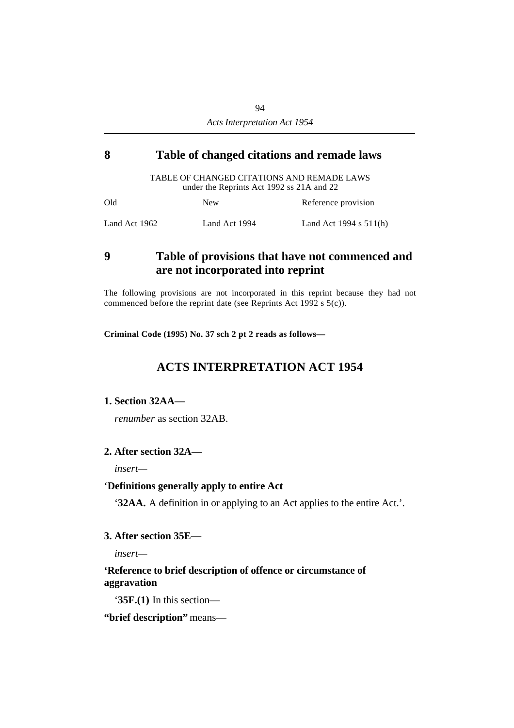## 8 Table of changed citations and remade laws

TABLE OF CHANGED CITATIONS AND REMADE LAWS
under the Reprints Act 1992 ss 21A and 22

| Old | New | Reference provision |
|---|---|---|
| Land Act 1962 | Land Act 1994 | Land Act 1994 s 511(h) |

## 9 Table of provisions that have not commenced and are not incorporated into reprint

The following provisions are not incorporated in this reprint because they had not commenced before the reprint date (see Reprints Act 1992 s 5(c)).

**Criminal Code (1995) No. 37 sch 2 pt 2 reads as follows—**

## ACTS INTERPRETATION ACT 1954

**1. Section 32AA—**

*renumber* as section 32AB.

**2. After section 32A—**

*insert*—

'**Definitions generally apply to entire Act**

'**32AA.** A definition in or applying to an Act applies to the entire Act.'.

**3. After section 35E—**

*insert*—

**'Reference to brief description of offence or circumstance of aggravation**

'**35F.(1)** In this section—

**"brief description"** means—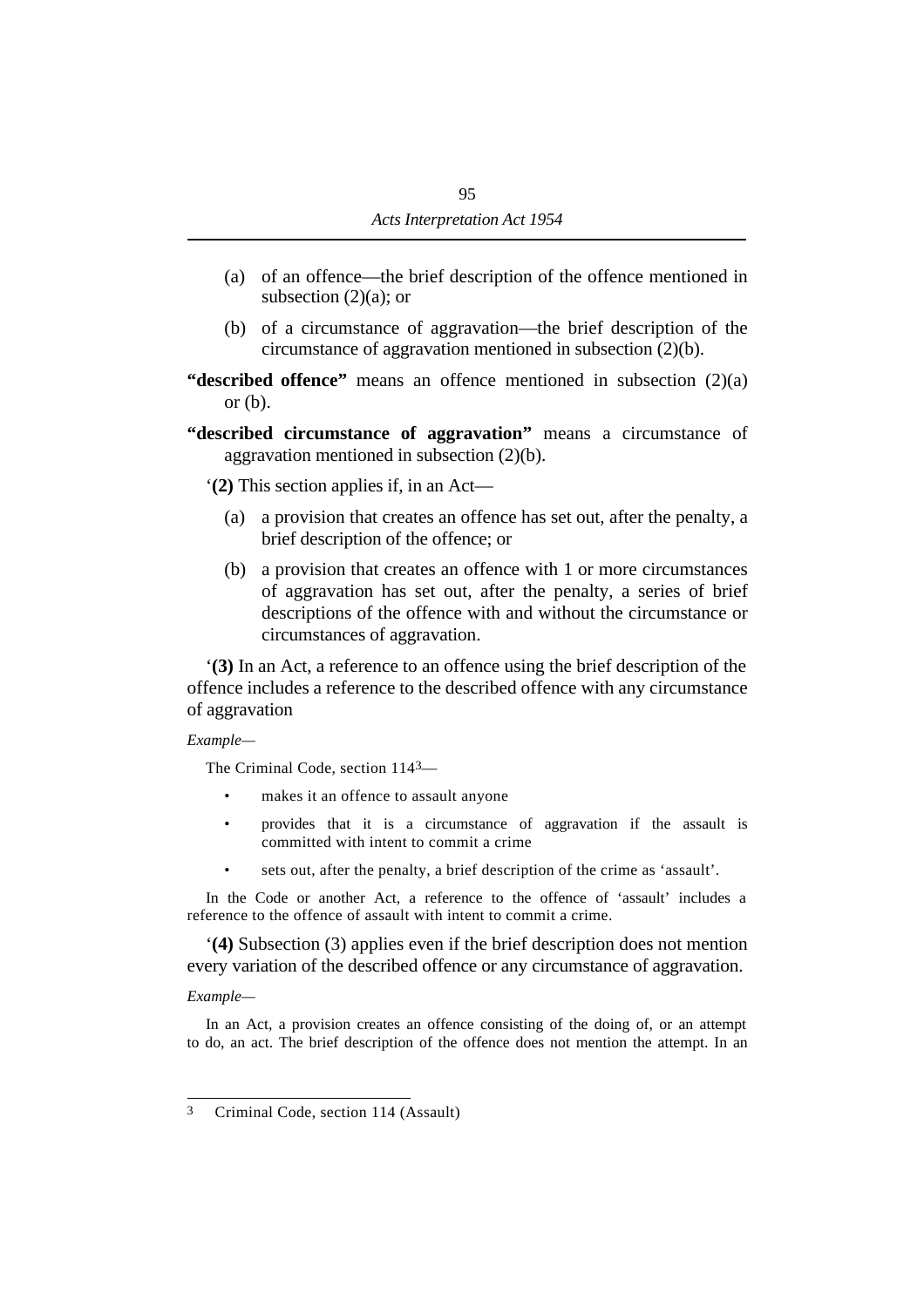(a) of an offence—the brief description of the offence mentioned in subsection (2)(a); or

(b) of a circumstance of aggravation—the brief description of the circumstance of aggravation mentioned in subsection (2)(b).

**"described offence"** means an offence mentioned in subsection (2)(a) or (b).

**"described circumstance of aggravation"** means a circumstance of aggravation mentioned in subsection (2)(b).

'**(2)** This section applies if, in an Act—

(a) a provision that creates an offence has set out, after the penalty, a brief description of the offence; or

(b) a provision that creates an offence with 1 or more circumstances of aggravation has set out, after the penalty, a series of brief descriptions of the offence with and without the circumstance or circumstances of aggravation.

'**(3)** In an Act, a reference to an offence using the brief description of the offence includes a reference to the described offence with any circumstance of aggravation

*Example—*

The Criminal Code, section 114[3]—

- makes it an offence to assault anyone
- provides that it is a circumstance of aggravation if the assault is committed with intent to commit a crime
- sets out, after the penalty, a brief description of the crime as 'assault'.

In the Code or another Act, a reference to the offence of 'assault' includes a reference to the offence of assault with intent to commit a crime.

'**(4)** Subsection (3) applies even if the brief description does not mention every variation of the described offence or any circumstance of aggravation.

*Example—*

In an Act, a provision creates an offence consisting of the doing of, or an attempt to do, an act. The brief description of the offence does not mention the attempt. In an

---

3 Criminal Code, section 114 (Assault)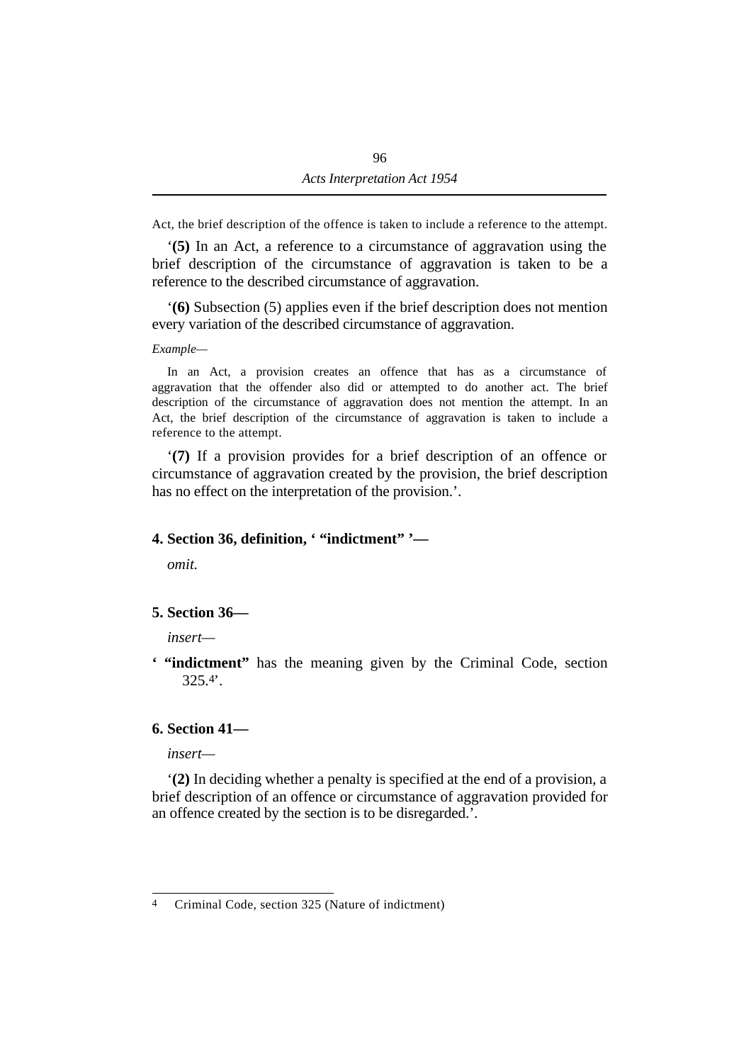Act, the brief description of the offence is taken to include a reference to the attempt.

‘**(5)** In an Act, a reference to a circumstance of aggravation using the brief description of the circumstance of aggravation is taken to be a reference to the described circumstance of aggravation.

‘**(6)** Subsection (5) applies even if the brief description does not mention every variation of the described circumstance of aggravation.

*Example—*

In an Act, a provision creates an offence that has as a circumstance of aggravation that the offender also did or attempted to do another act. The brief description of the circumstance of aggravation does not mention the attempt. In an Act, the brief description of the circumstance of aggravation is taken to include a reference to the attempt.

‘**(7)** If a provision provides for a brief description of an offence or circumstance of aggravation created by the provision, the brief description has no effect on the interpretation of the provision.’.

**4. Section 36, definition, ‘ “indictment” ’—**

*omit.*

**5. Section 36—**

*insert—*

**‘ “indictment”** has the meaning given by the Criminal Code, section 325.[4]’.

**6. Section 41—**

*insert—*

‘**(2)** In deciding whether a penalty is specified at the end of a provision, a brief description of an offence or circumstance of aggravation provided for an offence created by the section is to be disregarded.’.

---

4 Criminal Code, section 325 (Nature of indictment)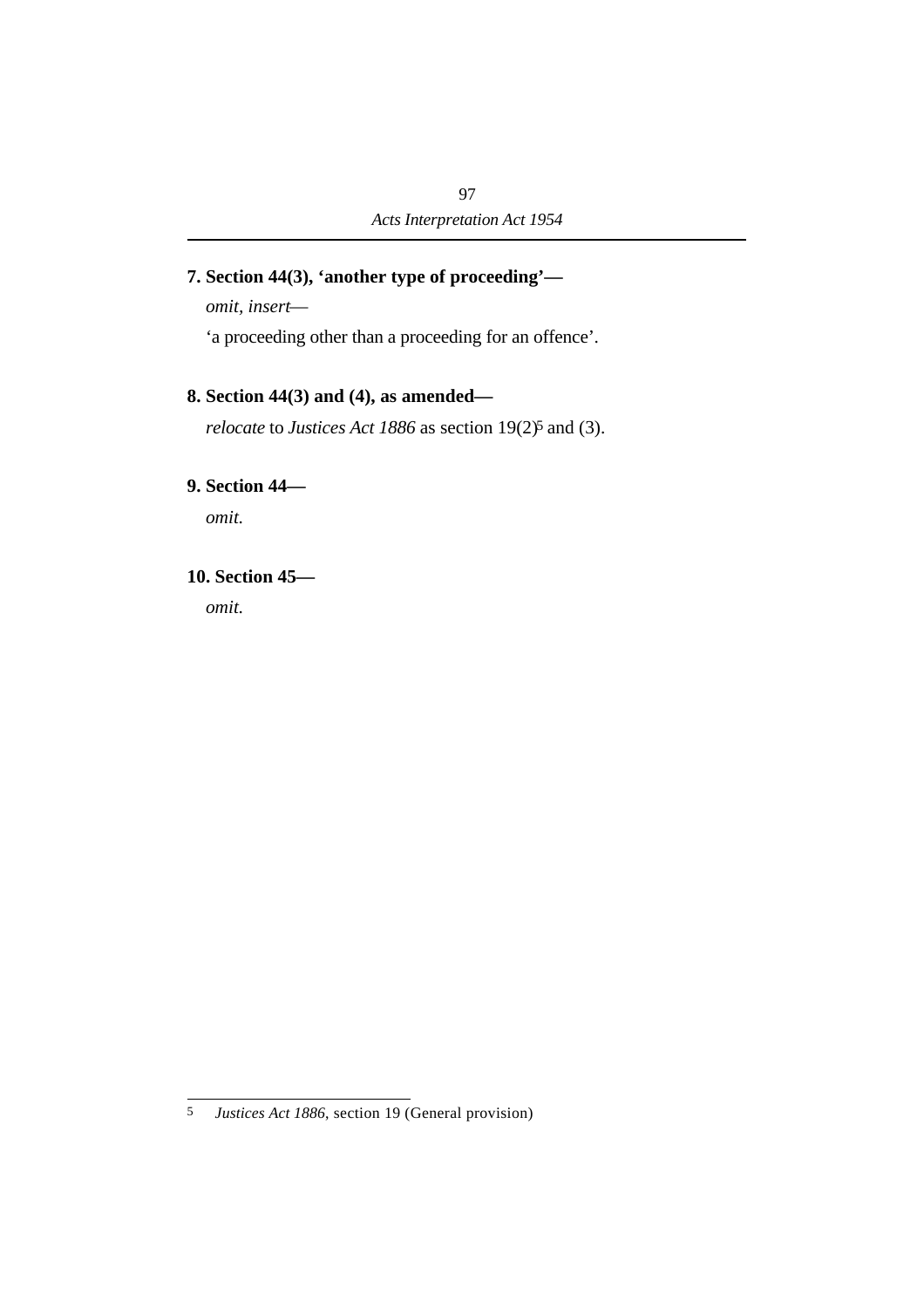**7. Section 44(3), 'another type of proceeding'—**

*omit, insert*—

'a proceeding other than a proceeding for an offence'.

**8. Section 44(3) and (4), as amended—**

*relocate* to *Justices Act 1886* as section 19(2)[5] and (3).

**9. Section 44—**

*omit.*

**10. Section 45—**

*omit.*

---

5 *Justices Act 1886*, section 19 (General provision)